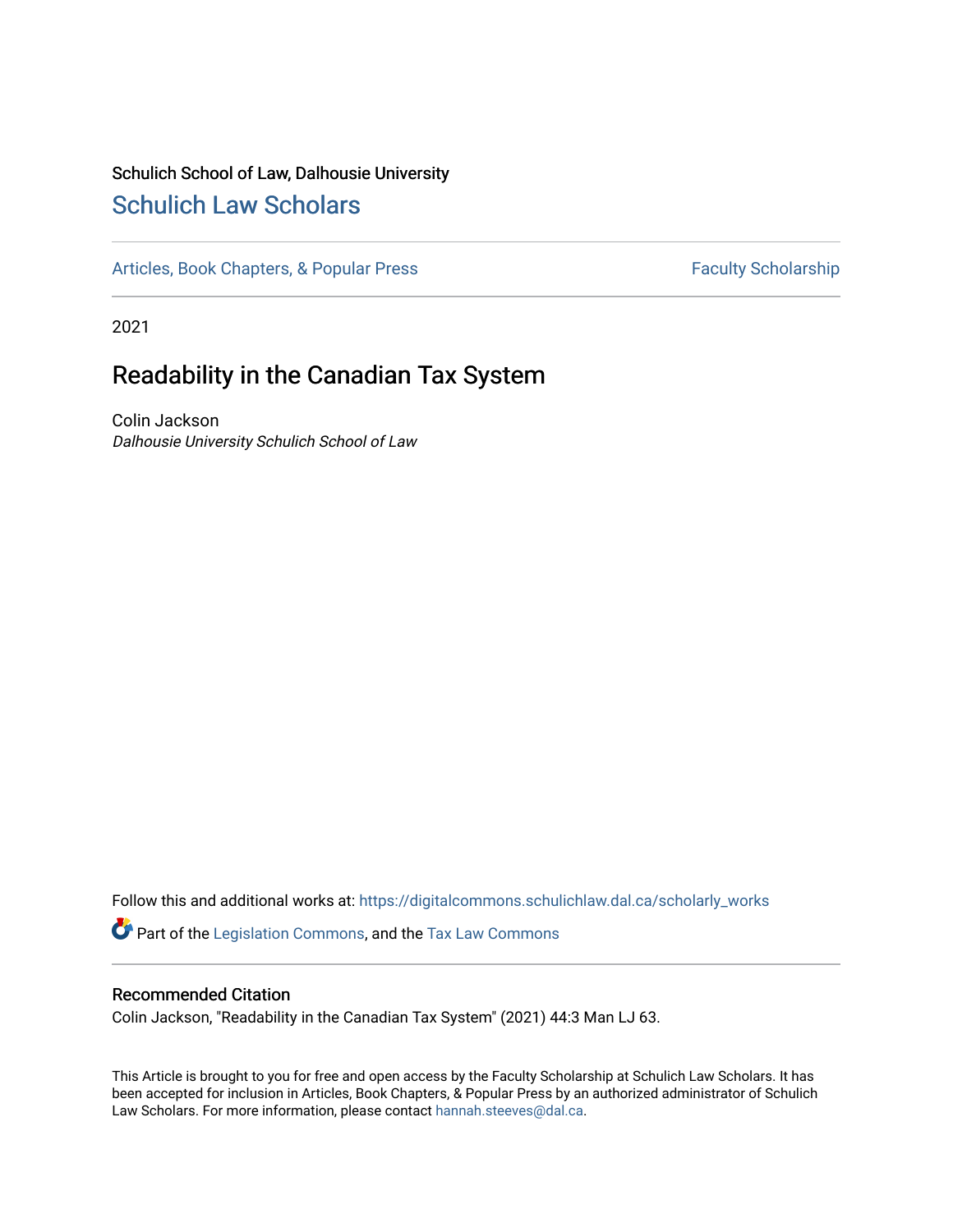Schulich School of Law, Dalhousie University

# Schulich Law Scholars

Articles, Book Chapters, & Popular Press | Faculty Scholarship

2021

## Readability in the Canadian Tax System

Colin Jackson
*Dalhousie University Schulich School of Law*

Follow this and additional works at: https://digitalcommons.schulichlaw.dal.ca/scholarly_works

Part of the Legislation Commons, and the Tax Law Commons

### Recommended Citation

Colin Jackson, "Readability in the Canadian Tax System" (2021) 44:3 Man LJ 63.

This Article is brought to you for free and open access by the Faculty Scholarship at Schulich Law Scholars. It has been accepted for inclusion in Articles, Book Chapters, & Popular Press by an authorized administrator of Schulich Law Scholars. For more information, please contact hannah.steeves@dal.ca.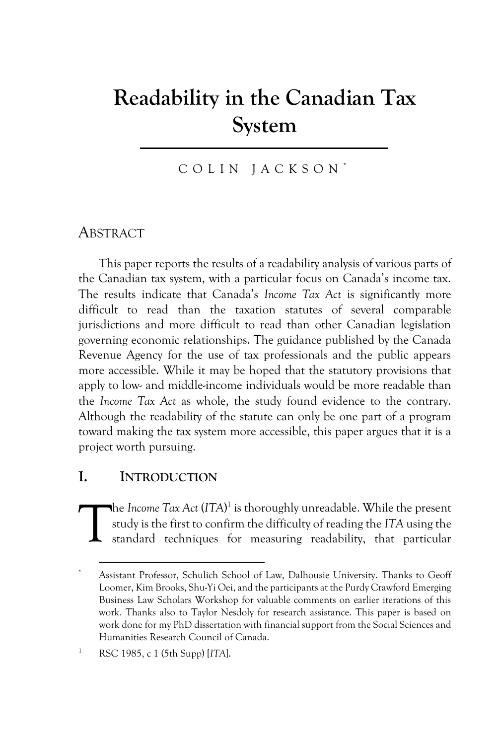# Readability in the Canadian Tax System

COLIN JACKSON [*]

## ABSTRACT

This paper reports the results of a readability analysis of various parts of the Canadian tax system, with a particular focus on Canada's income tax. The results indicate that Canada's *Income Tax Act* is significantly more difficult to read than the taxation statutes of several comparable jurisdictions and more difficult to read than other Canadian legislation governing economic relationships. The guidance published by the Canada Revenue Agency for the use of tax professionals and the public appears more accessible. While it may be hoped that the statutory provisions that apply to low- and middle-income individuals would be more readable than the *Income Tax Act* as whole, the study found evidence to the contrary. Although the readability of the statute can only be one part of a program toward making the tax system more accessible, this paper argues that it is a project worth pursuing.

## I. INTRODUCTION

The *Income Tax Act* (*ITA*)[1] is thoroughly unreadable. While the present study is the first to confirm the difficulty of reading the *ITA* using the standard techniques for measuring readability, that particular

---

[*] Assistant Professor, Schulich School of Law, Dalhousie University. Thanks to Geoff Loomer, Kim Brooks, Shu-Yi Oei, and the participants at the Purdy Crawford Emerging Business Law Scholars Workshop for valuable comments on earlier iterations of this work. Thanks also to Taylor Nesdoly for research assistance. This paper is based on work done for my PhD dissertation with financial support from the Social Sciences and Humanities Research Council of Canada.

[1] RSC 1985, c 1 (5th Supp) [*ITA*].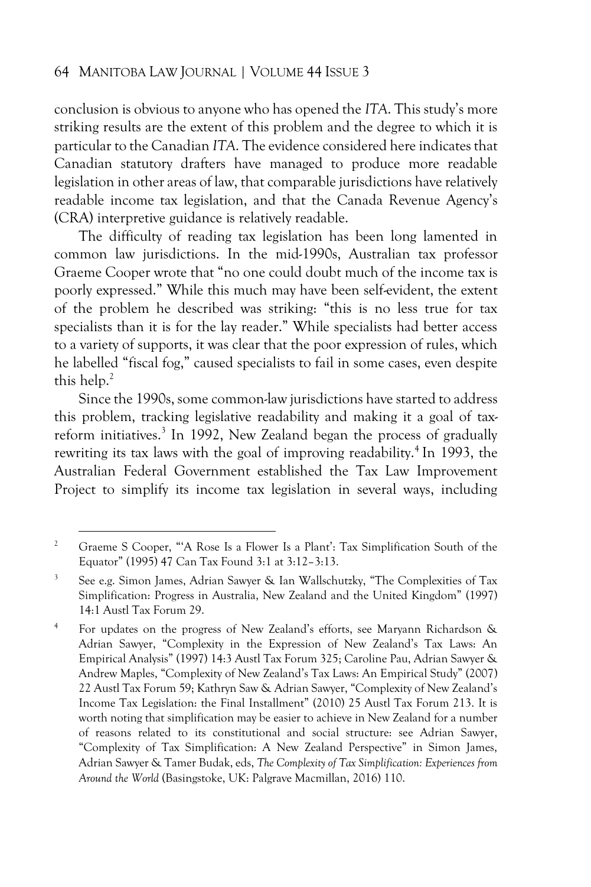conclusion is obvious to anyone who has opened the *ITA*. This study's more striking results are the extent of this problem and the degree to which it is particular to the Canadian *ITA*. The evidence considered here indicates that Canadian statutory drafters have managed to produce more readable legislation in other areas of law, that comparable jurisdictions have relatively readable income tax legislation, and that the Canada Revenue Agency's (CRA) interpretive guidance is relatively readable.

The difficulty of reading tax legislation has been long lamented in common law jurisdictions. In the mid-1990s, Australian tax professor Graeme Cooper wrote that "no one could doubt much of the income tax is poorly expressed." While this much may have been self-evident, the extent of the problem he described was striking: "this is no less true for tax specialists than it is for the lay reader." While specialists had better access to a variety of supports, it was clear that the poor expression of rules, which he labelled "fiscal fog," caused specialists to fail in some cases, even despite this help.[2]

Since the 1990s, some common-law jurisdictions have started to address this problem, tracking legislative readability and making it a goal of tax-reform initiatives.[3] In 1992, New Zealand began the process of gradually rewriting its tax laws with the goal of improving readability.[4] In 1993, the Australian Federal Government established the Tax Law Improvement Project to simplify its income tax legislation in several ways, including

---

[2] Graeme S Cooper, "'A Rose Is a Flower Is a Plant': Tax Simplification South of the Equator" (1995) 47 Can Tax Found 3:1 at 3:12–3:13.

[3] See e.g. Simon James, Adrian Sawyer & Ian Wallschutzky, "The Complexities of Tax Simplification: Progress in Australia, New Zealand and the United Kingdom" (1997) 14:1 Austl Tax Forum 29.

[4] For updates on the progress of New Zealand's efforts, see Maryann Richardson & Adrian Sawyer, "Complexity in the Expression of New Zealand's Tax Laws: An Empirical Analysis" (1997) 14:3 Austl Tax Forum 325; Caroline Pau, Adrian Sawyer & Andrew Maples, "Complexity of New Zealand's Tax Laws: An Empirical Study" (2007) 22 Austl Tax Forum 59; Kathryn Saw & Adrian Sawyer, "Complexity of New Zealand's Income Tax Legislation: the Final Installment" (2010) 25 Austl Tax Forum 213. It is worth noting that simplification may be easier to achieve in New Zealand for a number of reasons related to its constitutional and social structure: see Adrian Sawyer, "Complexity of Tax Simplification: A New Zealand Perspective" in Simon James, Adrian Sawyer & Tamer Budak, eds, *The Complexity of Tax Simplification: Experiences from Around the World* (Basingstoke, UK: Palgrave Macmillan, 2016) 110.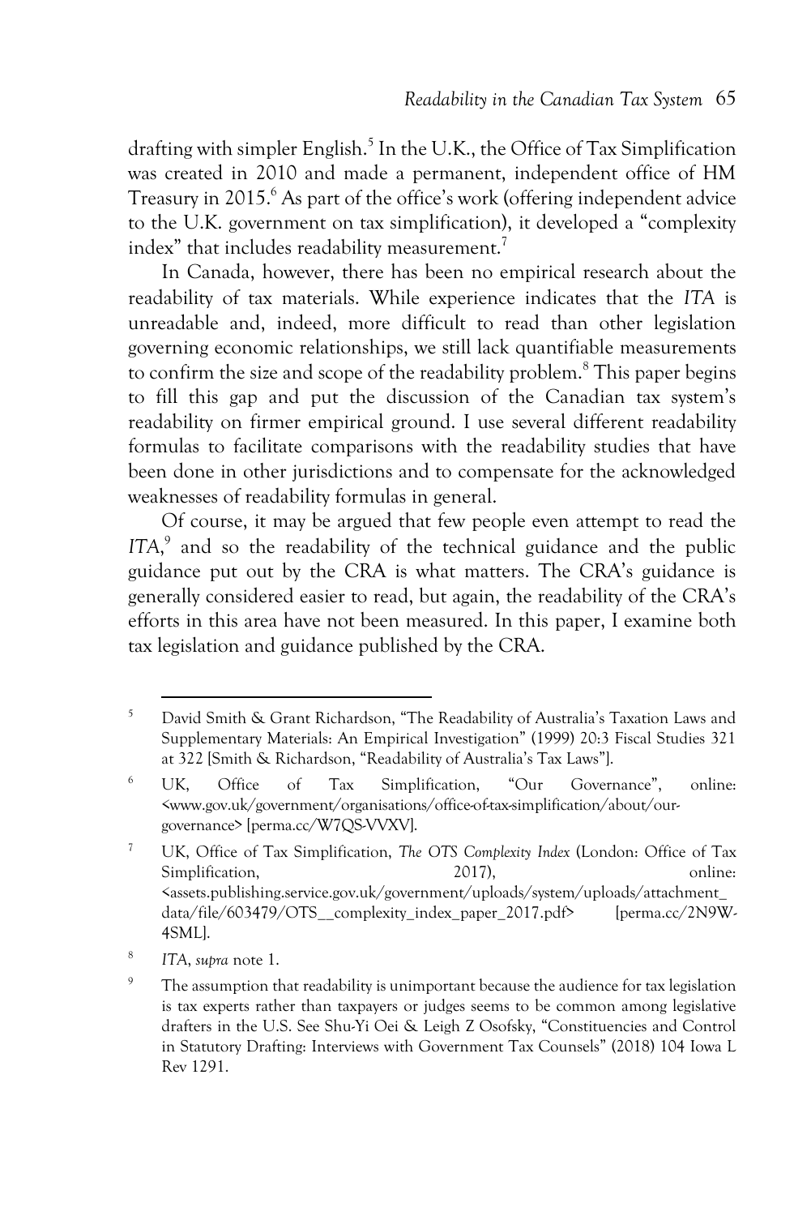drafting with simpler English.[5] In the U.K., the Office of Tax Simplification was created in 2010 and made a permanent, independent office of HM Treasury in 2015.[6] As part of the office's work (offering independent advice to the U.K. government on tax simplification), it developed a "complexity index" that includes readability measurement.[7]

In Canada, however, there has been no empirical research about the readability of tax materials. While experience indicates that the *ITA* is unreadable and, indeed, more difficult to read than other legislation governing economic relationships, we still lack quantifiable measurements to confirm the size and scope of the readability problem.[8] This paper begins to fill this gap and put the discussion of the Canadian tax system's readability on firmer empirical ground. I use several different readability formulas to facilitate comparisons with the readability studies that have been done in other jurisdictions and to compensate for the acknowledged weaknesses of readability formulas in general.

Of course, it may be argued that few people even attempt to read the *ITA*,[9] and so the readability of the technical guidance and the public guidance put out by the CRA is what matters. The CRA's guidance is generally considered easier to read, but again, the readability of the CRA's efforts in this area have not been measured. In this paper, I examine both tax legislation and guidance published by the CRA.

---

[5] David Smith & Grant Richardson, "The Readability of Australia's Taxation Laws and Supplementary Materials: An Empirical Investigation" (1999) 20:3 Fiscal Studies 321 at 322 [Smith & Richardson, "Readability of Australia's Tax Laws"].

[6] UK, Office of Tax Simplification, "Our Governance", online: <www.gov.uk/government/organisations/office-of-tax-simplification/about/our-governance> [perma.cc/W7QS-VVXV].

[7] UK, Office of Tax Simplification, *The OTS Complexity Index* (London: Office of Tax Simplification, 2017), online: <assets.publishing.service.gov.uk/government/uploads/system/uploads/attachment_data/file/603479/OTS__complexity_index_paper_2017.pdf> [perma.cc/2N9W-4SML].

[8] *ITA*, *supra* note 1.

[9] The assumption that readability is unimportant because the audience for tax legislation is tax experts rather than taxpayers or judges seems to be common among legislative drafters in the U.S. See Shu-Yi Oei & Leigh Z Osofsky, "Constituencies and Control in Statutory Drafting: Interviews with Government Tax Counsels" (2018) 104 Iowa L Rev 1291.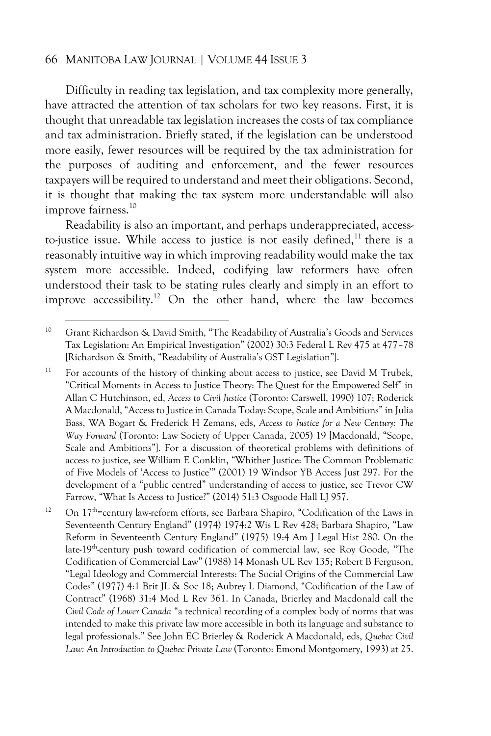Difficulty in reading tax legislation, and tax complexity more generally, have attracted the attention of tax scholars for two key reasons. First, it is thought that unreadable tax legislation increases the costs of tax compliance and tax administration. Briefly stated, if the legislation can be understood more easily, fewer resources will be required by the tax administration for the purposes of auditing and enforcement, and the fewer resources taxpayers will be required to understand and meet their obligations. Second, it is thought that making the tax system more understandable will also improve fairness.[10]

Readability is also an important, and perhaps underappreciated, access-to-justice issue. While access to justice is not easily defined,[11] there is a reasonably intuitive way in which improving readability would make the tax system more accessible. Indeed, codifying law reformers have often understood their task to be stating rules clearly and simply in an effort to improve accessibility.[12] On the other hand, where the law becomes

---

[10] Grant Richardson & David Smith, "The Readability of Australia's Goods and Services Tax Legislation: An Empirical Investigation" (2002) 30:3 Federal L Rev 475 at 477–78 [Richardson & Smith, "Readability of Australia's GST Legislation"].

[11] For accounts of the history of thinking about access to justice, see David M Trubek, "Critical Moments in Access to Justice Theory: The Quest for the Empowered Self" in Allan C Hutchinson, ed, *Access to Civil Justice* (Toronto: Carswell, 1990) 107; Roderick A Macdonald, "Access to Justice in Canada Today: Scope, Scale and Ambitions" in Julia Bass, WA Bogart & Frederick H Zemans, eds, *Access to Justice for a New Century: The Way Forward* (Toronto: Law Society of Upper Canada, 2005) 19 [Macdonald, "Scope, Scale and Ambitions"]. For a discussion of theoretical problems with definitions of access to justice, see William E Conklin, "Whither Justice: The Common Problematic of Five Models of 'Access to Justice'" (2001) 19 Windsor YB Access Just 297. For the development of a "public centred" understanding of access to justice, see Trevor CW Farrow, "What Is Access to Justice?" (2014) 51:3 Osgoode Hall LJ 957.

[12] On 17th=century law-reform efforts, see Barbara Shapiro, "Codification of the Laws in Seventeenth Century England" (1974) 1974:2 Wis L Rev 428; Barbara Shapiro, "Law Reform in Seventeenth Century England" (1975) 19:4 Am J Legal Hist 280. On the late-19th-century push toward codification of commercial law, see Roy Goode, "The Codification of Commercial Law" (1988) 14 Monash UL Rev 135; Robert B Ferguson, "Legal Ideology and Commercial Interests: The Social Origins of the Commercial Law Codes" (1977) 4:1 Brit JL & Soc 18; Aubrey L Diamond, "Codification of the Law of Contract" (1968) 31:4 Mod L Rev 361. In Canada, Brierley and Macdonald call the *Civil Code of Lower Canada* "a technical recording of a complex body of norms that was intended to make this private law more accessible in both its language and substance to legal professionals." See John EC Brierley & Roderick A Macdonald, eds, *Quebec Civil Law: An Introduction to Quebec Private Law* (Toronto: Emond Montgomery, 1993) at 25.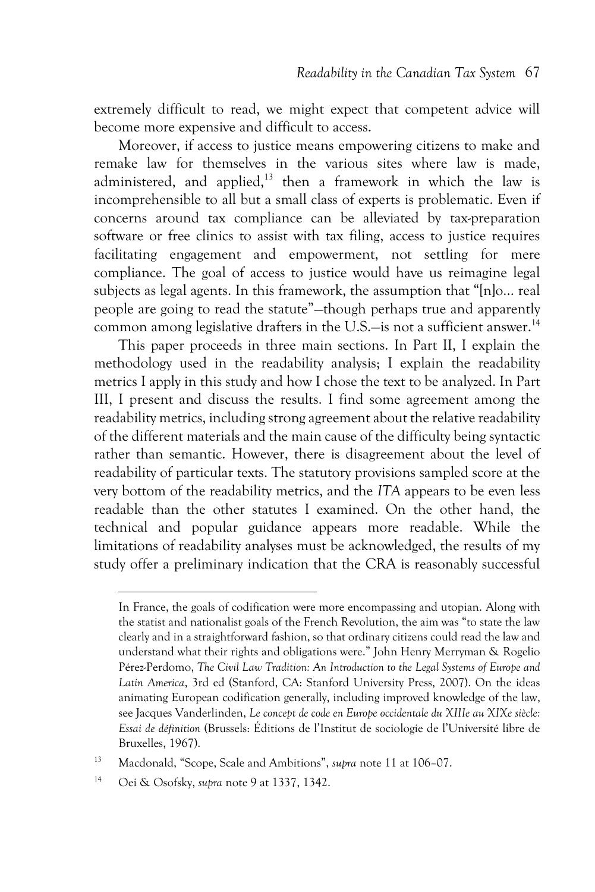extremely difficult to read, we might expect that competent advice will become more expensive and difficult to access.

Moreover, if access to justice means empowering citizens to make and remake law for themselves in the various sites where law is made, administered, and applied,[13] then a framework in which the law is incomprehensible to all but a small class of experts is problematic. Even if concerns around tax compliance can be alleviated by tax-preparation software or free clinics to assist with tax filing, access to justice requires facilitating engagement and empowerment, not settling for mere compliance. The goal of access to justice would have us reimagine legal subjects as legal agents. In this framework, the assumption that "[n]o... real people are going to read the statute"—though perhaps true and apparently common among legislative drafters in the U.S.—is not a sufficient answer.[14]

This paper proceeds in three main sections. In Part II, I explain the methodology used in the readability analysis; I explain the readability metrics I apply in this study and how I chose the text to be analyzed. In Part III, I present and discuss the results. I find some agreement among the readability metrics, including strong agreement about the relative readability of the different materials and the main cause of the difficulty being syntactic rather than semantic. However, there is disagreement about the level of readability of particular texts. The statutory provisions sampled score at the very bottom of the readability metrics, and the *ITA* appears to be even less readable than the other statutes I examined. On the other hand, the technical and popular guidance appears more readable. While the limitations of readability analyses must be acknowledged, the results of my study offer a preliminary indication that the CRA is reasonably successful

---

In France, the goals of codification were more encompassing and utopian. Along with the statist and nationalist goals of the French Revolution, the aim was "to state the law clearly and in a straightforward fashion, so that ordinary citizens could read the law and understand what their rights and obligations were." John Henry Merryman & Rogelio Pérez-Perdomo, *The Civil Law Tradition: An Introduction to the Legal Systems of Europe and Latin America*, 3rd ed (Stanford, CA: Stanford University Press, 2007). On the ideas animating European codification generally, including improved knowledge of the law, see Jacques Vanderlinden, *Le concept de code en Europe occidentale du XIIIe au XIXe siècle: Essai de définition* (Brussels: Éditions de l'Institut de sociologie de l'Université libre de Bruxelles, 1967).

[13] Macdonald, "Scope, Scale and Ambitions", *supra* note 11 at 106–07.

[14] Oei & Osofsky, *supra* note 9 at 1337, 1342.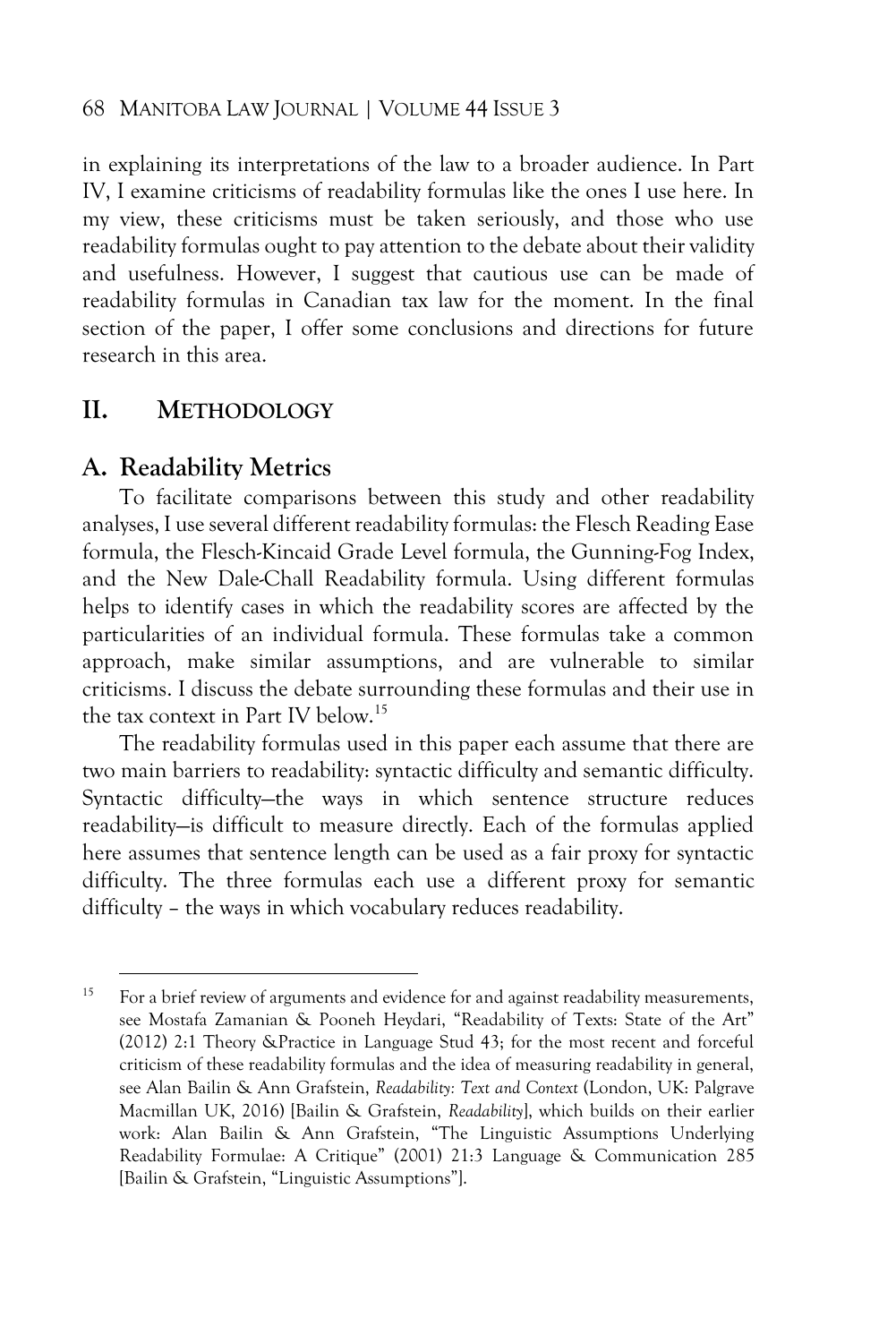in explaining its interpretations of the law to a broader audience. In Part IV, I examine criticisms of readability formulas like the ones I use here. In my view, these criticisms must be taken seriously, and those who use readability formulas ought to pay attention to the debate about their validity and usefulness. However, I suggest that cautious use can be made of readability formulas in Canadian tax law for the moment. In the final section of the paper, I offer some conclusions and directions for future research in this area.

## II. METHODOLOGY

### A. Readability Metrics

To facilitate comparisons between this study and other readability analyses, I use several different readability formulas: the Flesch Reading Ease formula, the Flesch-Kincaid Grade Level formula, the Gunning-Fog Index, and the New Dale-Chall Readability formula. Using different formulas helps to identify cases in which the readability scores are affected by the particularities of an individual formula. These formulas take a common approach, make similar assumptions, and are vulnerable to similar criticisms. I discuss the debate surrounding these formulas and their use in the tax context in Part IV below.[15]

The readability formulas used in this paper each assume that there are two main barriers to readability: syntactic difficulty and semantic difficulty. Syntactic difficulty—the ways in which sentence structure reduces readability—is difficult to measure directly. Each of the formulas applied here assumes that sentence length can be used as a fair proxy for syntactic difficulty. The three formulas each use a different proxy for semantic difficulty – the ways in which vocabulary reduces readability.

---

[15] For a brief review of arguments and evidence for and against readability measurements, see Mostafa Zamanian & Pooneh Heydari, "Readability of Texts: State of the Art" (2012) 2:1 Theory &Practice in Language Stud 43; for the most recent and forceful criticism of these readability formulas and the idea of measuring readability in general, see Alan Bailin & Ann Grafstein, *Readability: Text and Context* (London, UK: Palgrave Macmillan UK, 2016) [Bailin & Grafstein, *Readability*], which builds on their earlier work: Alan Bailin & Ann Grafstein, "The Linguistic Assumptions Underlying Readability Formulae: A Critique" (2001) 21:3 Language & Communication 285 [Bailin & Grafstein, "Linguistic Assumptions"].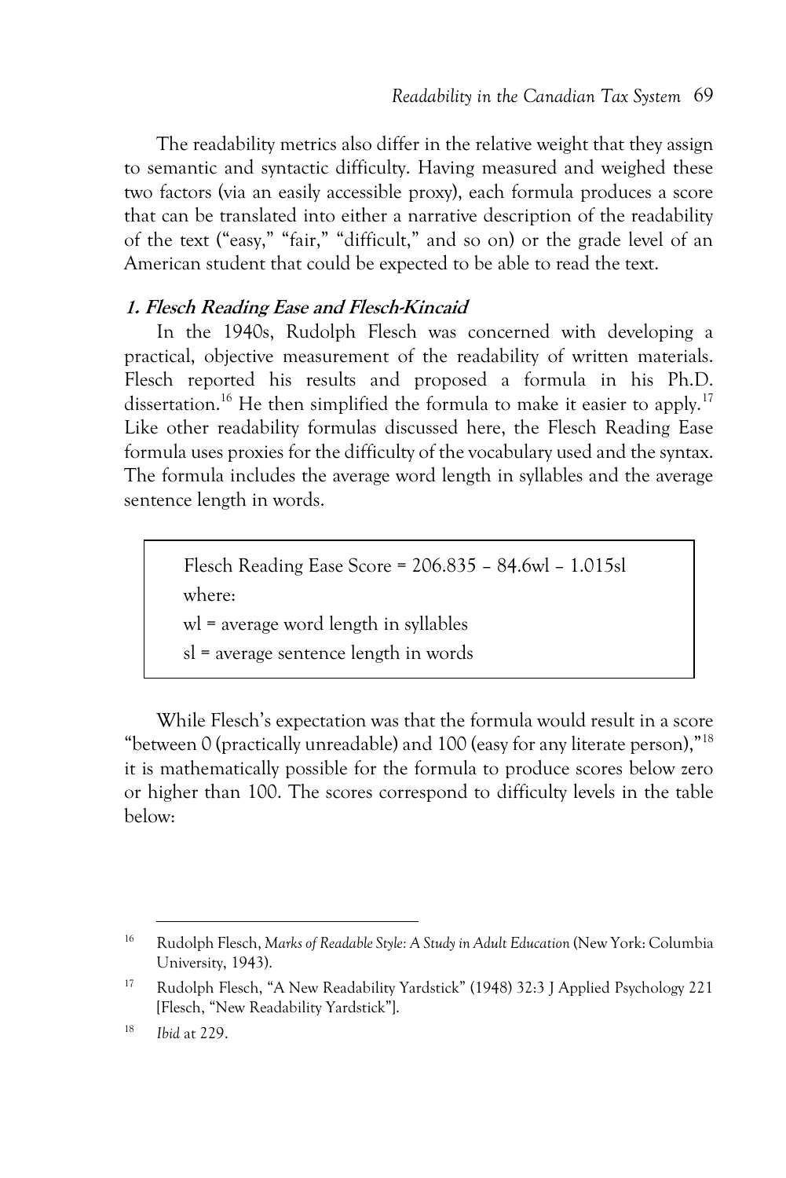The readability metrics also differ in the relative weight that they assign to semantic and syntactic difficulty. Having measured and weighed these two factors (via an easily accessible proxy), each formula produces a score that can be translated into either a narrative description of the readability of the text ("easy," "fair," "difficult," and so on) or the grade level of an American student that could be expected to be able to read the text.

### *1. Flesch Reading Ease and Flesch-Kincaid*

In the 1940s, Rudolph Flesch was concerned with developing a practical, objective measurement of the readability of written materials. Flesch reported his results and proposed a formula in his Ph.D. dissertation.[16] He then simplified the formula to make it easier to apply.[17] Like other readability formulas discussed here, the Flesch Reading Ease formula uses proxies for the difficulty of the vocabulary used and the syntax. The formula includes the average word length in syllables and the average sentence length in words.

> Flesch Reading Ease Score = 206.835 – 84.6wl – 1.015sl
>
> where:
>
> wl = average word length in syllables
>
> sl = average sentence length in words

While Flesch's expectation was that the formula would result in a score "between 0 (practically unreadable) and 100 (easy for any literate person),"[18] it is mathematically possible for the formula to produce scores below zero or higher than 100. The scores correspond to difficulty levels in the table below:

---

[16] Rudolph Flesch, *Marks of Readable Style: A Study in Adult Education* (New York: Columbia University, 1943).

[17] Rudolph Flesch, "A New Readability Yardstick" (1948) 32:3 J Applied Psychology 221 [Flesch, "New Readability Yardstick"].

[18] *Ibid* at 229.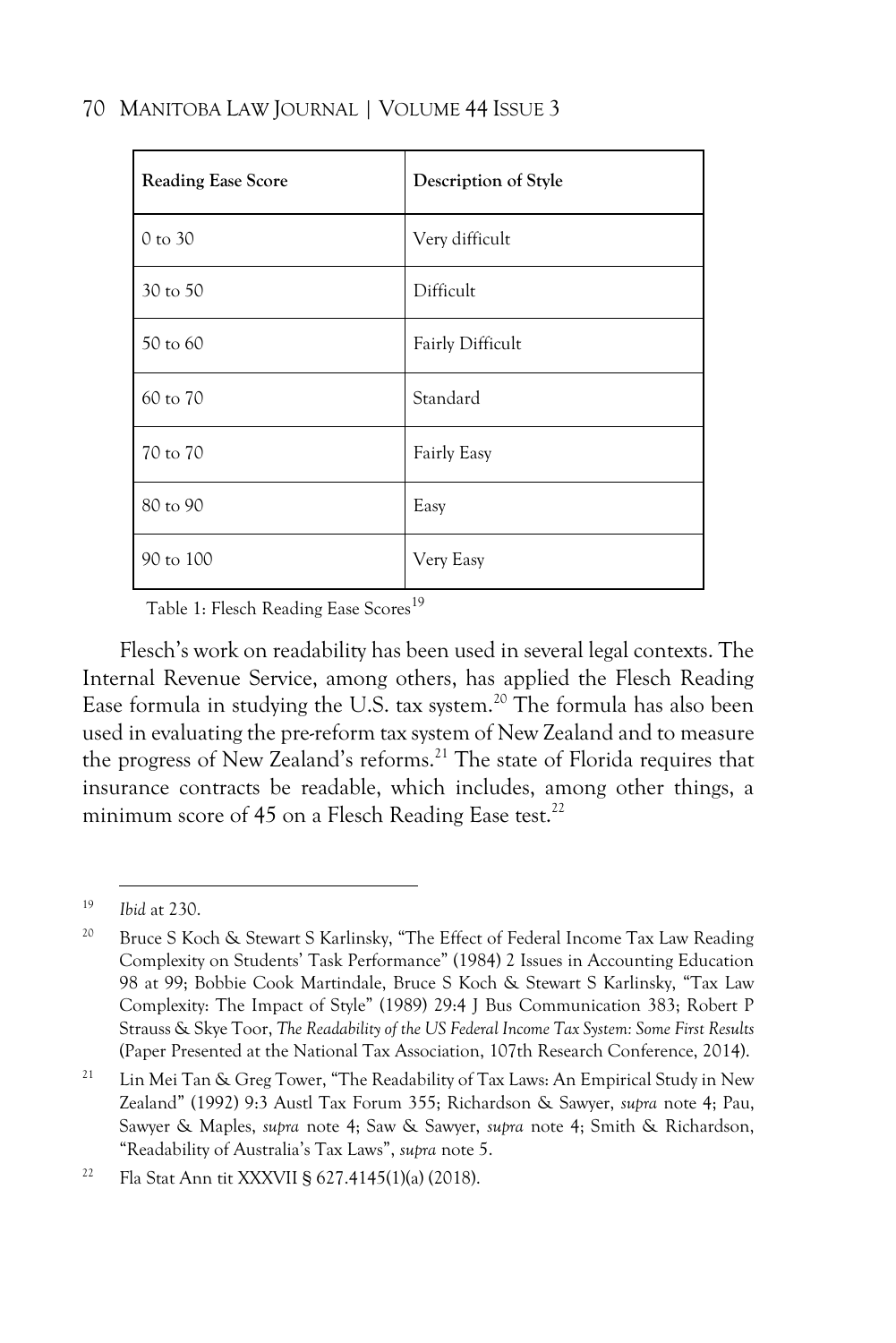| Reading Ease Score | Description of Style |
| --- | --- |
| 0 to 30 | Very difficult |
| 30 to 50 | Difficult |
| 50 to 60 | Fairly Difficult |
| 60 to 70 | Standard |
| 70 to 70 | Fairly Easy |
| 80 to 90 | Easy |
| 90 to 100 | Very Easy |

Table 1: Flesch Reading Ease Scores[19]

Flesch's work on readability has been used in several legal contexts. The Internal Revenue Service, among others, has applied the Flesch Reading Ease formula in studying the U.S. tax system.[20] The formula has also been used in evaluating the pre-reform tax system of New Zealand and to measure the progress of New Zealand's reforms.[21] The state of Florida requires that insurance contracts be readable, which includes, among other things, a minimum score of 45 on a Flesch Reading Ease test.[22]

---

[19] *Ibid* at 230.

[20] Bruce S Koch & Stewart S Karlinsky, "The Effect of Federal Income Tax Law Reading Complexity on Students' Task Performance" (1984) 2 Issues in Accounting Education 98 at 99; Bobbie Cook Martindale, Bruce S Koch & Stewart S Karlinsky, "Tax Law Complexity: The Impact of Style" (1989) 29:4 J Bus Communication 383; Robert P Strauss & Skye Toor, *The Readability of the US Federal Income Tax System: Some First Results* (Paper Presented at the National Tax Association, 107th Research Conference, 2014).

[21] Lin Mei Tan & Greg Tower, "The Readability of Tax Laws: An Empirical Study in New Zealand" (1992) 9:3 Austl Tax Forum 355; Richardson & Sawyer, *supra* note 4; Pau, Sawyer & Maples, *supra* note 4; Saw & Sawyer, *supra* note 4; Smith & Richardson, "Readability of Australia's Tax Laws", *supra* note 5.

[22] Fla Stat Ann tit XXXVII § 627.4145(1)(a) (2018).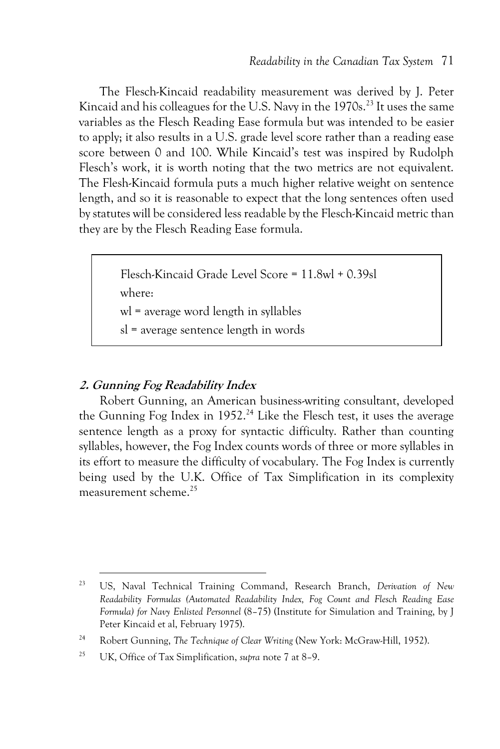The Flesch-Kincaid readability measurement was derived by J. Peter Kincaid and his colleagues for the U.S. Navy in the 1970s.[23] It uses the same variables as the Flesch Reading Ease formula but was intended to be easier to apply; it also results in a U.S. grade level score rather than a reading ease score between 0 and 100. While Kincaid's test was inspired by Rudolph Flesch's work, it is worth noting that the two metrics are not equivalent. The Flesh-Kincaid formula puts a much higher relative weight on sentence length, and so it is reasonable to expect that the long sentences often used by statutes will be considered less readable by the Flesch-Kincaid metric than they are by the Flesch Reading Ease formula.

> Flesch-Kincaid Grade Level Score = 11.8wl + 0.39sl
>
> where:
>
> wl = average word length in syllables
>
> sl = average sentence length in words

#### *2. Gunning Fog Readability Index*

Robert Gunning, an American business-writing consultant, developed the Gunning Fog Index in 1952.[24] Like the Flesch test, it uses the average sentence length as a proxy for syntactic difficulty. Rather than counting syllables, however, the Fog Index counts words of three or more syllables in its effort to measure the difficulty of vocabulary. The Fog Index is currently being used by the U.K. Office of Tax Simplification in its complexity measurement scheme.[25]

---

[23] US, Naval Technical Training Command, Research Branch, *Derivation of New Readability Formulas (Automated Readability Index, Fog Count and Flesch Reading Ease Formula) for Navy Enlisted Personnel* (8–75) (Institute for Simulation and Training, by J Peter Kincaid et al, February 1975).

[24] Robert Gunning, *The Technique of Clear Writing* (New York: McGraw-Hill, 1952).

[25] UK, Office of Tax Simplification, *supra* note 7 at 8–9.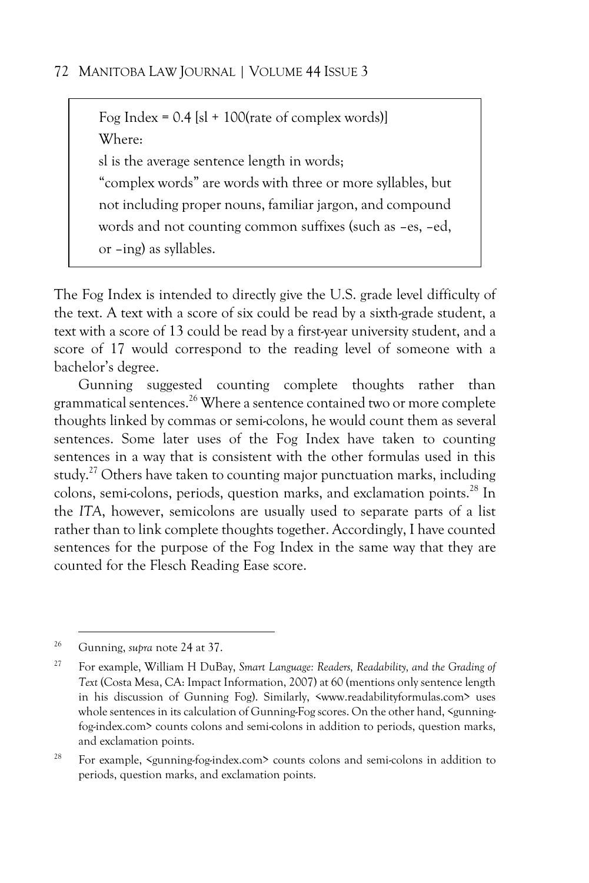> Fog Index = 0.4 [sl + 100(rate of complex words)]
>
> Where:
>
> sl is the average sentence length in words;
>
> "complex words" are words with three or more syllables, but not including proper nouns, familiar jargon, and compound words and not counting common suffixes (such as –es, –ed, or –ing) as syllables.

The Fog Index is intended to directly give the U.S. grade level difficulty of the text. A text with a score of six could be read by a sixth-grade student, a text with a score of 13 could be read by a first-year university student, and a score of 17 would correspond to the reading level of someone with a bachelor's degree.

Gunning suggested counting complete thoughts rather than grammatical sentences.[26] Where a sentence contained two or more complete thoughts linked by commas or semi-colons, he would count them as several sentences. Some later uses of the Fog Index have taken to counting sentences in a way that is consistent with the other formulas used in this study.[27] Others have taken to counting major punctuation marks, including colons, semi-colons, periods, question marks, and exclamation points.[28] In the *ITA*, however, semicolons are usually used to separate parts of a list rather than to link complete thoughts together. Accordingly, I have counted sentences for the purpose of the Fog Index in the same way that they are counted for the Flesch Reading Ease score.

---

[26] Gunning, *supra* note 24 at 37.

[27] For example, William H DuBay, *Smart Language: Readers, Readability, and the Grading of Text* (Costa Mesa, CA: Impact Information, 2007) at 60 (mentions only sentence length in his discussion of Gunning Fog). Similarly, <www.readabilityformulas.com> uses whole sentences in its calculation of Gunning-Fog scores. On the other hand, <gunning-fog-index.com> counts colons and semi-colons in addition to periods, question marks, and exclamation points.

[28] For example, <gunning-fog-index.com> counts colons and semi-colons in addition to periods, question marks, and exclamation points.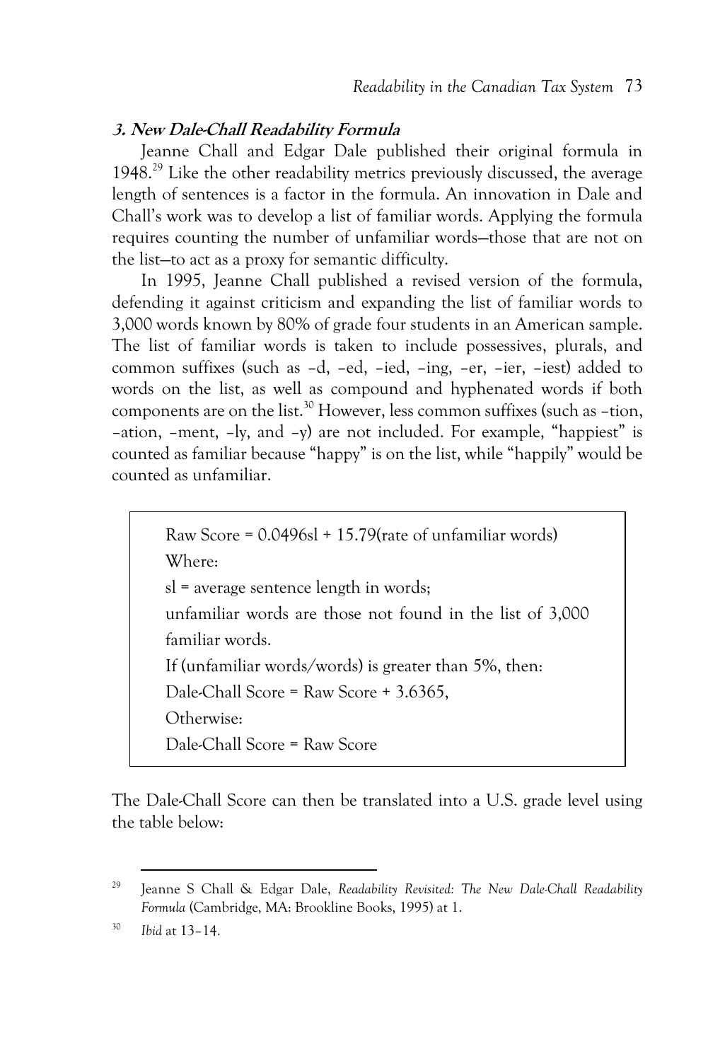### *3. New Dale-Chall Readability Formula*

Jeanne Chall and Edgar Dale published their original formula in 1948.[29] Like the other readability metrics previously discussed, the average length of sentences is a factor in the formula. An innovation in Dale and Chall's work was to develop a list of familiar words. Applying the formula requires counting the number of unfamiliar words—those that are not on the list—to act as a proxy for semantic difficulty.

In 1995, Jeanne Chall published a revised version of the formula, defending it against criticism and expanding the list of familiar words to 3,000 words known by 80% of grade four students in an American sample. The list of familiar words is taken to include possessives, plurals, and common suffixes (such as –d, –ed, –ied, –ing, –er, –ier, –iest) added to words on the list, as well as compound and hyphenated words if both components are on the list.[30] However, less common suffixes (such as –tion, –ation, –ment, –ly, and –y) are not included. For example, "happiest" is counted as familiar because "happy" is on the list, while "happily" would be counted as unfamiliar.

> Raw Score = 0.0496sl + 15.79(rate of unfamiliar words)
>
> Where:
>
> sl = average sentence length in words;
>
> unfamiliar words are those not found in the list of 3,000 familiar words.
>
> If (unfamiliar words/words) is greater than 5%, then:
>
> Dale-Chall Score = Raw Score + 3.6365,
>
> Otherwise:
>
> Dale-Chall Score = Raw Score

The Dale-Chall Score can then be translated into a U.S. grade level using the table below:

---

[29] Jeanne S Chall & Edgar Dale, *Readability Revisited: The New Dale-Chall Readability Formula* (Cambridge, MA: Brookline Books, 1995) at 1.

[30] *Ibid* at 13–14.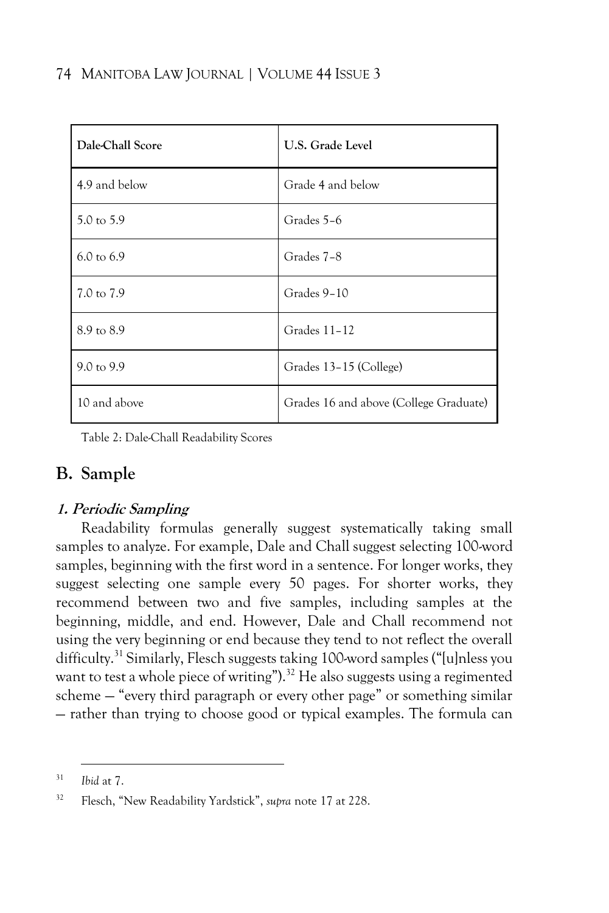| Dale-Chall Score | U.S. Grade Level |
|---|---|
| 4.9 and below | Grade 4 and below |
| 5.0 to 5.9 | Grades 5–6 |
| 6.0 to 6.9 | Grades 7–8 |
| 7.0 to 7.9 | Grades 9–10 |
| 8.9 to 8.9 | Grades 11–12 |
| 9.0 to 9.9 | Grades 13–15 (College) |
| 10 and above | Grades 16 and above (College Graduate) |

Table 2: Dale-Chall Readability Scores

## B. Sample

### *1. Periodic Sampling*

Readability formulas generally suggest systematically taking small samples to analyze. For example, Dale and Chall suggest selecting 100-word samples, beginning with the first word in a sentence. For longer works, they suggest selecting one sample every 50 pages. For shorter works, they recommend between two and five samples, including samples at the beginning, middle, and end. However, Dale and Chall recommend not using the very beginning or end because they tend to not reflect the overall difficulty.[31] Similarly, Flesch suggests taking 100-word samples ("[u]nless you want to test a whole piece of writing").[32] He also suggests using a regimented scheme — "every third paragraph or every other page" or something similar — rather than trying to choose good or typical examples. The formula can

[31] *Ibid* at 7.

[32] Flesch, "New Readability Yardstick", *supra* note 17 at 228.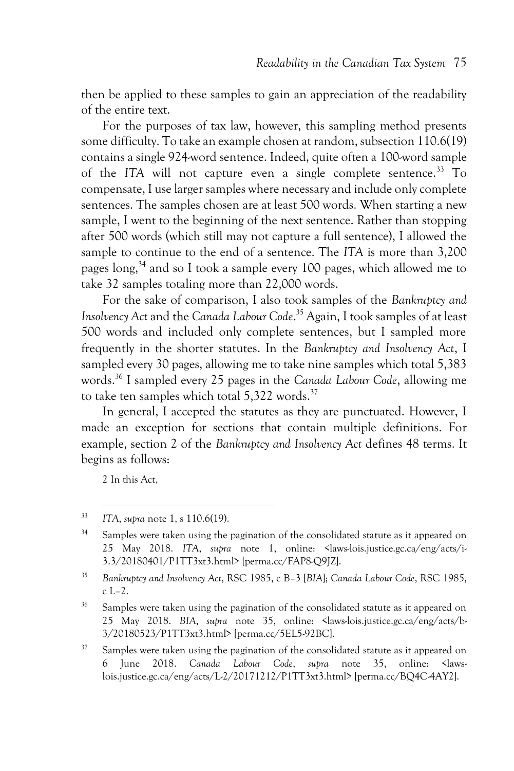then be applied to these samples to gain an appreciation of the readability of the entire text.

For the purposes of tax law, however, this sampling method presents some difficulty. To take an example chosen at random, subsection 110.6(19) contains a single 924-word sentence. Indeed, quite often a 100-word sample of the *ITA* will not capture even a single complete sentence.[33] To compensate, I use larger samples where necessary and include only complete sentences. The samples chosen are at least 500 words. When starting a new sample, I went to the beginning of the next sentence. Rather than stopping after 500 words (which still may not capture a full sentence), I allowed the sample to continue to the end of a sentence. The *ITA* is more than 3,200 pages long,[34] and so I took a sample every 100 pages, which allowed me to take 32 samples totaling more than 22,000 words.

For the sake of comparison, I also took samples of the *Bankruptcy and Insolvency Act* and the *Canada Labour Code*.[35] Again, I took samples of at least 500 words and included only complete sentences, but I sampled more frequently in the shorter statutes. In the *Bankruptcy and Insolvency Act*, I sampled every 30 pages, allowing me to take nine samples which total 5,383 words.[36] I sampled every 25 pages in the *Canada Labour Code*, allowing me to take ten samples which total 5,322 words.[37]

In general, I accepted the statutes as they are punctuated. However, I made an exception for sections that contain multiple definitions. For example, section 2 of the *Bankruptcy and Insolvency Act* defines 48 terms. It begins as follows:

2 In this Act,

---

[33] *ITA*, *supra* note 1, s 110.6(19).

[34] Samples were taken using the pagination of the consolidated statute as it appeared on 25 May 2018. *ITA*, *supra* note 1, online: <laws-lois.justice.gc.ca/eng/acts/i-3.3/20180401/P1TT3xt3.html> [perma.cc/FAP8-Q9JZ].

[35] *Bankruptcy and Insolvency Act*, RSC 1985, c B–3 [*BIA*]; *Canada Labour Code*, RSC 1985, c L–2.

[36] Samples were taken using the pagination of the consolidated statute as it appeared on 25 May 2018. *BIA*, *supra* note 35, online: <laws-lois.justice.gc.ca/eng/acts/b-3/20180523/P1TT3xt3.html> [perma.cc/5EL5-92BC].

[37] Samples were taken using the pagination of the consolidated statute as it appeared on 6 June 2018. *Canada Labour Code*, *supra* note 35, online: <laws-lois.justice.gc.ca/eng/acts/L-2/20171212/P1TT3xt3.html> [perma.cc/BQ4C-4AY2].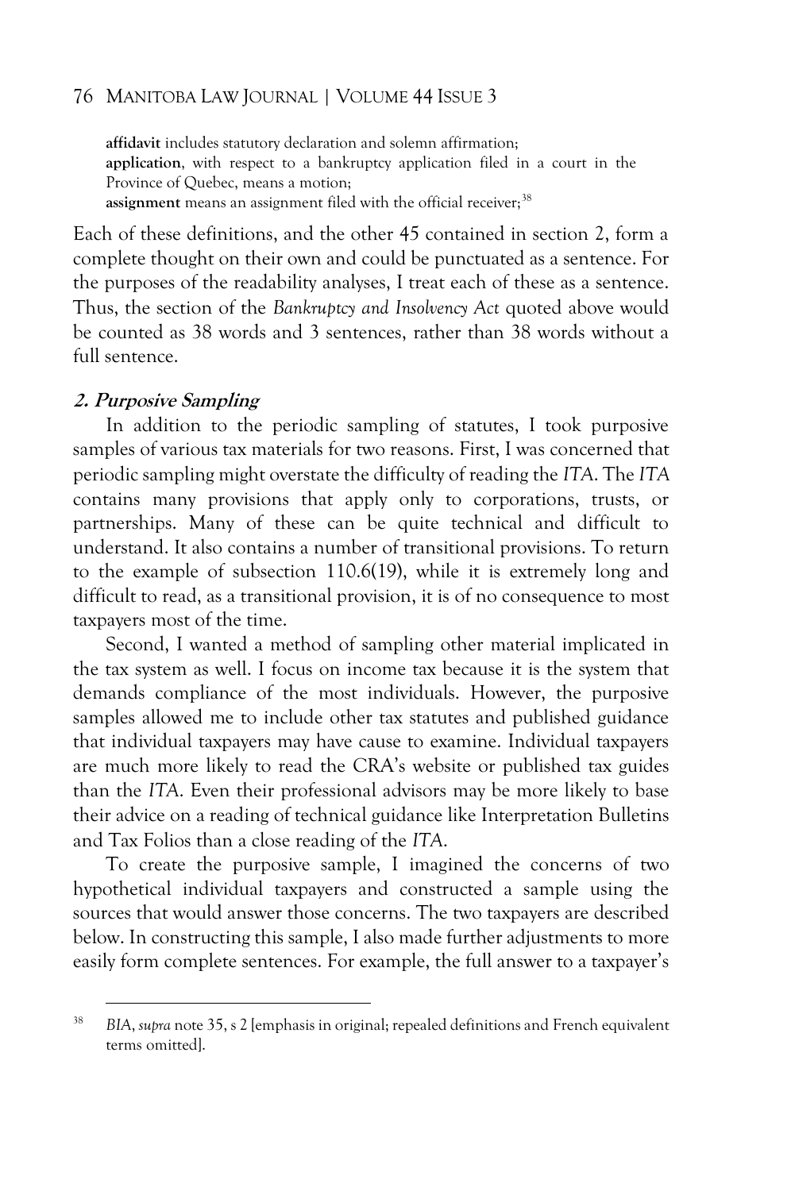**affidavit** includes statutory declaration and solemn affirmation;
**application**, with respect to a bankruptcy application filed in a court in the Province of Quebec, means a motion;
**assignment** means an assignment filed with the official receiver;[38]

Each of these definitions, and the other 45 contained in section 2, form a complete thought on their own and could be punctuated as a sentence. For the purposes of the readability analyses, I treat each of these as a sentence. Thus, the section of the *Bankruptcy and Insolvency Act* quoted above would be counted as 38 words and 3 sentences, rather than 38 words without a full sentence.

### *2. Purposive Sampling*

In addition to the periodic sampling of statutes, I took purposive samples of various tax materials for two reasons. First, I was concerned that periodic sampling might overstate the difficulty of reading the *ITA*. The *ITA* contains many provisions that apply only to corporations, trusts, or partnerships. Many of these can be quite technical and difficult to understand. It also contains a number of transitional provisions. To return to the example of subsection 110.6(19), while it is extremely long and difficult to read, as a transitional provision, it is of no consequence to most taxpayers most of the time.

Second, I wanted a method of sampling other material implicated in the tax system as well. I focus on income tax because it is the system that demands compliance of the most individuals. However, the purposive samples allowed me to include other tax statutes and published guidance that individual taxpayers may have cause to examine. Individual taxpayers are much more likely to read the CRA's website or published tax guides than the *ITA*. Even their professional advisors may be more likely to base their advice on a reading of technical guidance like Interpretation Bulletins and Tax Folios than a close reading of the *ITA*.

To create the purposive sample, I imagined the concerns of two hypothetical individual taxpayers and constructed a sample using the sources that would answer those concerns. The two taxpayers are described below. In constructing this sample, I also made further adjustments to more easily form complete sentences. For example, the full answer to a taxpayer's

---

[38] *BIA*, *supra* note 35, s 2 [emphasis in original; repealed definitions and French equivalent terms omitted].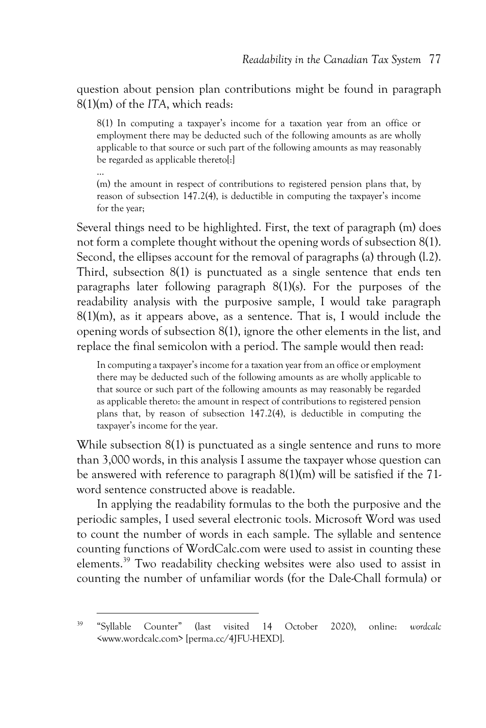question about pension plan contributions might be found in paragraph 8(1)(m) of the *ITA*, which reads:

> 8(1) In computing a taxpayer's income for a taxation year from an office or employment there may be deducted such of the following amounts as are wholly applicable to that source or such part of the following amounts as may reasonably be regarded as applicable thereto[:]
>
> …
>
> (m) the amount in respect of contributions to registered pension plans that, by reason of subsection 147.2(4), is deductible in computing the taxpayer's income for the year;

Several things need to be highlighted. First, the text of paragraph (m) does not form a complete thought without the opening words of subsection 8(1). Second, the ellipses account for the removal of paragraphs (a) through (l.2). Third, subsection 8(1) is punctuated as a single sentence that ends ten paragraphs later following paragraph 8(1)(s). For the purposes of the readability analysis with the purposive sample, I would take paragraph 8(1)(m), as it appears above, as a sentence. That is, I would include the opening words of subsection 8(1), ignore the other elements in the list, and replace the final semicolon with a period. The sample would then read:

> In computing a taxpayer's income for a taxation year from an office or employment there may be deducted such of the following amounts as are wholly applicable to that source or such part of the following amounts as may reasonably be regarded as applicable thereto: the amount in respect of contributions to registered pension plans that, by reason of subsection 147.2(4), is deductible in computing the taxpayer's income for the year.

While subsection 8(1) is punctuated as a single sentence and runs to more than 3,000 words, in this analysis I assume the taxpayer whose question can be answered with reference to paragraph 8(1)(m) will be satisfied if the 71-word sentence constructed above is readable.

In applying the readability formulas to the both the purposive and the periodic samples, I used several electronic tools. Microsoft Word was used to count the number of words in each sample. The syllable and sentence counting functions of WordCalc.com were used to assist in counting these elements.[39] Two readability checking websites were also used to assist in counting the number of unfamiliar words (for the Dale-Chall formula) or

---

[39] "Syllable Counter" (last visited 14 October 2020), online: *wordcalc* <www.wordcalc.com> [perma.cc/4JFU-HEXD].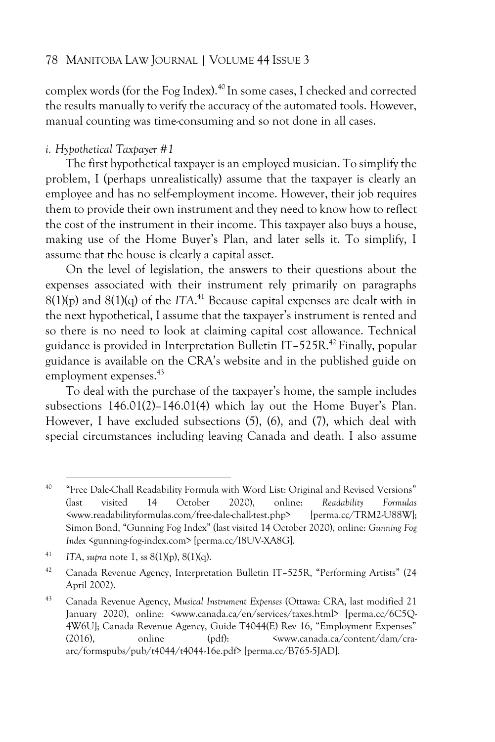complex words (for the Fog Index).[40] In some cases, I checked and corrected the results manually to verify the accuracy of the automated tools. However, manual counting was time-consuming and so not done in all cases.

*i. Hypothetical Taxpayer #1*

The first hypothetical taxpayer is an employed musician. To simplify the problem, I (perhaps unrealistically) assume that the taxpayer is clearly an employee and has no self-employment income. However, their job requires them to provide their own instrument and they need to know how to reflect the cost of the instrument in their income. This taxpayer also buys a house, making use of the Home Buyer's Plan, and later sells it. To simplify, I assume that the house is clearly a capital asset.

On the level of legislation, the answers to their questions about the expenses associated with their instrument rely primarily on paragraphs 8(1)(p) and 8(1)(q) of the *ITA*.[41] Because capital expenses are dealt with in the next hypothetical, I assume that the taxpayer's instrument is rented and so there is no need to look at claiming capital cost allowance. Technical guidance is provided in Interpretation Bulletin IT–525R.[42] Finally, popular guidance is available on the CRA's website and in the published guide on employment expenses.[43]

To deal with the purchase of the taxpayer's home, the sample includes subsections 146.01(2)–146.01(4) which lay out the Home Buyer's Plan. However, I have excluded subsections (5), (6), and (7), which deal with special circumstances including leaving Canada and death. I also assume

---

[40] "Free Dale-Chall Readability Formula with Word List: Original and Revised Versions" (last visited 14 October 2020), online: *Readability Formulas* <www.readabilityformulas.com/free-dale-chall-test.php> [perma.cc/TRM2-U88W]; Simon Bond, "Gunning Fog Index" (last visited 14 October 2020), online: *Gunning Fog Index* <gunning-fog-index.com> [perma.cc/I8UV-XA8G].

[41] *ITA*, *supra* note 1, ss 8(1)(p), 8(1)(q).

[42] Canada Revenue Agency, Interpretation Bulletin IT–525R, "Performing Artists" (24 April 2002).

[43] Canada Revenue Agency, *Musical Instrument Expenses* (Ottawa: CRA, last modified 21 January 2020), online: <www.canada.ca/en/services/taxes.html> [perma.cc/6C5Q-4W6U]; Canada Revenue Agency, Guide T4044(E) Rev 16, "Employment Expenses" (2016), online (pdf): <www.canada.ca/content/dam/cra-arc/formspubs/pub/t4044/t4044-16e.pdf> [perma.cc/B765-5JAD].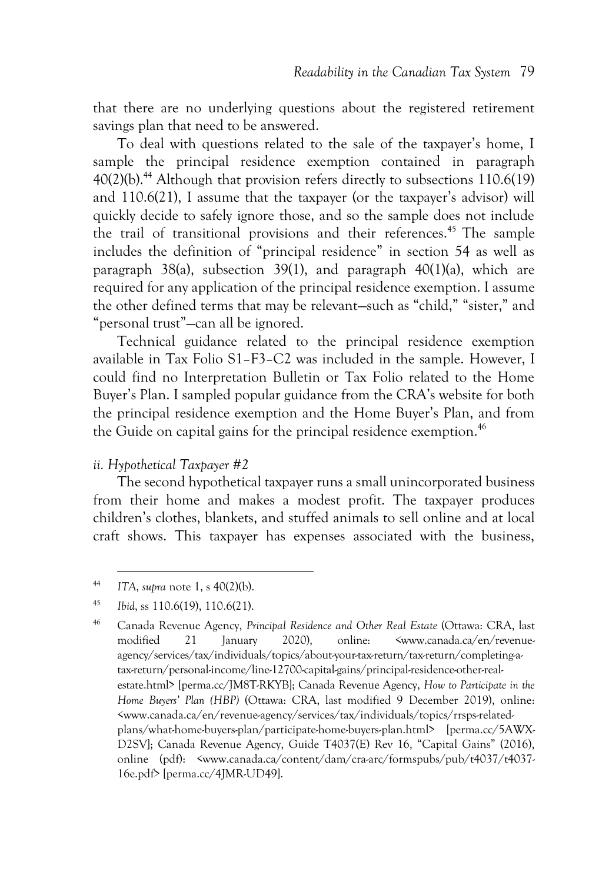that there are no underlying questions about the registered retirement savings plan that need to be answered.

To deal with questions related to the sale of the taxpayer's home, I sample the principal residence exemption contained in paragraph 40(2)(b).[44] Although that provision refers directly to subsections 110.6(19) and 110.6(21), I assume that the taxpayer (or the taxpayer's advisor) will quickly decide to safely ignore those, and so the sample does not include the trail of transitional provisions and their references.[45] The sample includes the definition of "principal residence" in section 54 as well as paragraph 38(a), subsection 39(1), and paragraph 40(1)(a), which are required for any application of the principal residence exemption. I assume the other defined terms that may be relevant—such as "child," "sister," and "personal trust"—can all be ignored.

Technical guidance related to the principal residence exemption available in Tax Folio S1–F3–C2 was included in the sample. However, I could find no Interpretation Bulletin or Tax Folio related to the Home Buyer's Plan. I sampled popular guidance from the CRA's website for both the principal residence exemption and the Home Buyer's Plan, and from the Guide on capital gains for the principal residence exemption.[46]

*ii. Hypothetical Taxpayer #2*

The second hypothetical taxpayer runs a small unincorporated business from their home and makes a modest profit. The taxpayer produces children's clothes, blankets, and stuffed animals to sell online and at local craft shows. This taxpayer has expenses associated with the business,

---

[44] *ITA*, *supra* note 1, s 40(2)(b).

[45] *Ibid*, ss 110.6(19), 110.6(21).

[46] Canada Revenue Agency, *Principal Residence and Other Real Estate* (Ottawa: CRA, last modified 21 January 2020), online: <www.canada.ca/en/revenue-agency/services/tax/individuals/topics/about-your-tax-return/tax-return/completing-a-tax-return/personal-income/line-12700-capital-gains/principal-residence-other-real-estate.html> [perma.cc/JM8T-RKYB]; Canada Revenue Agency, *How to Participate in the Home Buyers' Plan (HBP)* (Ottawa: CRA, last modified 9 December 2019), online: <www.canada.ca/en/revenue-agency/services/tax/individuals/topics/rrsps-related-plans/what-home-buyers-plan/participate-home-buyers-plan.html> [perma.cc/5AWX-D2SV]; Canada Revenue Agency, Guide T4037(E) Rev 16, "Capital Gains" (2016), online (pdf): <www.canada.ca/content/dam/cra-arc/formspubs/pub/t4037/t4037-16e.pdf> [perma.cc/4JMR-UD49].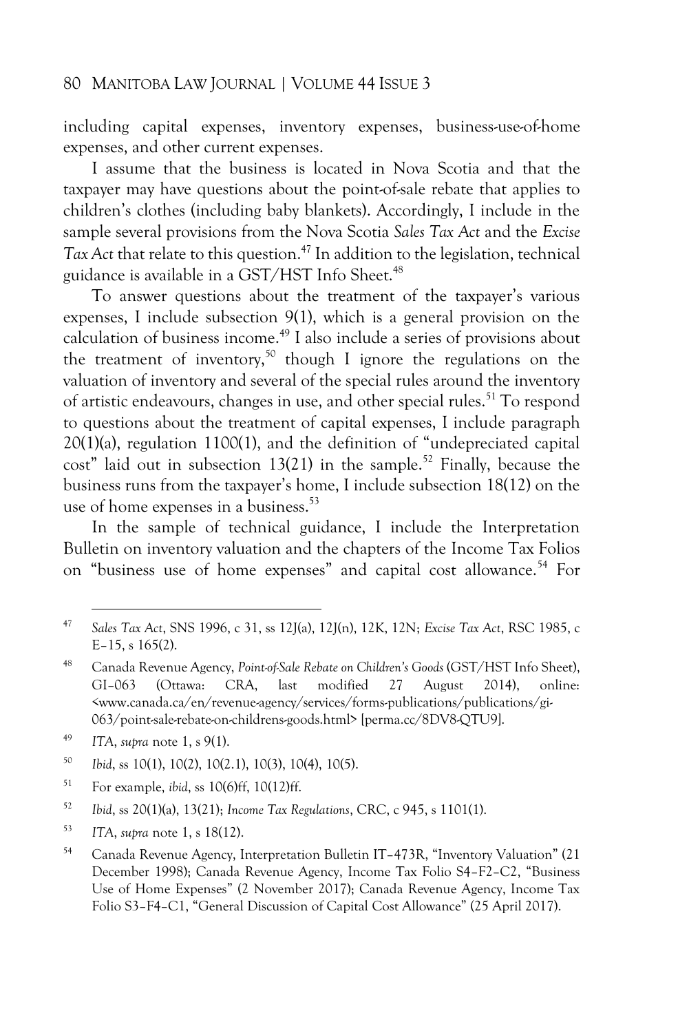including capital expenses, inventory expenses, business-use-of-home expenses, and other current expenses.

I assume that the business is located in Nova Scotia and that the taxpayer may have questions about the point-of-sale rebate that applies to children's clothes (including baby blankets). Accordingly, I include in the sample several provisions from the Nova Scotia *Sales Tax Act* and the *Excise Tax Act* that relate to this question.[47] In addition to the legislation, technical guidance is available in a GST/HST Info Sheet.[48]

To answer questions about the treatment of the taxpayer's various expenses, I include subsection 9(1), which is a general provision on the calculation of business income.[49] I also include a series of provisions about the treatment of inventory,[50] though I ignore the regulations on the valuation of inventory and several of the special rules around the inventory of artistic endeavours, changes in use, and other special rules.[51] To respond to questions about the treatment of capital expenses, I include paragraph 20(1)(a), regulation 1100(1), and the definition of "undepreciated capital cost" laid out in subsection 13(21) in the sample.[52] Finally, because the business runs from the taxpayer's home, I include subsection 18(12) on the use of home expenses in a business.[53]

In the sample of technical guidance, I include the Interpretation Bulletin on inventory valuation and the chapters of the Income Tax Folios on "business use of home expenses" and capital cost allowance.[54] For

---

[47] *Sales Tax Act*, SNS 1996, c 31, ss 12J(a), 12J(n), 12K, 12N; *Excise Tax Act*, RSC 1985, c E–15, s 165(2).

[48] Canada Revenue Agency, *Point-of-Sale Rebate on Children's Goods* (GST/HST Info Sheet), GI–063 (Ottawa: CRA, last modified 27 August 2014), online: <www.canada.ca/en/revenue-agency/services/forms-publications/publications/gi-063/point-sale-rebate-on-childrens-goods.html> [perma.cc/8DV8-QTU9].

[49] *ITA*, *supra* note 1, s 9(1).

[50] *Ibid*, ss 10(1), 10(2), 10(2.1), 10(3), 10(4), 10(5).

[51] For example, *ibid*, ss 10(6)ff, 10(12)ff.

[52] *Ibid*, ss 20(1)(a), 13(21); *Income Tax Regulations*, CRC, c 945, s 1101(1).

[53] *ITA*, *supra* note 1, s 18(12).

[54] Canada Revenue Agency, Interpretation Bulletin IT–473R, "Inventory Valuation" (21 December 1998); Canada Revenue Agency, Income Tax Folio S4–F2–C2, "Business Use of Home Expenses" (2 November 2017); Canada Revenue Agency, Income Tax Folio S3–F4–C1, "General Discussion of Capital Cost Allowance" (25 April 2017).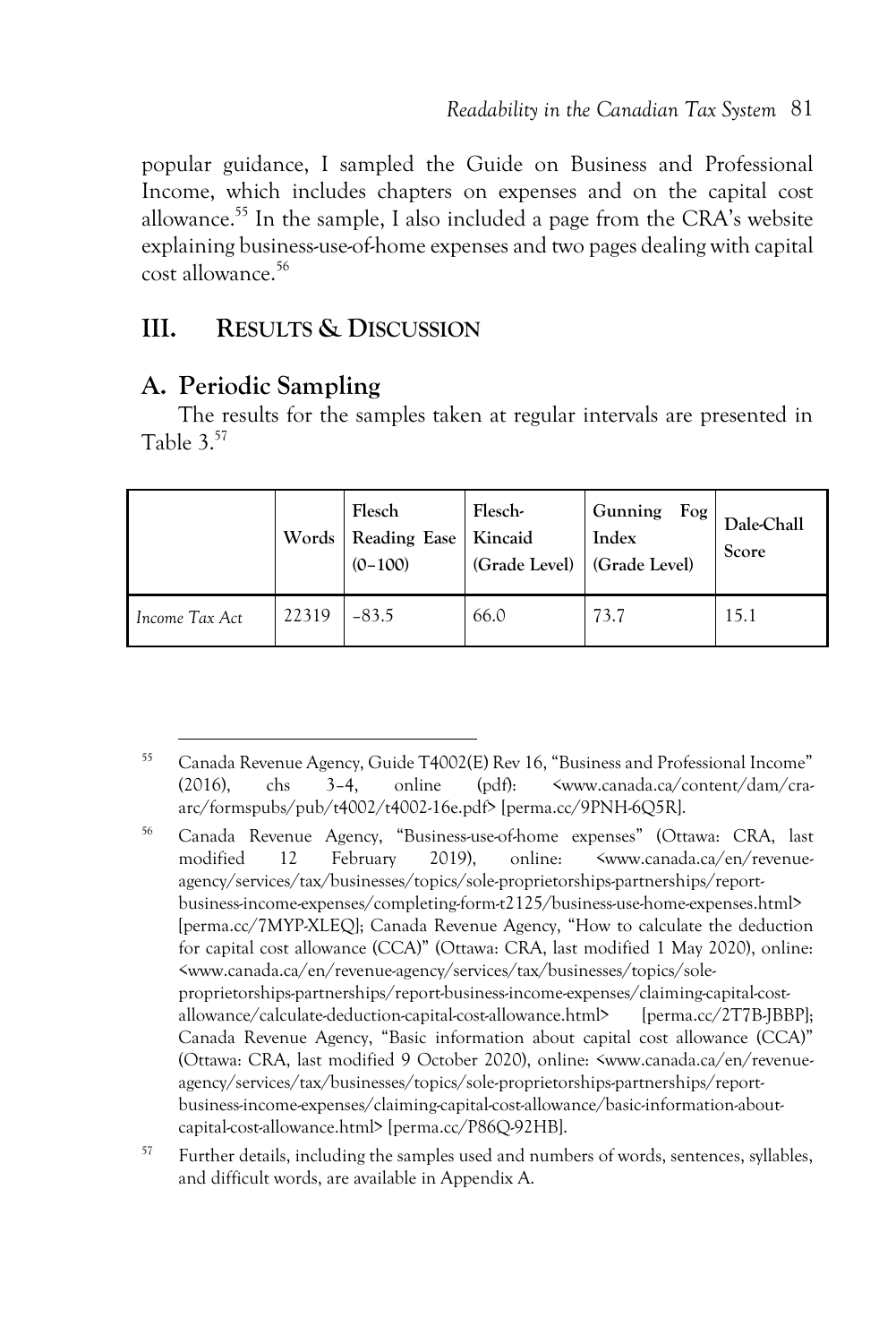popular guidance, I sampled the Guide on Business and Professional Income, which includes chapters on expenses and on the capital cost allowance.[55] In the sample, I also included a page from the CRA's website explaining business-use-of-home expenses and two pages dealing with capital cost allowance.[56]

## III. RESULTS & DISCUSSION

### A. Periodic Sampling

The results for the samples taken at regular intervals are presented in Table 3.[57]

| | Words | Flesch Reading Ease (0–100) | Flesch-Kincaid (Grade Level) | Gunning Fog Index (Grade Level) | Dale-Chall Score |
|---|---|---|---|---|---|
| *Income Tax Act* | 22319 | –83.5 | 66.0 | 73.7 | 15.1 |

---

[55] Canada Revenue Agency, Guide T4002(E) Rev 16, "Business and Professional Income" (2016), chs 3–4, online (pdf): <www.canada.ca/content/dam/cra-arc/formspubs/pub/t4002/t4002-16e.pdf> [perma.cc/9PNH-6Q5R].

[56] Canada Revenue Agency, "Business-use-of-home expenses" (Ottawa: CRA, last modified 12 February 2019), online: <www.canada.ca/en/revenue-agency/services/tax/businesses/topics/sole-proprietorships-partnerships/report-business-income-expenses/completing-form-t2125/business-use-home-expenses.html> [perma.cc/7MYP-XLEQ]; Canada Revenue Agency, "How to calculate the deduction for capital cost allowance (CCA)" (Ottawa: CRA, last modified 1 May 2020), online: <www.canada.ca/en/revenue-agency/services/tax/businesses/topics/sole-proprietorships-partnerships/report-business-income-expenses/claiming-capital-cost-allowance/calculate-deduction-capital-cost-allowance.html> [perma.cc/2T7B-JBBP]; Canada Revenue Agency, "Basic information about capital cost allowance (CCA)" (Ottawa: CRA, last modified 9 October 2020), online: <www.canada.ca/en/revenue-agency/services/tax/businesses/topics/sole-proprietorships-partnerships/report-business-income-expenses/claiming-capital-cost-allowance/basic-information-about-capital-cost-allowance.html> [perma.cc/P86Q-92HB].

[57] Further details, including the samples used and numbers of words, sentences, syllables, and difficult words, are available in Appendix A.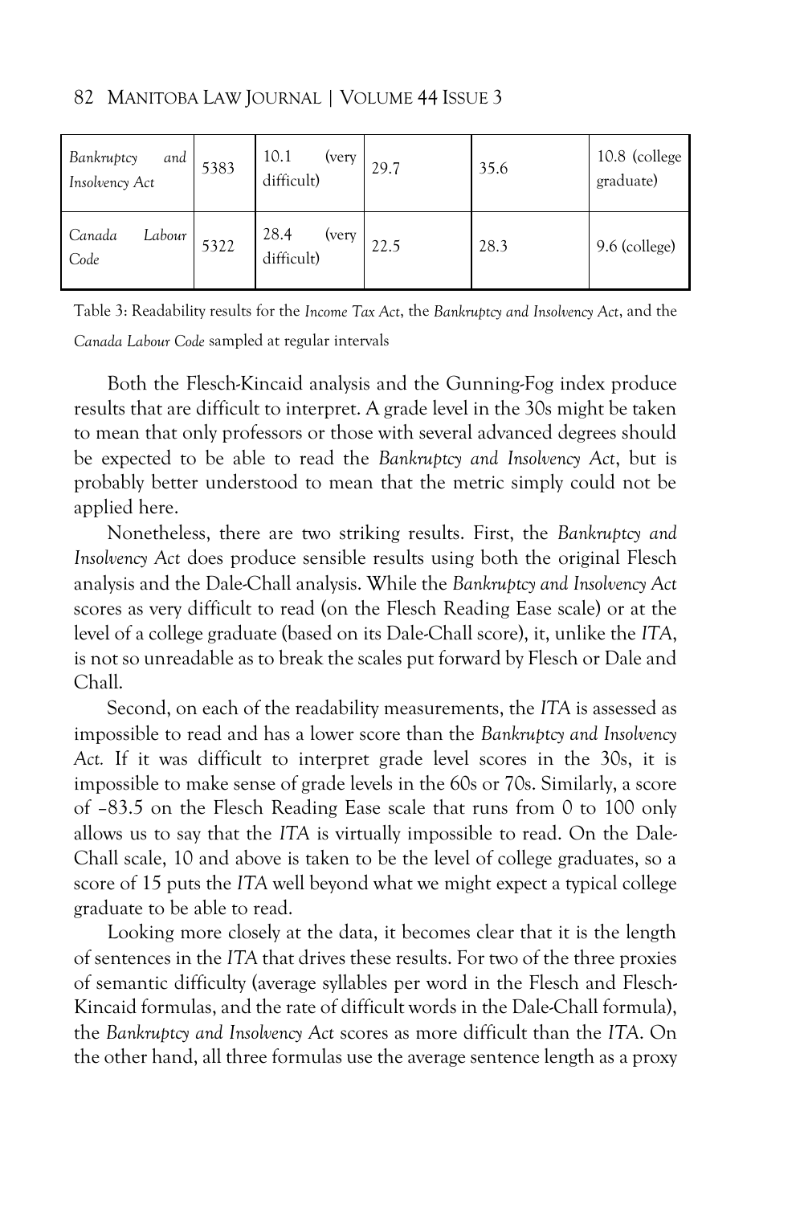| *Bankruptcy and Insolvency Act* | 5383 | 10.1 (very difficult) | 29.7 | 35.6 | 10.8 (college graduate) |
|---|---|---|---|---|---|
| *Canada Labour Code* | 5322 | 28.4 (very difficult) | 22.5 | 28.3 | 9.6 (college) |

Table 3: Readability results for the *Income Tax Act*, the *Bankruptcy and Insolvency Act*, and the *Canada Labour Code* sampled at regular intervals

Both the Flesch-Kincaid analysis and the Gunning-Fog index produce results that are difficult to interpret. A grade level in the 30s might be taken to mean that only professors or those with several advanced degrees should be expected to be able to read the *Bankruptcy and Insolvency Act*, but is probably better understood to mean that the metric simply could not be applied here.

Nonetheless, there are two striking results. First, the *Bankruptcy and Insolvency Act* does produce sensible results using both the original Flesch analysis and the Dale-Chall analysis. While the *Bankruptcy and Insolvency Act* scores as very difficult to read (on the Flesch Reading Ease scale) or at the level of a college graduate (based on its Dale-Chall score), it, unlike the *ITA*, is not so unreadable as to break the scales put forward by Flesch or Dale and Chall.

Second, on each of the readability measurements, the *ITA* is assessed as impossible to read and has a lower score than the *Bankruptcy and Insolvency Act.* If it was difficult to interpret grade level scores in the 30s, it is impossible to make sense of grade levels in the 60s or 70s. Similarly, a score of –83.5 on the Flesch Reading Ease scale that runs from 0 to 100 only allows us to say that the *ITA* is virtually impossible to read. On the Dale-Chall scale, 10 and above is taken to be the level of college graduates, so a score of 15 puts the *ITA* well beyond what we might expect a typical college graduate to be able to read.

Looking more closely at the data, it becomes clear that it is the length of sentences in the *ITA* that drives these results. For two of the three proxies of semantic difficulty (average syllables per word in the Flesch and Flesch-Kincaid formulas, and the rate of difficult words in the Dale-Chall formula), the *Bankruptcy and Insolvency Act* scores as more difficult than the *ITA*. On the other hand, all three formulas use the average sentence length as a proxy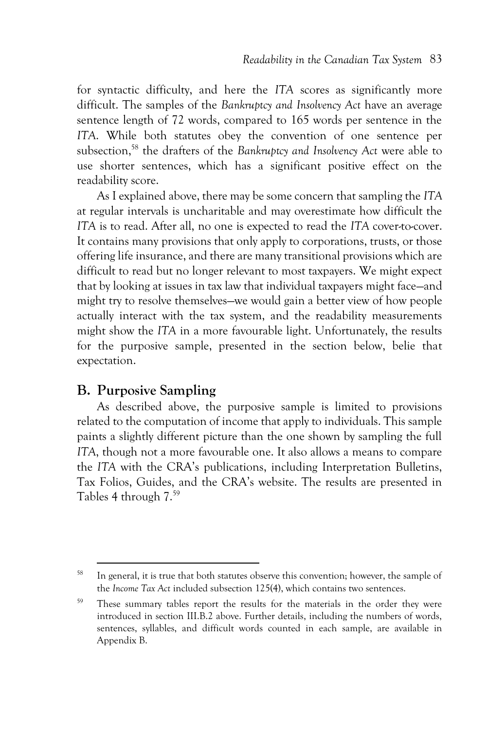for syntactic difficulty, and here the *ITA* scores as significantly more difficult. The samples of the *Bankruptcy and Insolvency Act* have an average sentence length of 72 words, compared to 165 words per sentence in the *ITA*. While both statutes obey the convention of one sentence per subsection,[58] the drafters of the *Bankruptcy and Insolvency Act* were able to use shorter sentences, which has a significant positive effect on the readability score.

As I explained above, there may be some concern that sampling the *ITA* at regular intervals is uncharitable and may overestimate how difficult the *ITA* is to read. After all, no one is expected to read the *ITA* cover-to-cover. It contains many provisions that only apply to corporations, trusts, or those offering life insurance, and there are many transitional provisions which are difficult to read but no longer relevant to most taxpayers. We might expect that by looking at issues in tax law that individual taxpayers might face—and might try to resolve themselves—we would gain a better view of how people actually interact with the tax system, and the readability measurements might show the *ITA* in a more favourable light. Unfortunately, the results for the purposive sample, presented in the section below, belie that expectation.

## B. Purposive Sampling

As described above, the purposive sample is limited to provisions related to the computation of income that apply to individuals. This sample paints a slightly different picture than the one shown by sampling the full *ITA*, though not a more favourable one. It also allows a means to compare the *ITA* with the CRA's publications, including Interpretation Bulletins, Tax Folios, Guides, and the CRA's website. The results are presented in Tables 4 through 7.[59]

---

[58] In general, it is true that both statutes observe this convention; however, the sample of the *Income Tax Act* included subsection 125(4), which contains two sentences.

[59] These summary tables report the results for the materials in the order they were introduced in section III.B.2 above. Further details, including the numbers of words, sentences, syllables, and difficult words counted in each sample, are available in Appendix B.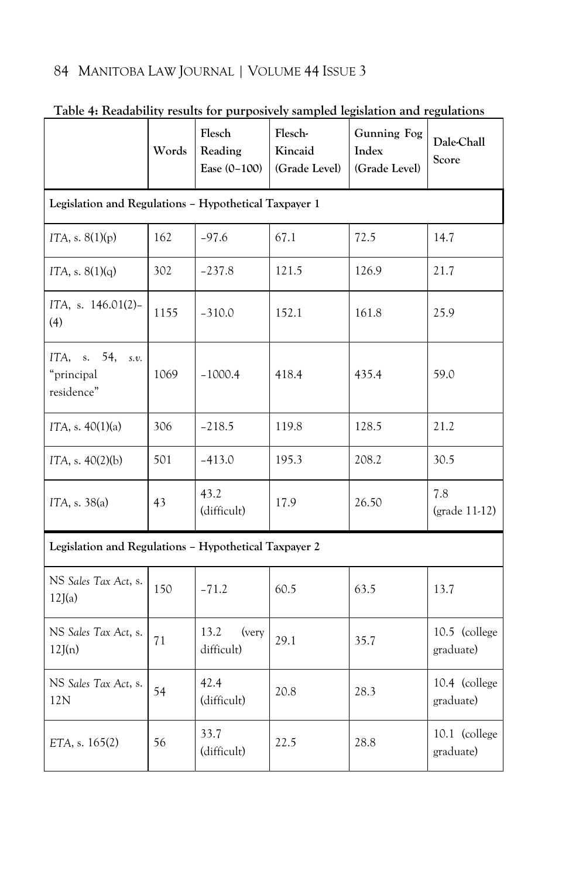**Table 4: Readability results for purposively sampled legislation and regulations**

| | Words | Flesch Reading Ease (0–100) | Flesch-Kincaid (Grade Level) | Gunning Fog Index (Grade Level) | Dale-Chall Score |
|---|---|---|---|---|---|
| **Legislation and Regulations – Hypothetical Taxpayer 1** | | | | | |
| *ITA*, s. 8(1)(p) | 162 | –97.6 | 67.1 | 72.5 | 14.7 |
| *ITA*, s. 8(1)(q) | 302 | –237.8 | 121.5 | 126.9 | 21.7 |
| *ITA*, s. 146.01(2)–(4) | 1155 | –310.0 | 152.1 | 161.8 | 25.9 |
| *ITA*, s. 54, *s.v.* "principal residence" | 1069 | –1000.4 | 418.4 | 435.4 | 59.0 |
| *ITA*, s. 40(1)(a) | 306 | –218.5 | 119.8 | 128.5 | 21.2 |
| *ITA*, s. 40(2)(b) | 501 | –413.0 | 195.3 | 208.2 | 30.5 |
| *ITA*, s. 38(a) | 43 | 43.2 (difficult) | 17.9 | 26.50 | 7.8 (grade 11-12) |
| **Legislation and Regulations – Hypothetical Taxpayer 2** | | | | | |
| NS *Sales Tax Act*, s. 12J(a) | 150 | –71.2 | 60.5 | 63.5 | 13.7 |
| NS *Sales Tax Act*, s. 12J(n) | 71 | 13.2 (very difficult) | 29.1 | 35.7 | 10.5 (college graduate) |
| NS *Sales Tax Act*, s. 12N | 54 | 42.4 (difficult) | 20.8 | 28.3 | 10.4 (college graduate) |
| *ETA*, s. 165(2) | 56 | 33.7 (difficult) | 22.5 | 28.8 | 10.1 (college graduate) |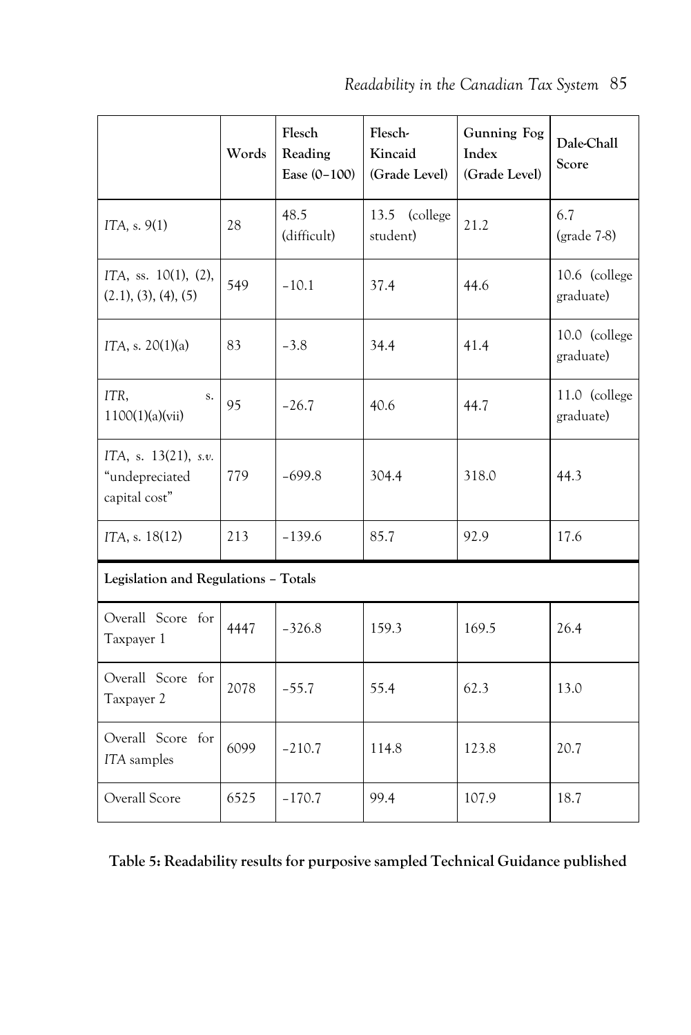| | Words | Flesch Reading Ease (0–100) | Flesch-Kincaid (Grade Level) | Gunning Fog Index (Grade Level) | Dale-Chall Score |
|---|---|---|---|---|---|
| *ITA*, s. 9(1) | 28 | 48.5 (difficult) | 13.5 (college student) | 21.2 | 6.7 (grade 7-8) |
| *ITA*, ss. 10(1), (2), (2.1), (3), (4), (5) | 549 | −10.1 | 37.4 | 44.6 | 10.6 (college graduate) |
| *ITA*, s. 20(1)(a) | 83 | −3.8 | 34.4 | 41.4 | 10.0 (college graduate) |
| *ITR*, s. 1100(1)(a)(vii) | 95 | −26.7 | 40.6 | 44.7 | 11.0 (college graduate) |
| *ITA*, s. 13(21), *s.v.* "undepreciated capital cost" | 779 | −699.8 | 304.4 | 318.0 | 44.3 |
| *ITA*, s. 18(12) | 213 | −139.6 | 85.7 | 92.9 | 17.6 |
| **Legislation and Regulations – Totals** | | | | | |
| Overall Score for Taxpayer 1 | 4447 | −326.8 | 159.3 | 169.5 | 26.4 |
| Overall Score for Taxpayer 2 | 2078 | −55.7 | 55.4 | 62.3 | 13.0 |
| Overall Score for *ITA* samples | 6099 | −210.7 | 114.8 | 123.8 | 20.7 |
| Overall Score | 6525 | −170.7 | 99.4 | 107.9 | 18.7 |

**Table 5: Readability results for purposive sampled Technical Guidance published**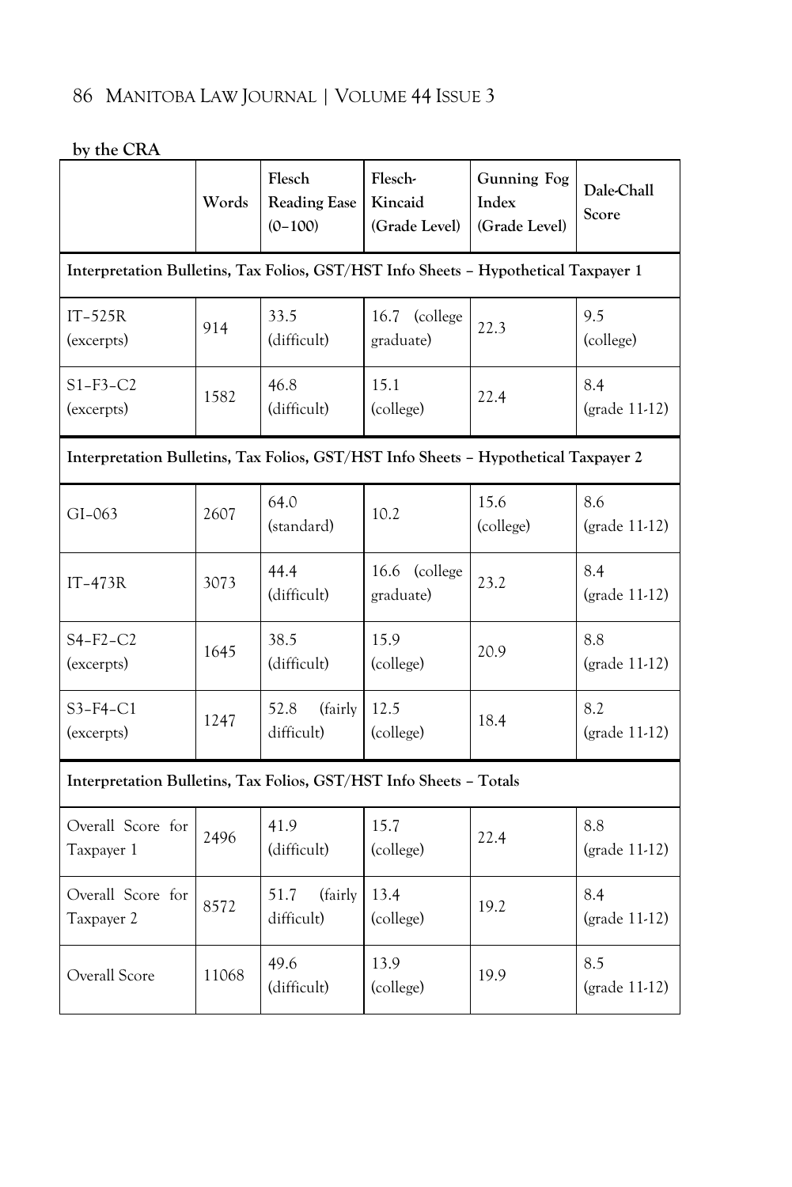**by the CRA**

| | Words | Flesch Reading Ease (0–100) | Flesch-Kincaid (Grade Level) | Gunning Fog Index (Grade Level) | Dale-Chall Score |
|---|---|---|---|---|---|
| **Interpretation Bulletins, Tax Folios, GST/HST Info Sheets – Hypothetical Taxpayer 1** | | | | | |
| IT–525R (excerpts) | 914 | 33.5 (difficult) | 16.7 (college graduate) | 22.3 | 9.5 (college) |
| S1–F3–C2 (excerpts) | 1582 | 46.8 (difficult) | 15.1 (college) | 22.4 | 8.4 (grade 11-12) |
| **Interpretation Bulletins, Tax Folios, GST/HST Info Sheets – Hypothetical Taxpayer 2** | | | | | |
| GI–063 | 2607 | 64.0 (standard) | 10.2 | 15.6 (college) | 8.6 (grade 11-12) |
| IT–473R | 3073 | 44.4 (difficult) | 16.6 (college graduate) | 23.2 | 8.4 (grade 11-12) |
| S4–F2–C2 (excerpts) | 1645 | 38.5 (difficult) | 15.9 (college) | 20.9 | 8.8 (grade 11-12) |
| S3–F4–C1 (excerpts) | 1247 | 52.8 (fairly difficult) | 12.5 (college) | 18.4 | 8.2 (grade 11-12) |
| **Interpretation Bulletins, Tax Folios, GST/HST Info Sheets – Totals** | | | | | |
| Overall Score for Taxpayer 1 | 2496 | 41.9 (difficult) | 15.7 (college) | 22.4 | 8.8 (grade 11-12) |
| Overall Score for Taxpayer 2 | 8572 | 51.7 (fairly difficult) | 13.4 (college) | 19.2 | 8.4 (grade 11-12) |
| Overall Score | 11068 | 49.6 (difficult) | 13.9 (college) | 19.9 | 8.5 (grade 11-12) |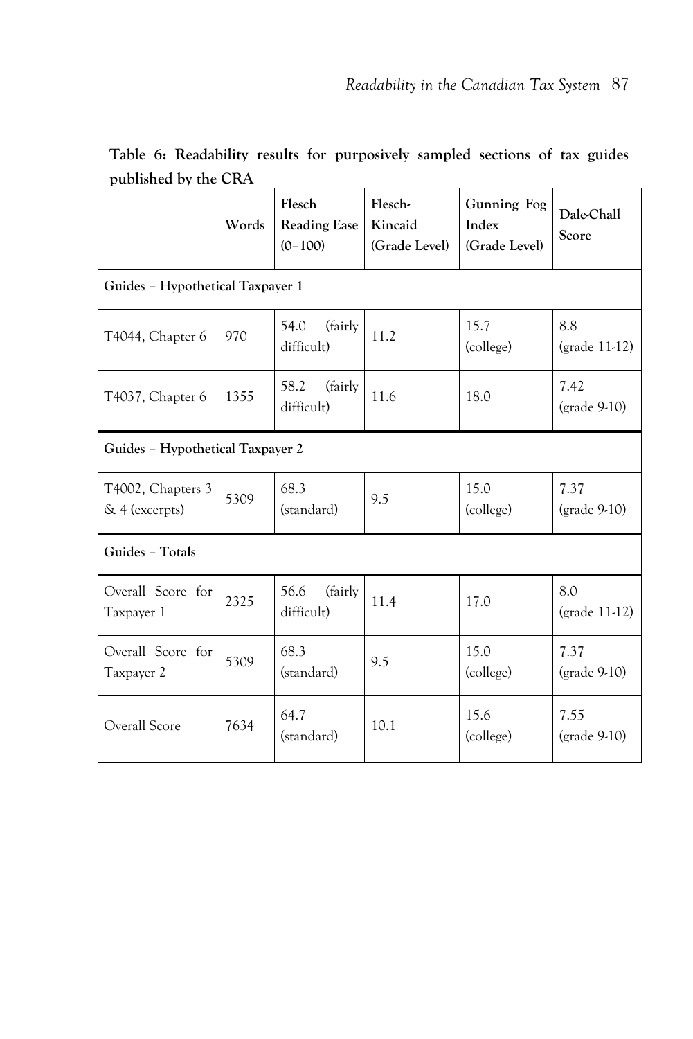**Table 6: Readability results for purposively sampled sections of tax guides published by the CRA**

| | Words | Flesch Reading Ease (0–100) | Flesch-Kincaid (Grade Level) | Gunning Fog Index (Grade Level) | Dale-Chall Score |
|---|---|---|---|---|---|
| **Guides – Hypothetical Taxpayer 1** | | | | | |
| T4044, Chapter 6 | 970 | 54.0 (fairly difficult) | 11.2 | 15.7 (college) | 8.8 (grade 11-12) |
| T4037, Chapter 6 | 1355 | 58.2 (fairly difficult) | 11.6 | 18.0 | 7.42 (grade 9-10) |
| **Guides – Hypothetical Taxpayer 2** | | | | | |
| T4002, Chapters 3 & 4 (excerpts) | 5309 | 68.3 (standard) | 9.5 | 15.0 (college) | 7.37 (grade 9-10) |
| **Guides – Totals** | | | | | |
| Overall Score for Taxpayer 1 | 2325 | 56.6 (fairly difficult) | 11.4 | 17.0 | 8.0 (grade 11-12) |
| Overall Score for Taxpayer 2 | 5309 | 68.3 (standard) | 9.5 | 15.0 (college) | 7.37 (grade 9-10) |
| Overall Score | 7634 | 64.7 (standard) | 10.1 | 15.6 (college) | 7.55 (grade 9-10) |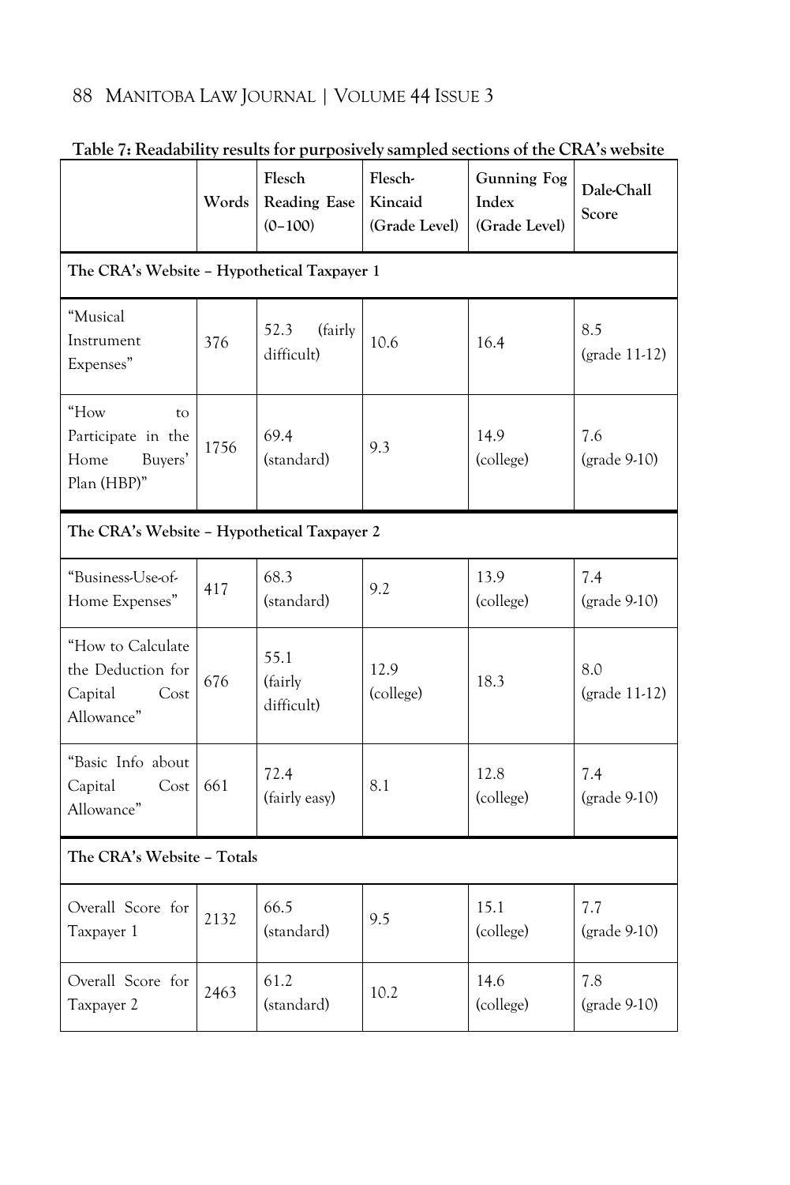**Table 7: Readability results for purposively sampled sections of the CRA's website**

| | Words | Flesch Reading Ease (0–100) | Flesch-Kincaid (Grade Level) | Gunning Fog Index (Grade Level) | Dale-Chall Score |
|---|---|---|---|---|---|
| **The CRA's Website – Hypothetical Taxpayer 1** | | | | | |
| "Musical Instrument Expenses" | 376 | 52.3 (fairly difficult) | 10.6 | 16.4 | 8.5 (grade 11-12) |
| "How to Participate in the Home Buyers' Plan (HBP)" | 1756 | 69.4 (standard) | 9.3 | 14.9 (college) | 7.6 (grade 9-10) |
| **The CRA's Website – Hypothetical Taxpayer 2** | | | | | |
| "Business-Use-of-Home Expenses" | 417 | 68.3 (standard) | 9.2 | 13.9 (college) | 7.4 (grade 9-10) |
| "How to Calculate the Deduction for Capital Cost Allowance" | 676 | 55.1 (fairly difficult) | 12.9 (college) | 18.3 | 8.0 (grade 11-12) |
| "Basic Info about Capital Cost Allowance" | 661 | 72.4 (fairly easy) | 8.1 | 12.8 (college) | 7.4 (grade 9-10) |
| **The CRA's Website – Totals** | | | | | |
| Overall Score for Taxpayer 1 | 2132 | 66.5 (standard) | 9.5 | 15.1 (college) | 7.7 (grade 9-10) |
| Overall Score for Taxpayer 2 | 2463 | 61.2 (standard) | 10.2 | 14.6 (college) | 7.8 (grade 9-10) |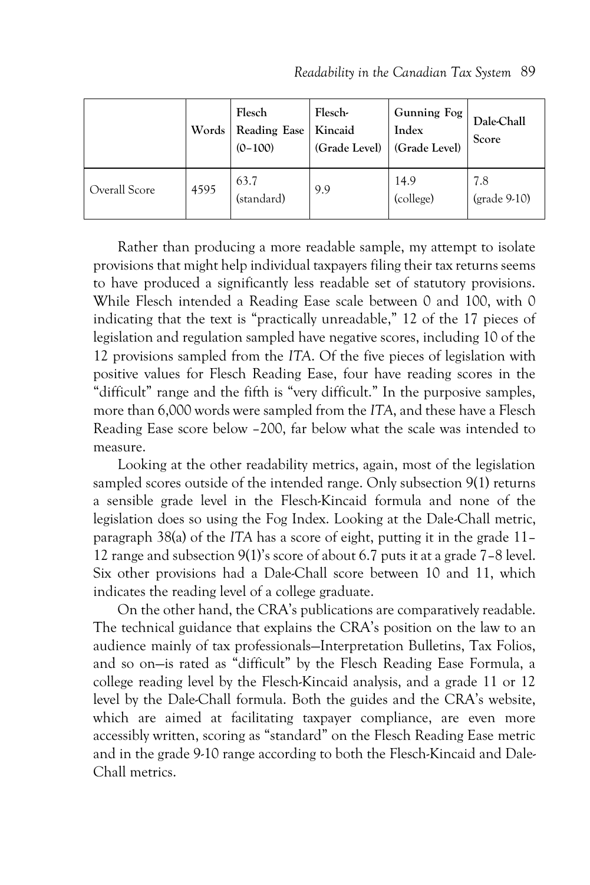| | Words | Flesch Reading Ease (0–100) | Flesch-Kincaid (Grade Level) | Gunning Fog Index (Grade Level) | Dale-Chall Score |
|---|---|---|---|---|---|
| Overall Score | 4595 | 63.7 (standard) | 9.9 | 14.9 (college) | 7.8 (grade 9-10) |

Rather than producing a more readable sample, my attempt to isolate provisions that might help individual taxpayers filing their tax returns seems to have produced a significantly less readable set of statutory provisions. While Flesch intended a Reading Ease scale between 0 and 100, with 0 indicating that the text is "practically unreadable," 12 of the 17 pieces of legislation and regulation sampled have negative scores, including 10 of the 12 provisions sampled from the *ITA*. Of the five pieces of legislation with positive values for Flesch Reading Ease, four have reading scores in the "difficult" range and the fifth is "very difficult." In the purposive samples, more than 6,000 words were sampled from the *ITA*, and these have a Flesch Reading Ease score below –200, far below what the scale was intended to measure.

Looking at the other readability metrics, again, most of the legislation sampled scores outside of the intended range. Only subsection 9(1) returns a sensible grade level in the Flesch-Kincaid formula and none of the legislation does so using the Fog Index. Looking at the Dale-Chall metric, paragraph 38(a) of the *ITA* has a score of eight, putting it in the grade 11–12 range and subsection 9(1)'s score of about 6.7 puts it at a grade 7–8 level. Six other provisions had a Dale-Chall score between 10 and 11, which indicates the reading level of a college graduate.

On the other hand, the CRA's publications are comparatively readable. The technical guidance that explains the CRA's position on the law to an audience mainly of tax professionals—Interpretation Bulletins, Tax Folios, and so on—is rated as "difficult" by the Flesch Reading Ease Formula, a college reading level by the Flesch-Kincaid analysis, and a grade 11 or 12 level by the Dale-Chall formula. Both the guides and the CRA's website, which are aimed at facilitating taxpayer compliance, are even more accessibly written, scoring as "standard" on the Flesch Reading Ease metric and in the grade 9-10 range according to both the Flesch-Kincaid and Dale-Chall metrics.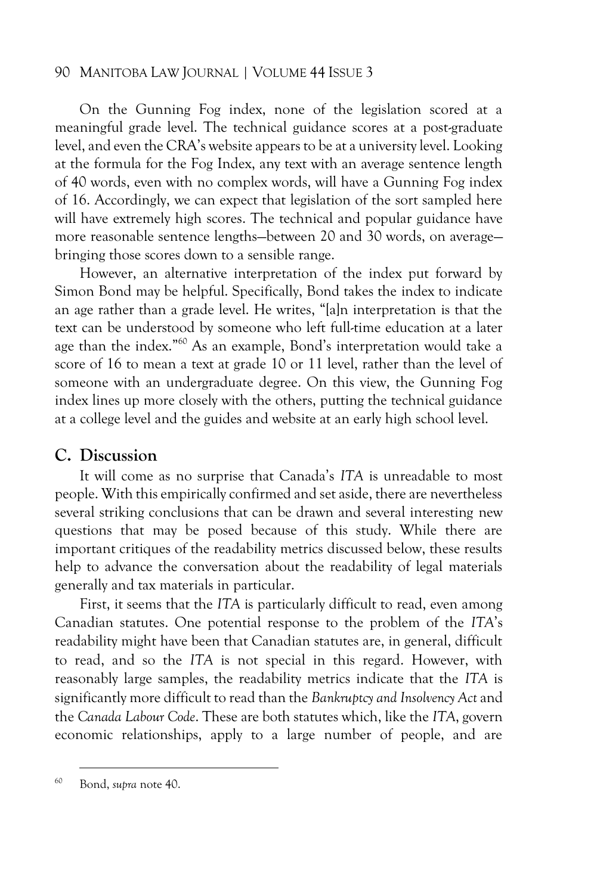On the Gunning Fog index, none of the legislation scored at a meaningful grade level. The technical guidance scores at a post-graduate level, and even the CRA's website appears to be at a university level. Looking at the formula for the Fog Index, any text with an average sentence length of 40 words, even with no complex words, will have a Gunning Fog index of 16. Accordingly, we can expect that legislation of the sort sampled here will have extremely high scores. The technical and popular guidance have more reasonable sentence lengths—between 20 and 30 words, on average—bringing those scores down to a sensible range.

However, an alternative interpretation of the index put forward by Simon Bond may be helpful. Specifically, Bond takes the index to indicate an age rather than a grade level. He writes, "[a]n interpretation is that the text can be understood by someone who left full-time education at a later age than the index."[60] As an example, Bond's interpretation would take a score of 16 to mean a text at grade 10 or 11 level, rather than the level of someone with an undergraduate degree. On this view, the Gunning Fog index lines up more closely with the others, putting the technical guidance at a college level and the guides and website at an early high school level.

## C. Discussion

It will come as no surprise that Canada's *ITA* is unreadable to most people. With this empirically confirmed and set aside, there are nevertheless several striking conclusions that can be drawn and several interesting new questions that may be posed because of this study. While there are important critiques of the readability metrics discussed below, these results help to advance the conversation about the readability of legal materials generally and tax materials in particular.

First, it seems that the *ITA* is particularly difficult to read, even among Canadian statutes. One potential response to the problem of the *ITA*'s readability might have been that Canadian statutes are, in general, difficult to read, and so the *ITA* is not special in this regard. However, with reasonably large samples, the readability metrics indicate that the *ITA* is significantly more difficult to read than the *Bankruptcy and Insolvency Act* and the *Canada Labour Code*. These are both statutes which, like the *ITA*, govern economic relationships, apply to a large number of people, and are

---

[60] Bond, *supra* note 40.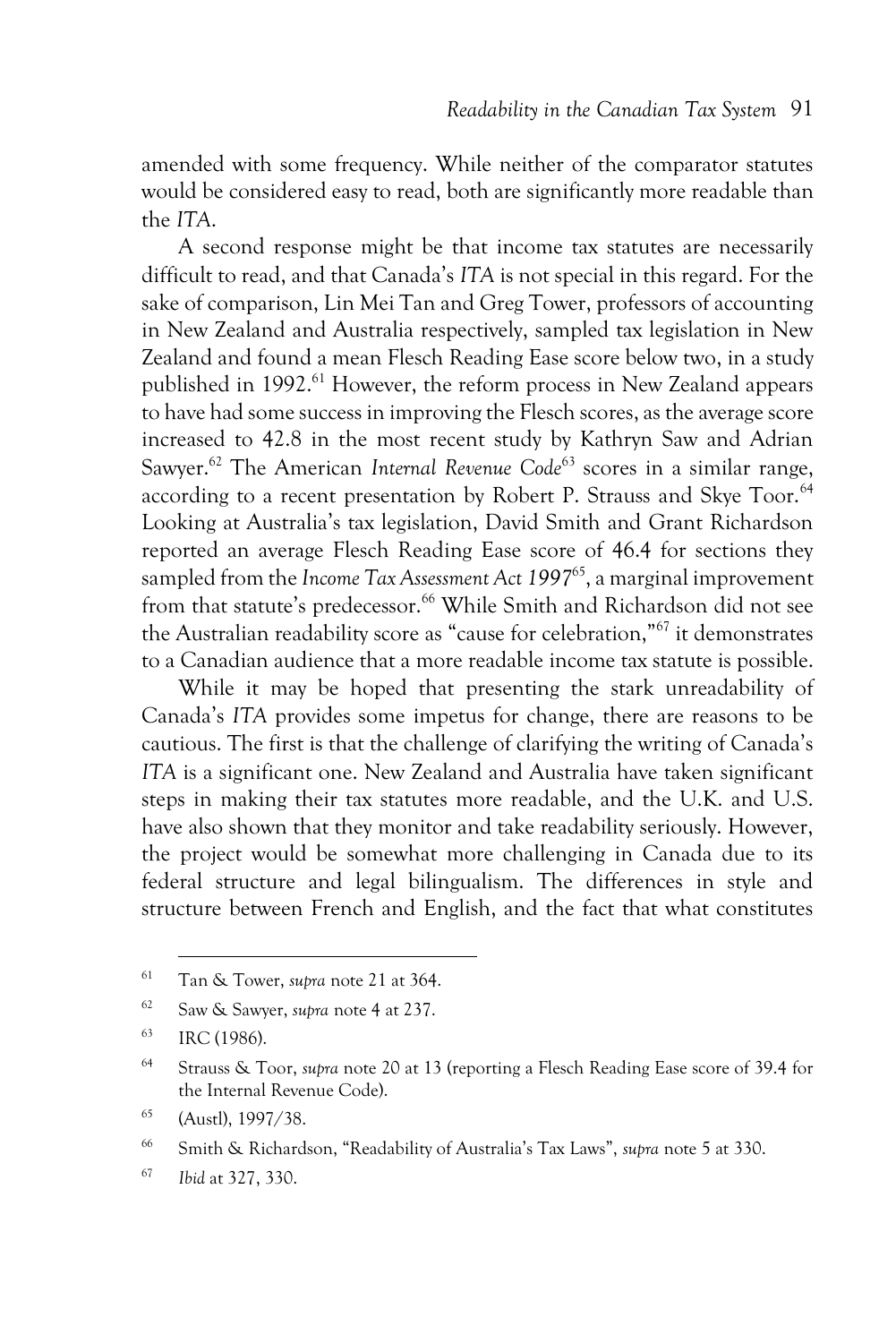amended with some frequency. While neither of the comparator statutes would be considered easy to read, both are significantly more readable than the *ITA*.

A second response might be that income tax statutes are necessarily difficult to read, and that Canada's *ITA* is not special in this regard. For the sake of comparison, Lin Mei Tan and Greg Tower, professors of accounting in New Zealand and Australia respectively, sampled tax legislation in New Zealand and found a mean Flesch Reading Ease score below two, in a study published in 1992.[61] However, the reform process in New Zealand appears to have had some success in improving the Flesch scores, as the average score increased to 42.8 in the most recent study by Kathryn Saw and Adrian Sawyer.[62] The American *Internal Revenue Code*[63] scores in a similar range, according to a recent presentation by Robert P. Strauss and Skye Toor.[64] Looking at Australia's tax legislation, David Smith and Grant Richardson reported an average Flesch Reading Ease score of 46.4 for sections they sampled from the *Income Tax Assessment Act 1997*[65], a marginal improvement from that statute's predecessor.[66] While Smith and Richardson did not see the Australian readability score as "cause for celebration,"[67] it demonstrates to a Canadian audience that a more readable income tax statute is possible.

While it may be hoped that presenting the stark unreadability of Canada's *ITA* provides some impetus for change, there are reasons to be cautious. The first is that the challenge of clarifying the writing of Canada's *ITA* is a significant one. New Zealand and Australia have taken significant steps in making their tax statutes more readable, and the U.K. and U.S. have also shown that they monitor and take readability seriously. However, the project would be somewhat more challenging in Canada due to its federal structure and legal bilingualism. The differences in style and structure between French and English, and the fact that what constitutes

---

[61] Tan & Tower, *supra* note 21 at 364.

[62] Saw & Sawyer, *supra* note 4 at 237.

[63] IRC (1986).

[64] Strauss & Toor, *supra* note 20 at 13 (reporting a Flesch Reading Ease score of 39.4 for the Internal Revenue Code).

[65] (Austl), 1997/38.

[66] Smith & Richardson, "Readability of Australia's Tax Laws", *supra* note 5 at 330.

[67] *Ibid* at 327, 330.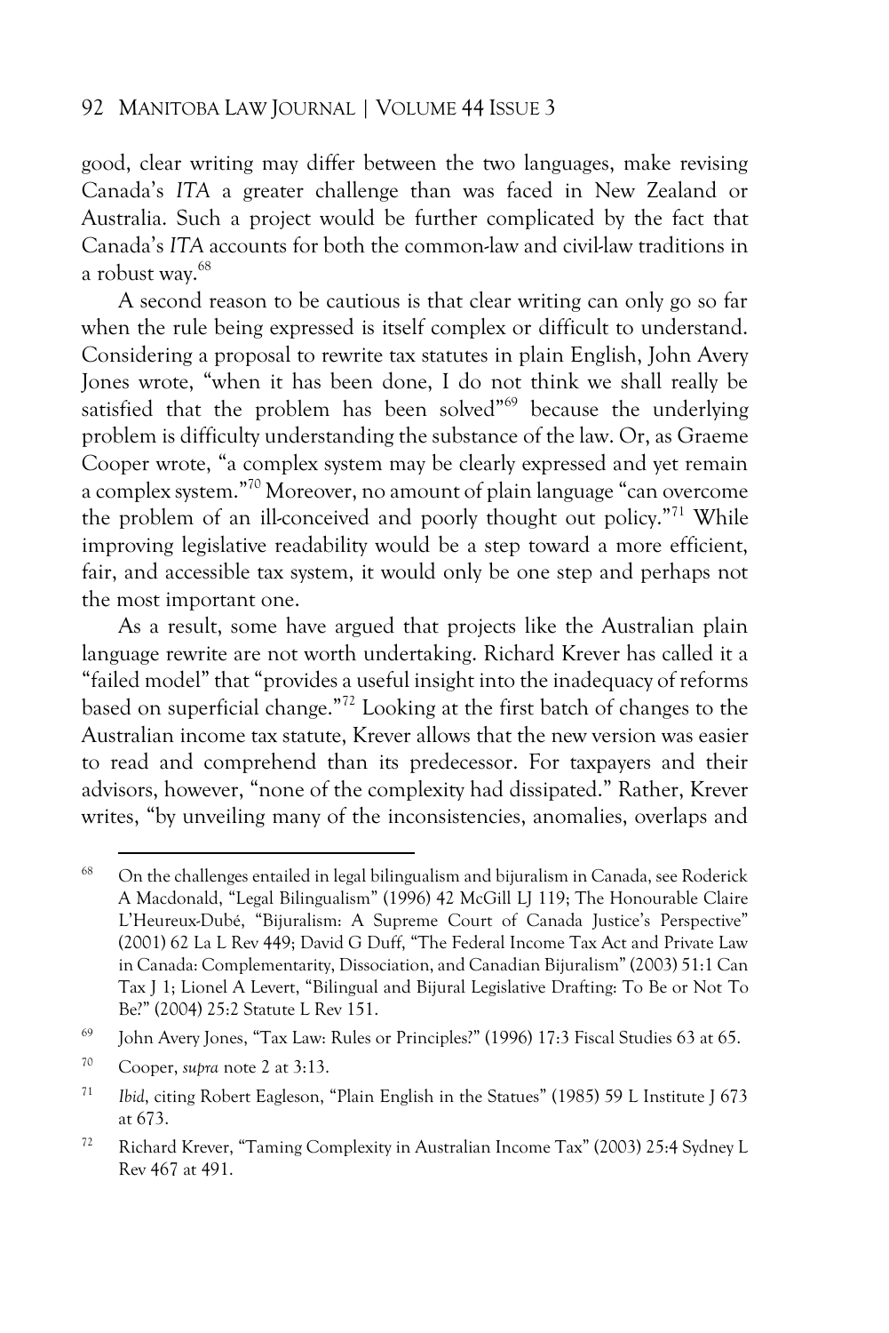good, clear writing may differ between the two languages, make revising Canada's *ITA* a greater challenge than was faced in New Zealand or Australia. Such a project would be further complicated by the fact that Canada's *ITA* accounts for both the common-law and civil-law traditions in a robust way.[68]

A second reason to be cautious is that clear writing can only go so far when the rule being expressed is itself complex or difficult to understand. Considering a proposal to rewrite tax statutes in plain English, John Avery Jones wrote, "when it has been done, I do not think we shall really be satisfied that the problem has been solved"[69] because the underlying problem is difficulty understanding the substance of the law. Or, as Graeme Cooper wrote, "a complex system may be clearly expressed and yet remain a complex system."[70] Moreover, no amount of plain language "can overcome the problem of an ill-conceived and poorly thought out policy."[71] While improving legislative readability would be a step toward a more efficient, fair, and accessible tax system, it would only be one step and perhaps not the most important one.

As a result, some have argued that projects like the Australian plain language rewrite are not worth undertaking. Richard Krever has called it a "failed model" that "provides a useful insight into the inadequacy of reforms based on superficial change."[72] Looking at the first batch of changes to the Australian income tax statute, Krever allows that the new version was easier to read and comprehend than its predecessor. For taxpayers and their advisors, however, "none of the complexity had dissipated." Rather, Krever writes, "by unveiling many of the inconsistencies, anomalies, overlaps and

---

[68] On the challenges entailed in legal bilingualism and bijuralism in Canada, see Roderick A Macdonald, "Legal Bilingualism" (1996) 42 McGill LJ 119; The Honourable Claire L'Heureux-Dubé, "Bijuralism: A Supreme Court of Canada Justice's Perspective" (2001) 62 La L Rev 449; David G Duff, "The Federal Income Tax Act and Private Law in Canada: Complementarity, Dissociation, and Canadian Bijuralism" (2003) 51:1 Can Tax J 1; Lionel A Levert, "Bilingual and Bijural Legislative Drafting: To Be or Not To Be?" (2004) 25:2 Statute L Rev 151.

[69] John Avery Jones, "Tax Law: Rules or Principles?" (1996) 17:3 Fiscal Studies 63 at 65.

[70] Cooper, *supra* note 2 at 3:13.

[71] *Ibid*, citing Robert Eagleson, "Plain English in the Statues" (1985) 59 L Institute J 673 at 673.

[72] Richard Krever, "Taming Complexity in Australian Income Tax" (2003) 25:4 Sydney L Rev 467 at 491.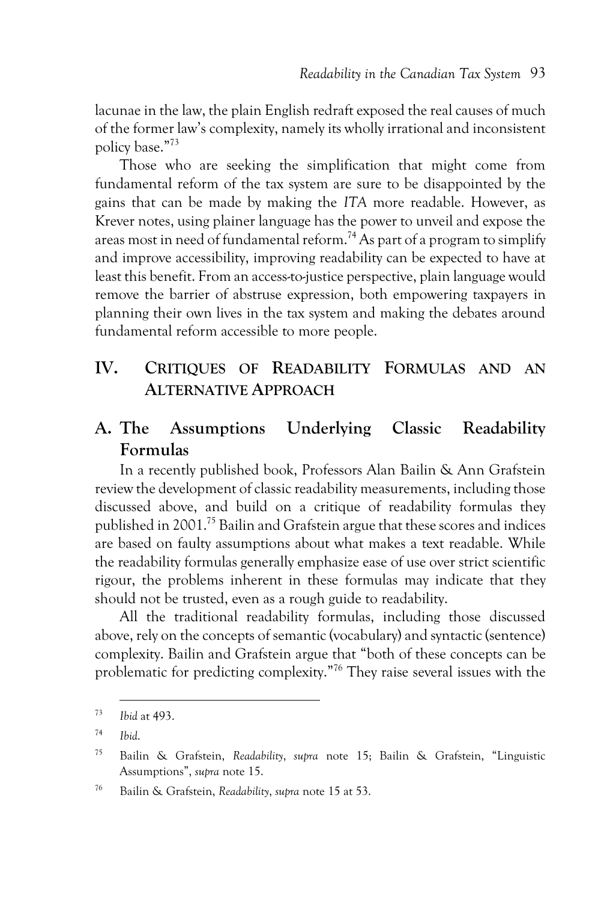lacunae in the law, the plain English redraft exposed the real causes of much of the former law's complexity, namely its wholly irrational and inconsistent policy base."[73]

Those who are seeking the simplification that might come from fundamental reform of the tax system are sure to be disappointed by the gains that can be made by making the *ITA* more readable. However, as Krever notes, using plainer language has the power to unveil and expose the areas most in need of fundamental reform.[74] As part of a program to simplify and improve accessibility, improving readability can be expected to have at least this benefit. From an access-to-justice perspective, plain language would remove the barrier of abstruse expression, both empowering taxpayers in planning their own lives in the tax system and making the debates around fundamental reform accessible to more people.

## IV. CRITIQUES OF READABILITY FORMULAS AND AN ALTERNATIVE APPROACH

### A. The Assumptions Underlying Classic Readability Formulas

In a recently published book, Professors Alan Bailin & Ann Grafstein review the development of classic readability measurements, including those discussed above, and build on a critique of readability formulas they published in 2001.[75] Bailin and Grafstein argue that these scores and indices are based on faulty assumptions about what makes a text readable. While the readability formulas generally emphasize ease of use over strict scientific rigour, the problems inherent in these formulas may indicate that they should not be trusted, even as a rough guide to readability.

All the traditional readability formulas, including those discussed above, rely on the concepts of semantic (vocabulary) and syntactic (sentence) complexity. Bailin and Grafstein argue that "both of these concepts can be problematic for predicting complexity."[76] They raise several issues with the

---

[73] *Ibid* at 493.

[74] *Ibid*.

[75] Bailin & Grafstein, *Readability*, *supra* note 15; Bailin & Grafstein, "Linguistic Assumptions", *supra* note 15.

[76] Bailin & Grafstein, *Readability*, *supra* note 15 at 53.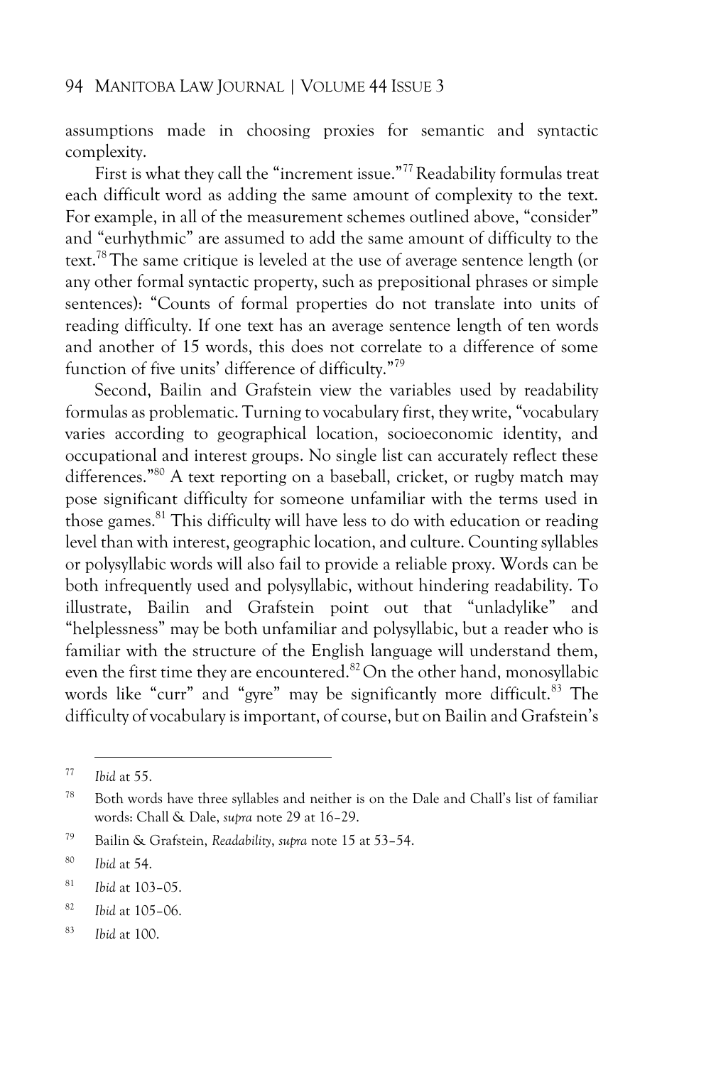assumptions made in choosing proxies for semantic and syntactic complexity.

First is what they call the "increment issue."[77] Readability formulas treat each difficult word as adding the same amount of complexity to the text. For example, in all of the measurement schemes outlined above, "consider" and "eurhythmic" are assumed to add the same amount of difficulty to the text.[78] The same critique is leveled at the use of average sentence length (or any other formal syntactic property, such as prepositional phrases or simple sentences): "Counts of formal properties do not translate into units of reading difficulty. If one text has an average sentence length of ten words and another of 15 words, this does not correlate to a difference of some function of five units' difference of difficulty."[79]

Second, Bailin and Grafstein view the variables used by readability formulas as problematic. Turning to vocabulary first, they write, "vocabulary varies according to geographical location, socioeconomic identity, and occupational and interest groups. No single list can accurately reflect these differences."[80] A text reporting on a baseball, cricket, or rugby match may pose significant difficulty for someone unfamiliar with the terms used in those games.[81] This difficulty will have less to do with education or reading level than with interest, geographic location, and culture. Counting syllables or polysyllabic words will also fail to provide a reliable proxy. Words can be both infrequently used and polysyllabic, without hindering readability. To illustrate, Bailin and Grafstein point out that "unladylike" and "helplessness" may be both unfamiliar and polysyllabic, but a reader who is familiar with the structure of the English language will understand them, even the first time they are encountered.[82] On the other hand, monosyllabic words like "curr" and "gyre" may be significantly more difficult.[83] The difficulty of vocabulary is important, of course, but on Bailin and Grafstein's

---

[77] *Ibid* at 55.

[78] Both words have three syllables and neither is on the Dale and Chall's list of familiar words: Chall & Dale, *supra* note 29 at 16–29.

[79] Bailin & Grafstein, *Readability*, *supra* note 15 at 53–54.

[80] *Ibid* at 54.

[81] *Ibid* at 103–05.

[82] *Ibid* at 105–06.

[83] *Ibid* at 100.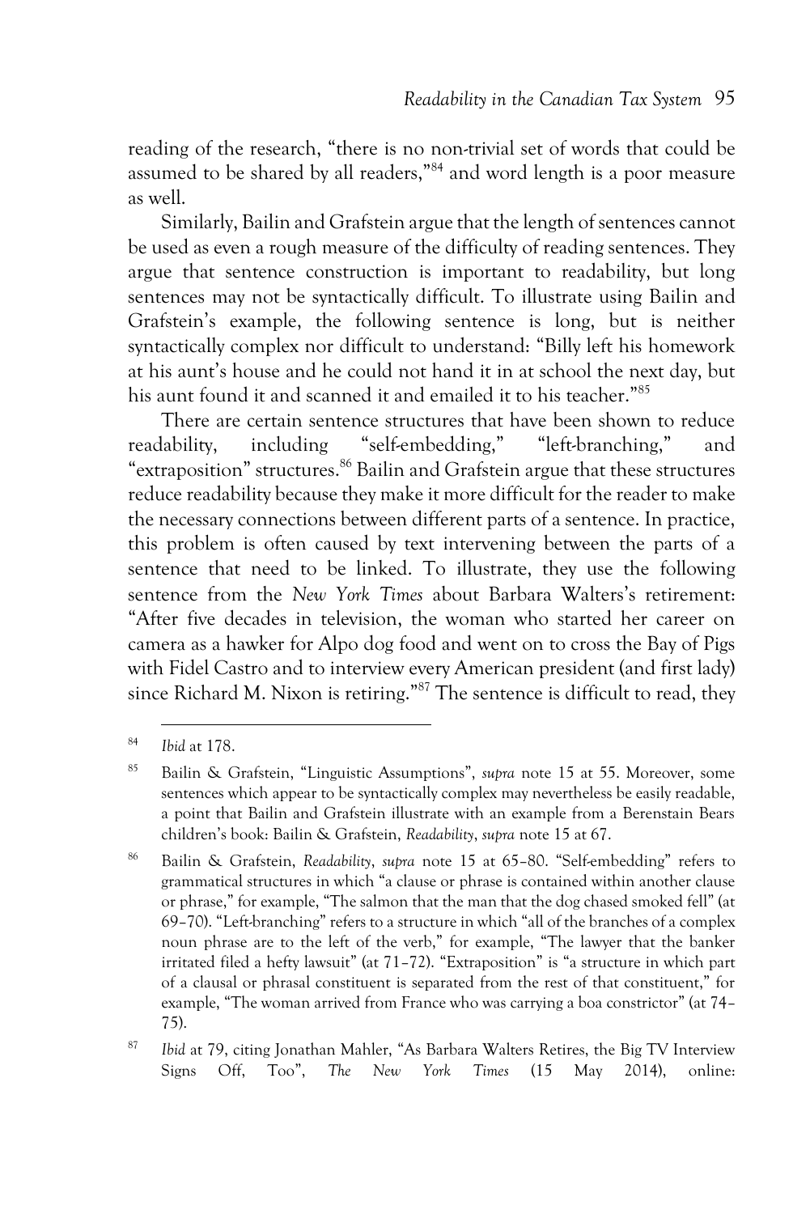reading of the research, "there is no non-trivial set of words that could be assumed to be shared by all readers,"[84] and word length is a poor measure as well.

Similarly, Bailin and Grafstein argue that the length of sentences cannot be used as even a rough measure of the difficulty of reading sentences. They argue that sentence construction is important to readability, but long sentences may not be syntactically difficult. To illustrate using Bailin and Grafstein's example, the following sentence is long, but is neither syntactically complex nor difficult to understand: "Billy left his homework at his aunt's house and he could not hand it in at school the next day, but his aunt found it and scanned it and emailed it to his teacher."[85]

There are certain sentence structures that have been shown to reduce readability, including "self-embedding," "left-branching," and "extraposition" structures.[86] Bailin and Grafstein argue that these structures reduce readability because they make it more difficult for the reader to make the necessary connections between different parts of a sentence. In practice, this problem is often caused by text intervening between the parts of a sentence that need to be linked. To illustrate, they use the following sentence from the *New York Times* about Barbara Walters's retirement: "After five decades in television, the woman who started her career on camera as a hawker for Alpo dog food and went on to cross the Bay of Pigs with Fidel Castro and to interview every American president (and first lady) since Richard M. Nixon is retiring."[87] The sentence is difficult to read, they

---

[84] *Ibid* at 178.

[85] Bailin & Grafstein, "Linguistic Assumptions", *supra* note 15 at 55. Moreover, some sentences which appear to be syntactically complex may nevertheless be easily readable, a point that Bailin and Grafstein illustrate with an example from a Berenstain Bears children's book: Bailin & Grafstein, *Readability*, *supra* note 15 at 67.

[86] Bailin & Grafstein, *Readability*, *supra* note 15 at 65–80. "Self-embedding" refers to grammatical structures in which "a clause or phrase is contained within another clause or phrase," for example, "The salmon that the man that the dog chased smoked fell" (at 69–70). "Left-branching" refers to a structure in which "all of the branches of a complex noun phrase are to the left of the verb," for example, "The lawyer that the banker irritated filed a hefty lawsuit" (at 71–72). "Extraposition" is "a structure in which part of a clausal or phrasal constituent is separated from the rest of that constituent," for example, "The woman arrived from France who was carrying a boa constrictor" (at 74–75).

[87] *Ibid* at 79, citing Jonathan Mahler, "As Barbara Walters Retires, the Big TV Interview Signs Off, Too", *The New York Times* (15 May 2014), online: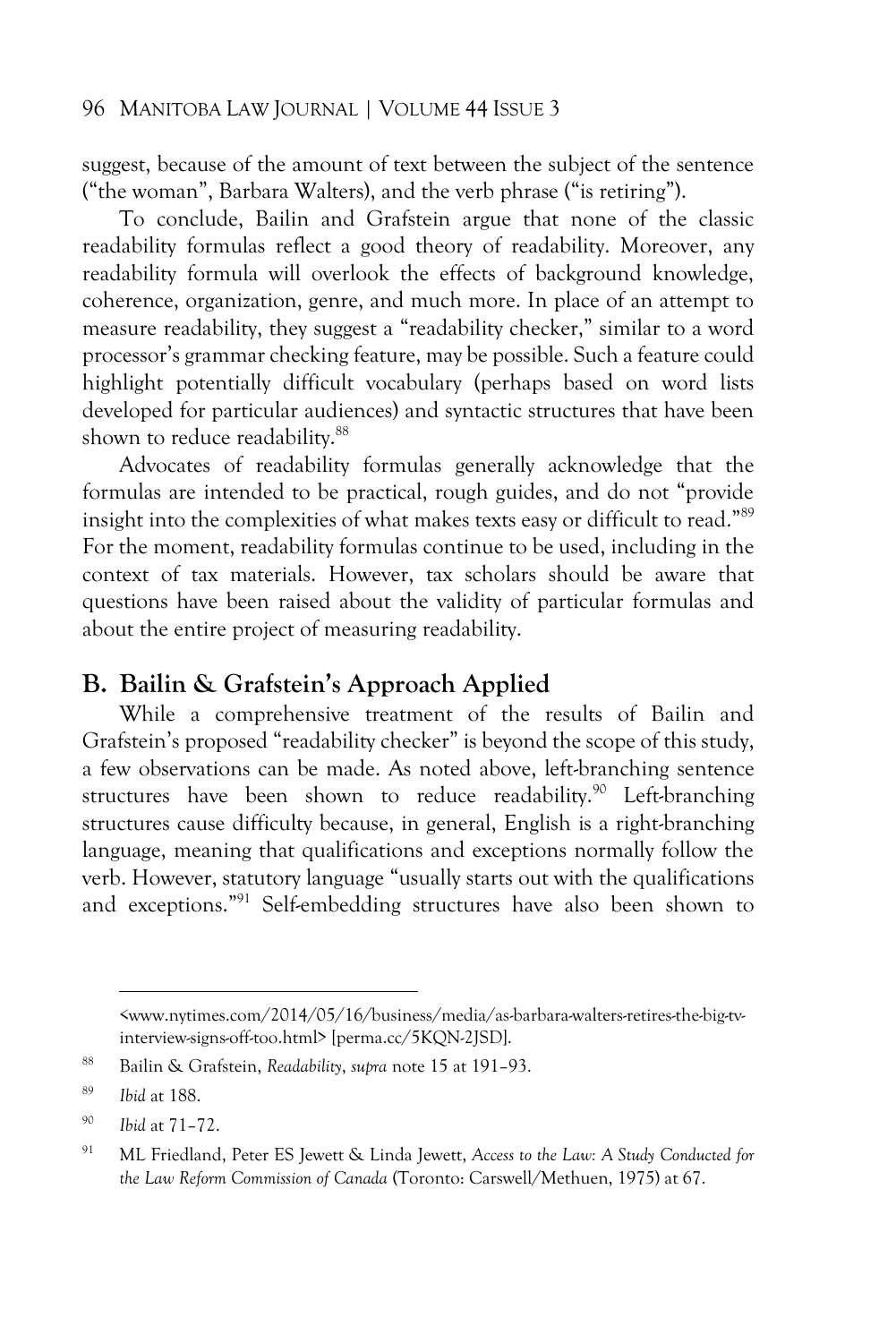suggest, because of the amount of text between the subject of the sentence ("the woman", Barbara Walters), and the verb phrase ("is retiring").

To conclude, Bailin and Grafstein argue that none of the classic readability formulas reflect a good theory of readability. Moreover, any readability formula will overlook the effects of background knowledge, coherence, organization, genre, and much more. In place of an attempt to measure readability, they suggest a "readability checker," similar to a word processor's grammar checking feature, may be possible. Such a feature could highlight potentially difficult vocabulary (perhaps based on word lists developed for particular audiences) and syntactic structures that have been shown to reduce readability.[88]

Advocates of readability formulas generally acknowledge that the formulas are intended to be practical, rough guides, and do not "provide insight into the complexities of what makes texts easy or difficult to read."[89] For the moment, readability formulas continue to be used, including in the context of tax materials. However, tax scholars should be aware that questions have been raised about the validity of particular formulas and about the entire project of measuring readability.

## B. Bailin & Grafstein's Approach Applied

While a comprehensive treatment of the results of Bailin and Grafstein's proposed "readability checker" is beyond the scope of this study, a few observations can be made. As noted above, left-branching sentence structures have been shown to reduce readability.[90] Left-branching structures cause difficulty because, in general, English is a right-branching language, meaning that qualifications and exceptions normally follow the verb. However, statutory language "usually starts out with the qualifications and exceptions."[91] Self-embedding structures have also been shown to

---

<www.nytimes.com/2014/05/16/business/media/as-barbara-walters-retires-the-big-tv-interview-signs-off-too.html> [perma.cc/5KQN-2JSD].

[88] Bailin & Grafstein, *Readability*, *supra* note 15 at 191–93.

[89] *Ibid* at 188.

[90] *Ibid* at 71–72.

[91] ML Friedland, Peter ES Jewett & Linda Jewett, *Access to the Law: A Study Conducted for the Law Reform Commission of Canada* (Toronto: Carswell/Methuen, 1975) at 67.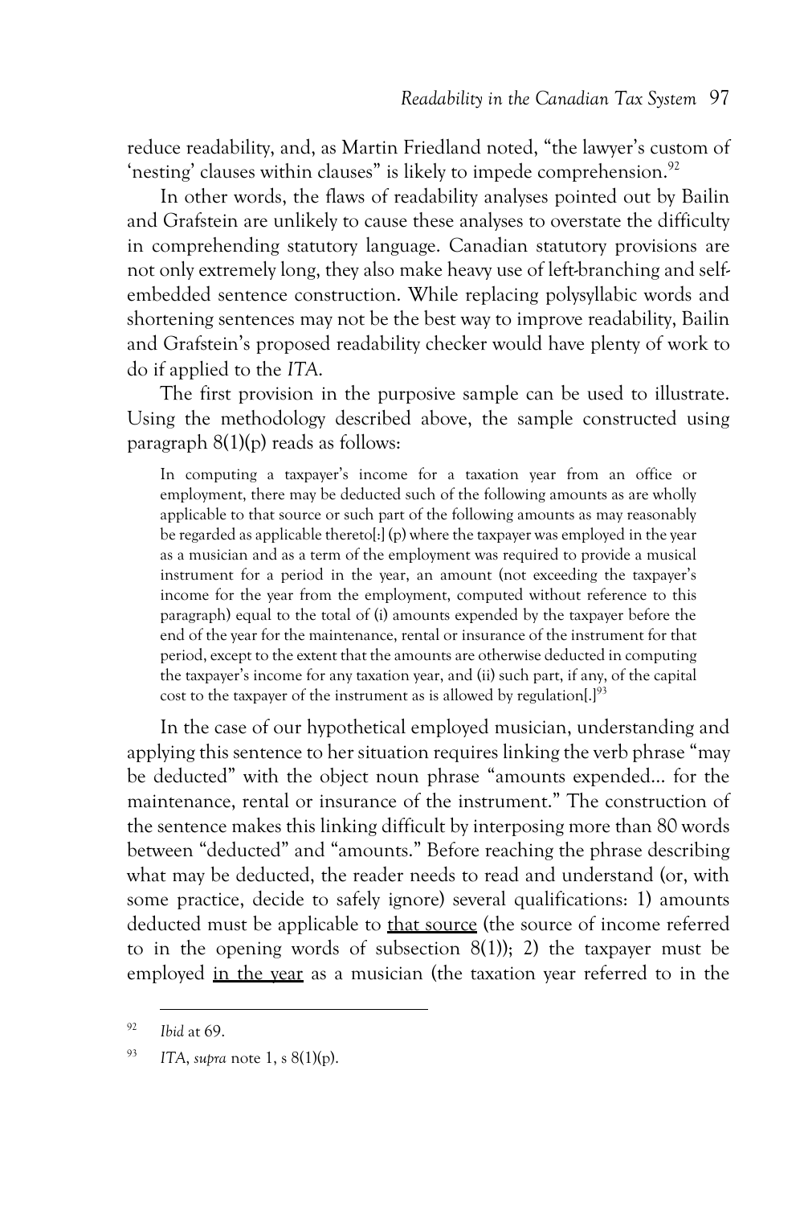reduce readability, and, as Martin Friedland noted, "the lawyer's custom of 'nesting' clauses within clauses" is likely to impede comprehension.[92]

In other words, the flaws of readability analyses pointed out by Bailin and Grafstein are unlikely to cause these analyses to overstate the difficulty in comprehending statutory language. Canadian statutory provisions are not only extremely long, they also make heavy use of left-branching and self-embedded sentence construction. While replacing polysyllabic words and shortening sentences may not be the best way to improve readability, Bailin and Grafstein's proposed readability checker would have plenty of work to do if applied to the *ITA*.

The first provision in the purposive sample can be used to illustrate. Using the methodology described above, the sample constructed using paragraph 8(1)(p) reads as follows:

> In computing a taxpayer's income for a taxation year from an office or employment, there may be deducted such of the following amounts as are wholly applicable to that source or such part of the following amounts as may reasonably be regarded as applicable thereto[:] (p) where the taxpayer was employed in the year as a musician and as a term of the employment was required to provide a musical instrument for a period in the year, an amount (not exceeding the taxpayer's income for the year from the employment, computed without reference to this paragraph) equal to the total of (i) amounts expended by the taxpayer before the end of the year for the maintenance, rental or insurance of the instrument for that period, except to the extent that the amounts are otherwise deducted in computing the taxpayer's income for any taxation year, and (ii) such part, if any, of the capital cost to the taxpayer of the instrument as is allowed by regulation[.][93]

In the case of our hypothetical employed musician, understanding and applying this sentence to her situation requires linking the verb phrase "may be deducted" with the object noun phrase "amounts expended… for the maintenance, rental or insurance of the instrument." The construction of the sentence makes this linking difficult by interposing more than 80 words between "deducted" and "amounts." Before reaching the phrase describing what may be deducted, the reader needs to read and understand (or, with some practice, decide to safely ignore) several qualifications: 1) amounts deducted must be applicable to <u>that source</u> (the source of income referred to in the opening words of subsection 8(1)); 2) the taxpayer must be employed <u>in the year</u> as a musician (the taxation year referred to in the

---

[92] *Ibid* at 69.

[93] *ITA*, *supra* note 1, s 8(1)(p).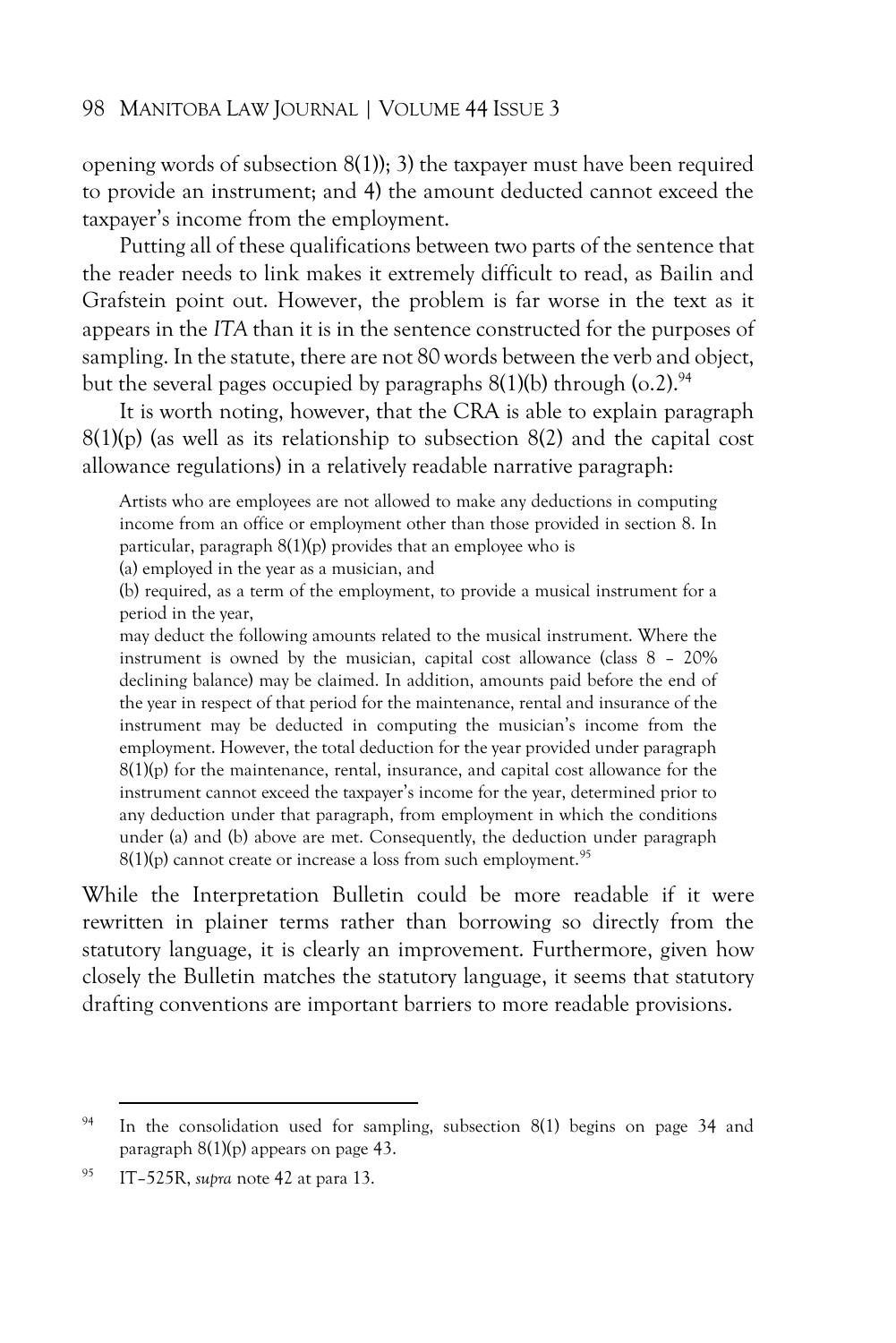opening words of subsection 8(1)); 3) the taxpayer must have been required to provide an instrument; and 4) the amount deducted cannot exceed the taxpayer's income from the employment.

Putting all of these qualifications between two parts of the sentence that the reader needs to link makes it extremely difficult to read, as Bailin and Grafstein point out. However, the problem is far worse in the text as it appears in the *ITA* than it is in the sentence constructed for the purposes of sampling. In the statute, there are not 80 words between the verb and object, but the several pages occupied by paragraphs 8(1)(b) through (o.2).[94]

It is worth noting, however, that the CRA is able to explain paragraph 8(1)(p) (as well as its relationship to subsection 8(2) and the capital cost allowance regulations) in a relatively readable narrative paragraph:

> Artists who are employees are not allowed to make any deductions in computing income from an office or employment other than those provided in section 8. In particular, paragraph 8(1)(p) provides that an employee who is
>
> (a) employed in the year as a musician, and
>
> (b) required, as a term of the employment, to provide a musical instrument for a period in the year,
>
> may deduct the following amounts related to the musical instrument. Where the instrument is owned by the musician, capital cost allowance (class 8 – 20% declining balance) may be claimed. In addition, amounts paid before the end of the year in respect of that period for the maintenance, rental and insurance of the instrument may be deducted in computing the musician's income from the employment. However, the total deduction for the year provided under paragraph 8(1)(p) for the maintenance, rental, insurance, and capital cost allowance for the instrument cannot exceed the taxpayer's income for the year, determined prior to any deduction under that paragraph, from employment in which the conditions under (a) and (b) above are met. Consequently, the deduction under paragraph 8(1)(p) cannot create or increase a loss from such employment.[95]

While the Interpretation Bulletin could be more readable if it were rewritten in plainer terms rather than borrowing so directly from the statutory language, it is clearly an improvement. Furthermore, given how closely the Bulletin matches the statutory language, it seems that statutory drafting conventions are important barriers to more readable provisions.

---

[94] In the consolidation used for sampling, subsection 8(1) begins on page 34 and paragraph 8(1)(p) appears on page 43.

[95] IT–525R, *supra* note 42 at para 13.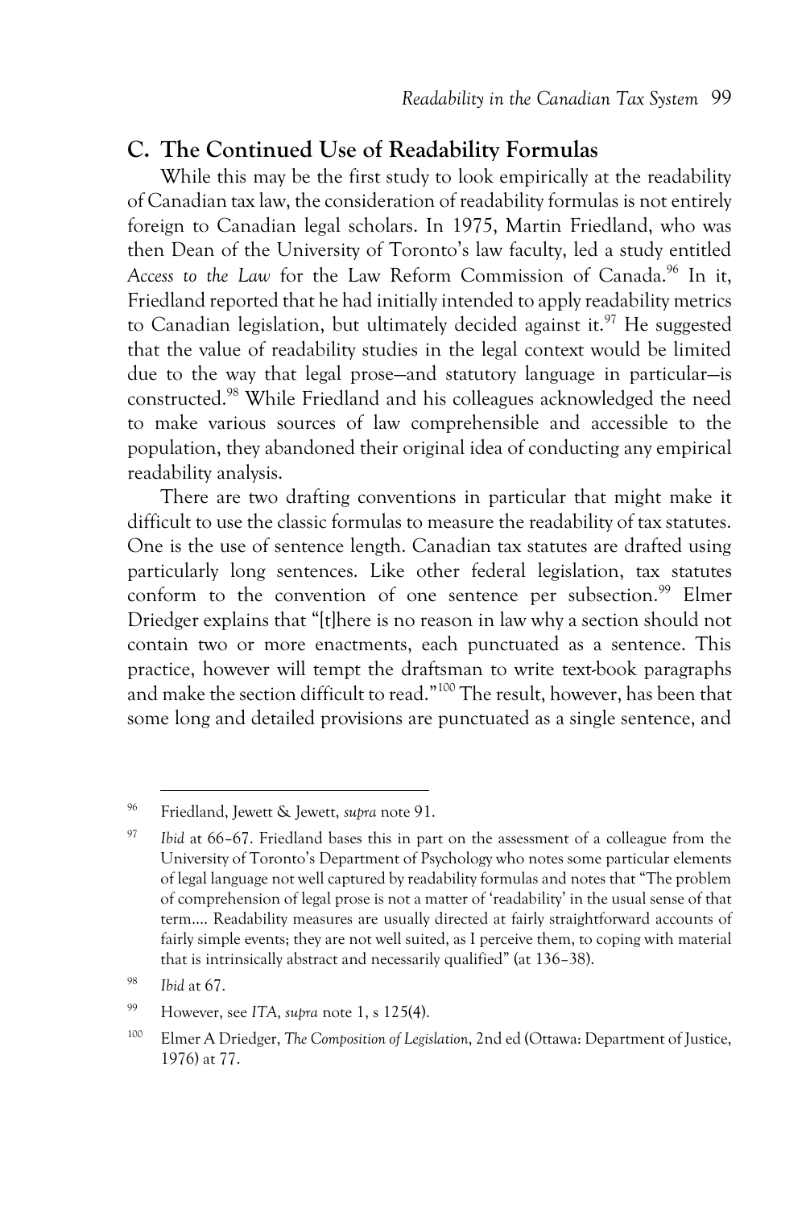## C. The Continued Use of Readability Formulas

While this may be the first study to look empirically at the readability of Canadian tax law, the consideration of readability formulas is not entirely foreign to Canadian legal scholars. In 1975, Martin Friedland, who was then Dean of the University of Toronto's law faculty, led a study entitled *Access to the Law* for the Law Reform Commission of Canada.[96] In it, Friedland reported that he had initially intended to apply readability metrics to Canadian legislation, but ultimately decided against it.[97] He suggested that the value of readability studies in the legal context would be limited due to the way that legal prose—and statutory language in particular—is constructed.[98] While Friedland and his colleagues acknowledged the need to make various sources of law comprehensible and accessible to the population, they abandoned their original idea of conducting any empirical readability analysis.

There are two drafting conventions in particular that might make it difficult to use the classic formulas to measure the readability of tax statutes. One is the use of sentence length. Canadian tax statutes are drafted using particularly long sentences. Like other federal legislation, tax statutes conform to the convention of one sentence per subsection.[99] Elmer Driedger explains that "[t]here is no reason in law why a section should not contain two or more enactments, each punctuated as a sentence. This practice, however will tempt the draftsman to write text-book paragraphs and make the section difficult to read."[100] The result, however, has been that some long and detailed provisions are punctuated as a single sentence, and

---

[96] Friedland, Jewett & Jewett, *supra* note 91.

[97] *Ibid* at 66–67. Friedland bases this in part on the assessment of a colleague from the University of Toronto's Department of Psychology who notes some particular elements of legal language not well captured by readability formulas and notes that "The problem of comprehension of legal prose is not a matter of 'readability' in the usual sense of that term.... Readability measures are usually directed at fairly straightforward accounts of fairly simple events; they are not well suited, as I perceive them, to coping with material that is intrinsically abstract and necessarily qualified" (at 136–38).

[98] *Ibid* at 67.

[99] However, see *ITA*, *supra* note 1, s 125(4).

[100] Elmer A Driedger, *The Composition of Legislation*, 2nd ed (Ottawa: Department of Justice, 1976) at 77.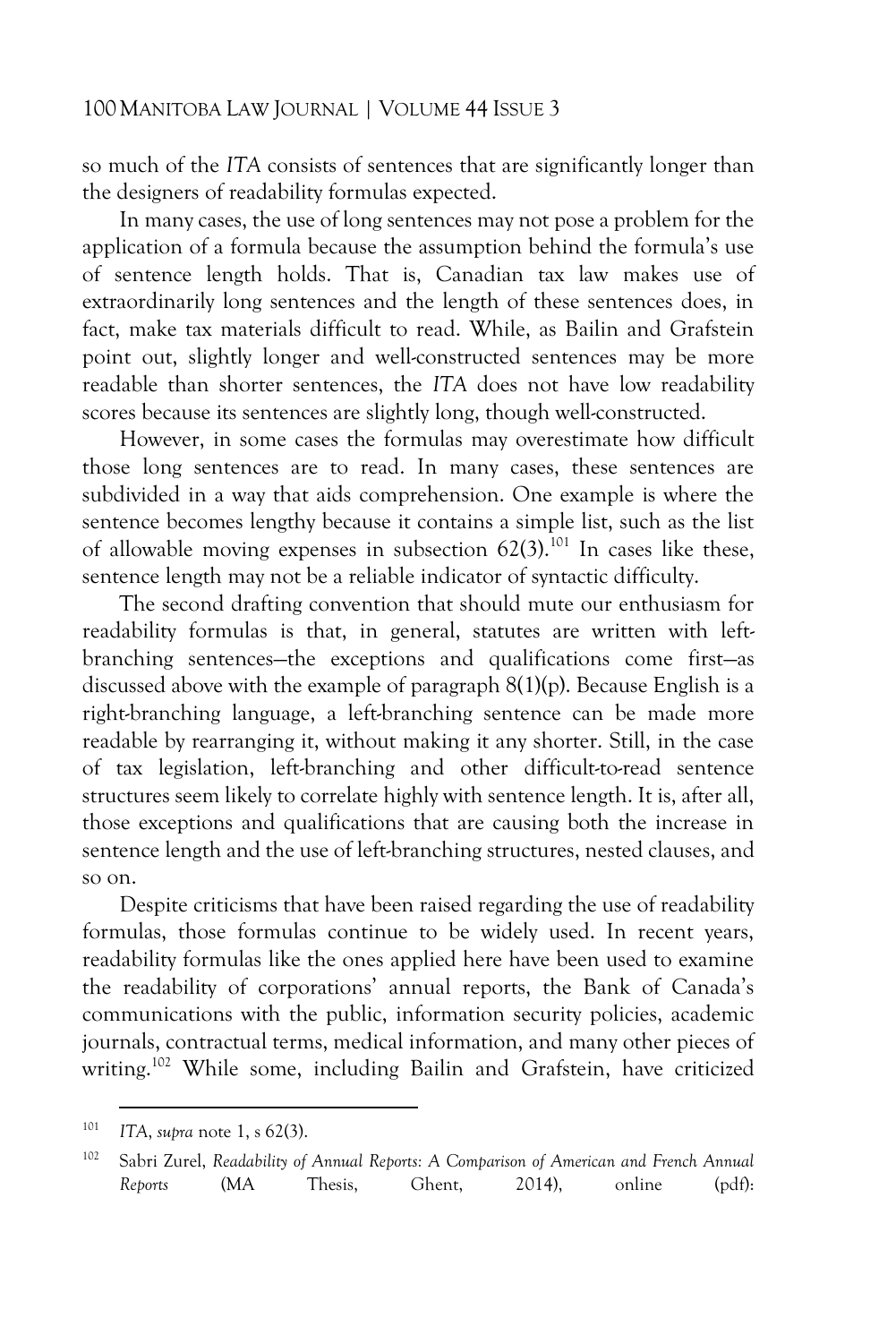so much of the *ITA* consists of sentences that are significantly longer than the designers of readability formulas expected.

In many cases, the use of long sentences may not pose a problem for the application of a formula because the assumption behind the formula's use of sentence length holds. That is, Canadian tax law makes use of extraordinarily long sentences and the length of these sentences does, in fact, make tax materials difficult to read. While, as Bailin and Grafstein point out, slightly longer and well-constructed sentences may be more readable than shorter sentences, the *ITA* does not have low readability scores because its sentences are slightly long, though well-constructed.

However, in some cases the formulas may overestimate how difficult those long sentences are to read. In many cases, these sentences are subdivided in a way that aids comprehension. One example is where the sentence becomes lengthy because it contains a simple list, such as the list of allowable moving expenses in subsection 62(3).[101] In cases like these, sentence length may not be a reliable indicator of syntactic difficulty.

The second drafting convention that should mute our enthusiasm for readability formulas is that, in general, statutes are written with left-branching sentences—the exceptions and qualifications come first—as discussed above with the example of paragraph 8(1)(p). Because English is a right-branching language, a left-branching sentence can be made more readable by rearranging it, without making it any shorter. Still, in the case of tax legislation, left-branching and other difficult-to-read sentence structures seem likely to correlate highly with sentence length. It is, after all, those exceptions and qualifications that are causing both the increase in sentence length and the use of left-branching structures, nested clauses, and so on.

Despite criticisms that have been raised regarding the use of readability formulas, those formulas continue to be widely used. In recent years, readability formulas like the ones applied here have been used to examine the readability of corporations' annual reports, the Bank of Canada's communications with the public, information security policies, academic journals, contractual terms, medical information, and many other pieces of writing.[102] While some, including Bailin and Grafstein, have criticized

---

[101] *ITA*, *supra* note 1, s 62(3).

[102] Sabri Zurel, *Readability of Annual Reports: A Comparison of American and French Annual Reports* (MA Thesis, Ghent, 2014), online (pdf):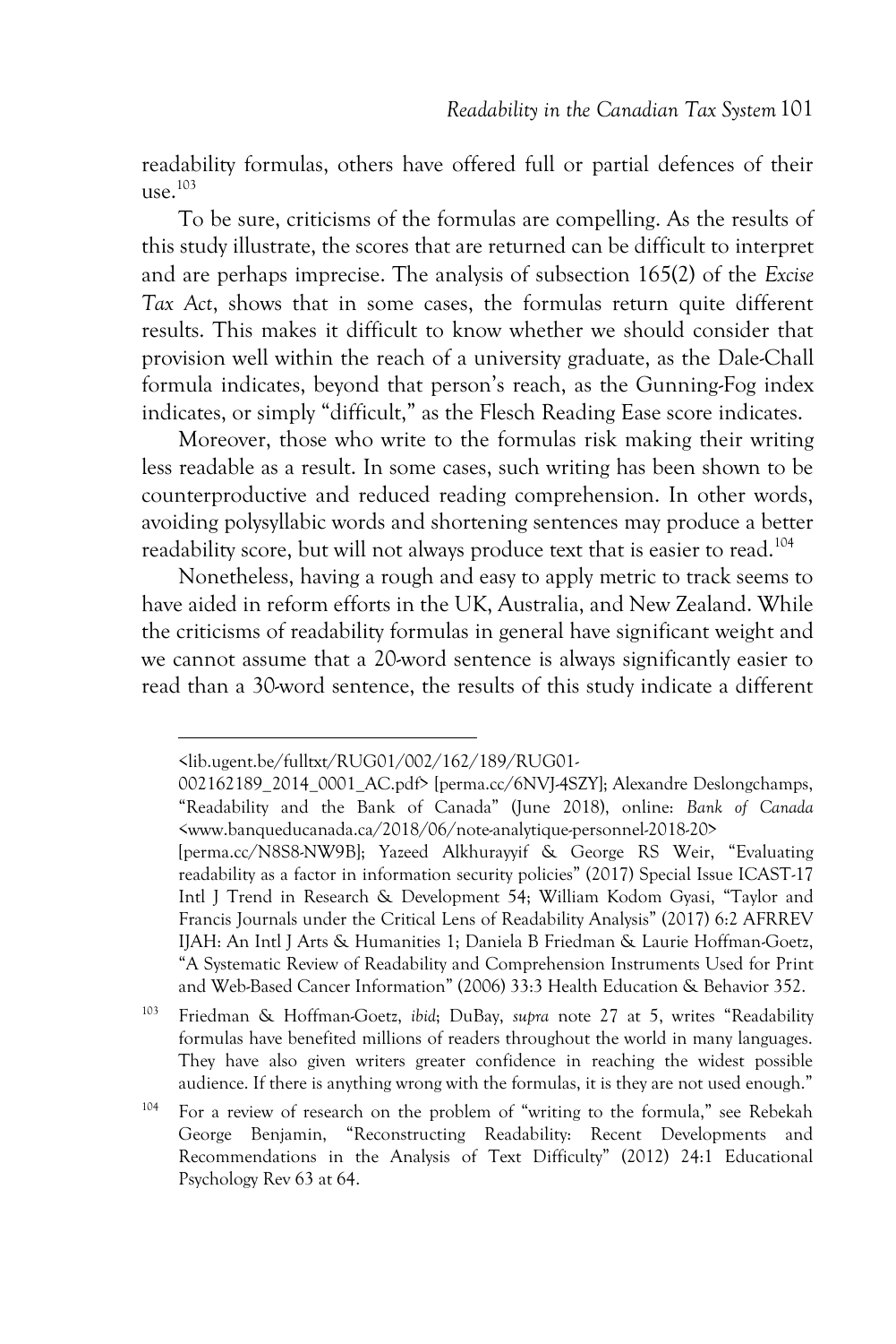readability formulas, others have offered full or partial defences of their use.[103]

To be sure, criticisms of the formulas are compelling. As the results of this study illustrate, the scores that are returned can be difficult to interpret and are perhaps imprecise. The analysis of subsection 165(2) of the *Excise Tax Act*, shows that in some cases, the formulas return quite different results. This makes it difficult to know whether we should consider that provision well within the reach of a university graduate, as the Dale-Chall formula indicates, beyond that person's reach, as the Gunning-Fog index indicates, or simply "difficult," as the Flesch Reading Ease score indicates.

Moreover, those who write to the formulas risk making their writing less readable as a result. In some cases, such writing has been shown to be counterproductive and reduced reading comprehension. In other words, avoiding polysyllabic words and shortening sentences may produce a better readability score, but will not always produce text that is easier to read.[104]

Nonetheless, having a rough and easy to apply metric to track seems to have aided in reform efforts in the UK, Australia, and New Zealand. While the criticisms of readability formulas in general have significant weight and we cannot assume that a 20-word sentence is always significantly easier to read than a 30-word sentence, the results of this study indicate a different

---

<lib.ugent.be/fulltxt/RUG01/002/162/189/RUG01-002162189_2014_0001_AC.pdf> [perma.cc/6NVJ-4SZY]; Alexandre Deslongchamps, "Readability and the Bank of Canada" (June 2018), online: *Bank of Canada* <www.banqueducanada.ca/2018/06/note-analytique-personnel-2018-20> [perma.cc/N8S8-NW9B]; Yazeed Alkhurayyif & George RS Weir, "Evaluating readability as a factor in information security policies" (2017) Special Issue ICAST-17 Intl J Trend in Research & Development 54; William Kodom Gyasi, "Taylor and Francis Journals under the Critical Lens of Readability Analysis" (2017) 6:2 AFRREV IJAH: An Intl J Arts & Humanities 1; Daniela B Friedman & Laurie Hoffman-Goetz, "A Systematic Review of Readability and Comprehension Instruments Used for Print and Web-Based Cancer Information" (2006) 33:3 Health Education & Behavior 352.

[103] Friedman & Hoffman-Goetz, *ibid*; DuBay, *supra* note 27 at 5, writes "Readability formulas have benefited millions of readers throughout the world in many languages. They have also given writers greater confidence in reaching the widest possible audience. If there is anything wrong with the formulas, it is they are not used enough."

[104] For a review of research on the problem of "writing to the formula," see Rebekah George Benjamin, "Reconstructing Readability: Recent Developments and Recommendations in the Analysis of Text Difficulty" (2012) 24:1 Educational Psychology Rev 63 at 64.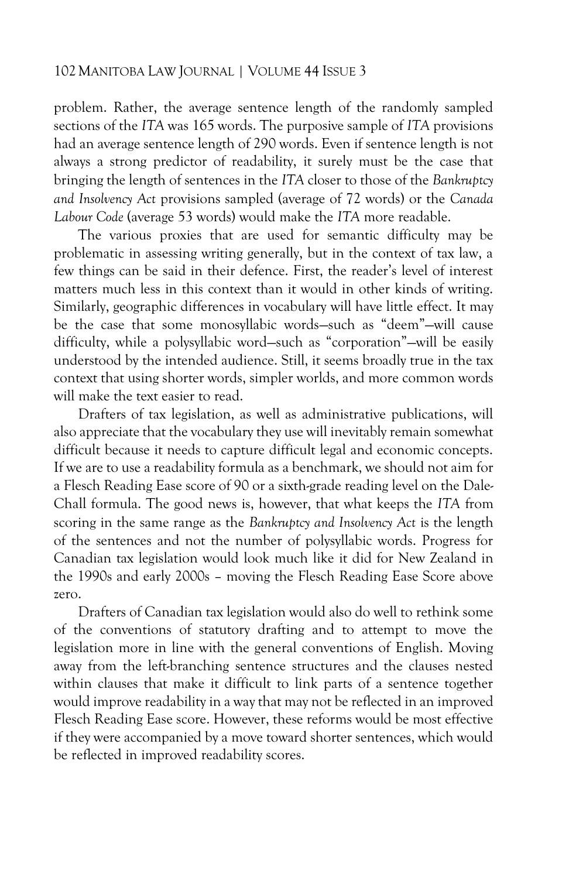problem. Rather, the average sentence length of the randomly sampled sections of the *ITA* was 165 words. The purposive sample of *ITA* provisions had an average sentence length of 290 words. Even if sentence length is not always a strong predictor of readability, it surely must be the case that bringing the length of sentences in the *ITA* closer to those of the *Bankruptcy and Insolvency Act* provisions sampled (average of 72 words) or the *Canada Labour Code* (average 53 words) would make the *ITA* more readable.

The various proxies that are used for semantic difficulty may be problematic in assessing writing generally, but in the context of tax law, a few things can be said in their defence. First, the reader's level of interest matters much less in this context than it would in other kinds of writing. Similarly, geographic differences in vocabulary will have little effect. It may be the case that some monosyllabic words—such as "deem"—will cause difficulty, while a polysyllabic word—such as "corporation"—will be easily understood by the intended audience. Still, it seems broadly true in the tax context that using shorter words, simpler worlds, and more common words will make the text easier to read.

Drafters of tax legislation, as well as administrative publications, will also appreciate that the vocabulary they use will inevitably remain somewhat difficult because it needs to capture difficult legal and economic concepts. If we are to use a readability formula as a benchmark, we should not aim for a Flesch Reading Ease score of 90 or a sixth-grade reading level on the Dale-Chall formula. The good news is, however, that what keeps the *ITA* from scoring in the same range as the *Bankruptcy and Insolvency Act* is the length of the sentences and not the number of polysyllabic words. Progress for Canadian tax legislation would look much like it did for New Zealand in the 1990s and early 2000s – moving the Flesch Reading Ease Score above zero.

Drafters of Canadian tax legislation would also do well to rethink some of the conventions of statutory drafting and to attempt to move the legislation more in line with the general conventions of English. Moving away from the left-branching sentence structures and the clauses nested within clauses that make it difficult to link parts of a sentence together would improve readability in a way that may not be reflected in an improved Flesch Reading Ease score. However, these reforms would be most effective if they were accompanied by a move toward shorter sentences, which would be reflected in improved readability scores.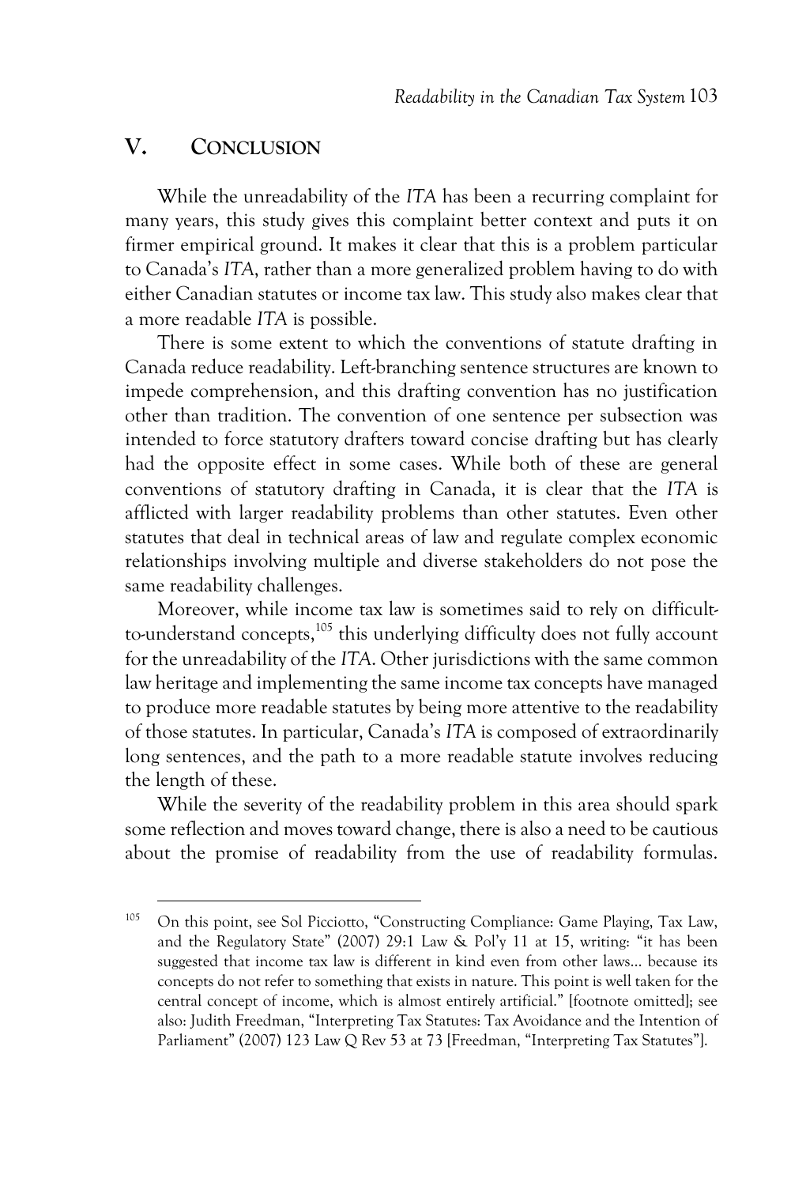## V. CONCLUSION

While the unreadability of the *ITA* has been a recurring complaint for many years, this study gives this complaint better context and puts it on firmer empirical ground. It makes it clear that this is a problem particular to Canada's *ITA*, rather than a more generalized problem having to do with either Canadian statutes or income tax law. This study also makes clear that a more readable *ITA* is possible.

There is some extent to which the conventions of statute drafting in Canada reduce readability. Left-branching sentence structures are known to impede comprehension, and this drafting convention has no justification other than tradition. The convention of one sentence per subsection was intended to force statutory drafters toward concise drafting but has clearly had the opposite effect in some cases. While both of these are general conventions of statutory drafting in Canada, it is clear that the *ITA* is afflicted with larger readability problems than other statutes. Even other statutes that deal in technical areas of law and regulate complex economic relationships involving multiple and diverse stakeholders do not pose the same readability challenges.

Moreover, while income tax law is sometimes said to rely on difficult-to-understand concepts,[105] this underlying difficulty does not fully account for the unreadability of the *ITA*. Other jurisdictions with the same common law heritage and implementing the same income tax concepts have managed to produce more readable statutes by being more attentive to the readability of those statutes. In particular, Canada's *ITA* is composed of extraordinarily long sentences, and the path to a more readable statute involves reducing the length of these.

While the severity of the readability problem in this area should spark some reflection and moves toward change, there is also a need to be cautious about the promise of readability from the use of readability formulas.

---

[105] On this point, see Sol Picciotto, "Constructing Compliance: Game Playing, Tax Law, and the Regulatory State" (2007) 29:1 Law & Pol'y 11 at 15, writing: "it has been suggested that income tax law is different in kind even from other laws... because its concepts do not refer to something that exists in nature. This point is well taken for the central concept of income, which is almost entirely artificial." [footnote omitted]; see also: Judith Freedman, "Interpreting Tax Statutes: Tax Avoidance and the Intention of Parliament" (2007) 123 Law Q Rev 53 at 73 [Freedman, "Interpreting Tax Statutes"].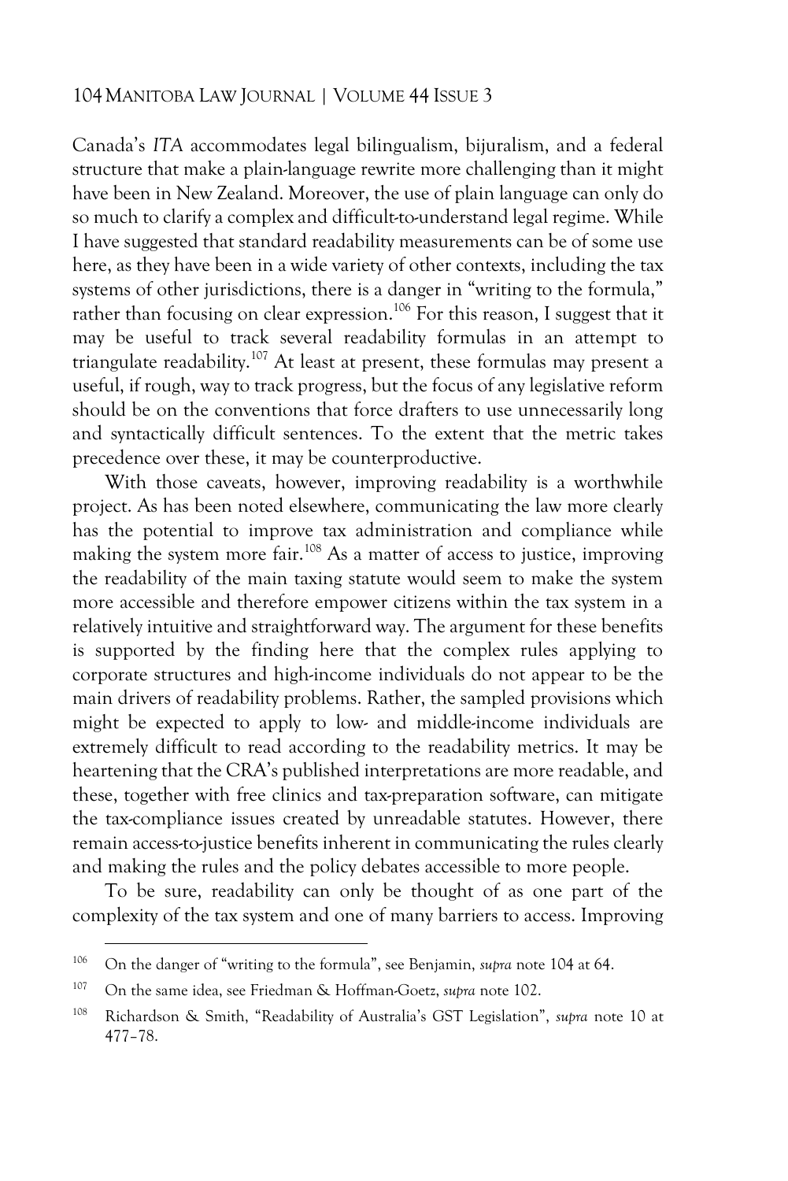Canada's *ITA* accommodates legal bilingualism, bijuralism, and a federal structure that make a plain-language rewrite more challenging than it might have been in New Zealand. Moreover, the use of plain language can only do so much to clarify a complex and difficult-to-understand legal regime. While I have suggested that standard readability measurements can be of some use here, as they have been in a wide variety of other contexts, including the tax systems of other jurisdictions, there is a danger in "writing to the formula," rather than focusing on clear expression.[106] For this reason, I suggest that it may be useful to track several readability formulas in an attempt to triangulate readability.[107] At least at present, these formulas may present a useful, if rough, way to track progress, but the focus of any legislative reform should be on the conventions that force drafters to use unnecessarily long and syntactically difficult sentences. To the extent that the metric takes precedence over these, it may be counterproductive.

With those caveats, however, improving readability is a worthwhile project. As has been noted elsewhere, communicating the law more clearly has the potential to improve tax administration and compliance while making the system more fair.[108] As a matter of access to justice, improving the readability of the main taxing statute would seem to make the system more accessible and therefore empower citizens within the tax system in a relatively intuitive and straightforward way. The argument for these benefits is supported by the finding here that the complex rules applying to corporate structures and high-income individuals do not appear to be the main drivers of readability problems. Rather, the sampled provisions which might be expected to apply to low- and middle-income individuals are extremely difficult to read according to the readability metrics. It may be heartening that the CRA's published interpretations are more readable, and these, together with free clinics and tax-preparation software, can mitigate the tax-compliance issues created by unreadable statutes. However, there remain access-to-justice benefits inherent in communicating the rules clearly and making the rules and the policy debates accessible to more people.

To be sure, readability can only be thought of as one part of the complexity of the tax system and one of many barriers to access. Improving

---

[106] On the danger of "writing to the formula", see Benjamin, *supra* note 104 at 64.

[107] On the same idea, see Friedman & Hoffman-Goetz, *supra* note 102.

[108] Richardson & Smith, "Readability of Australia's GST Legislation", *supra* note 10 at 477–78.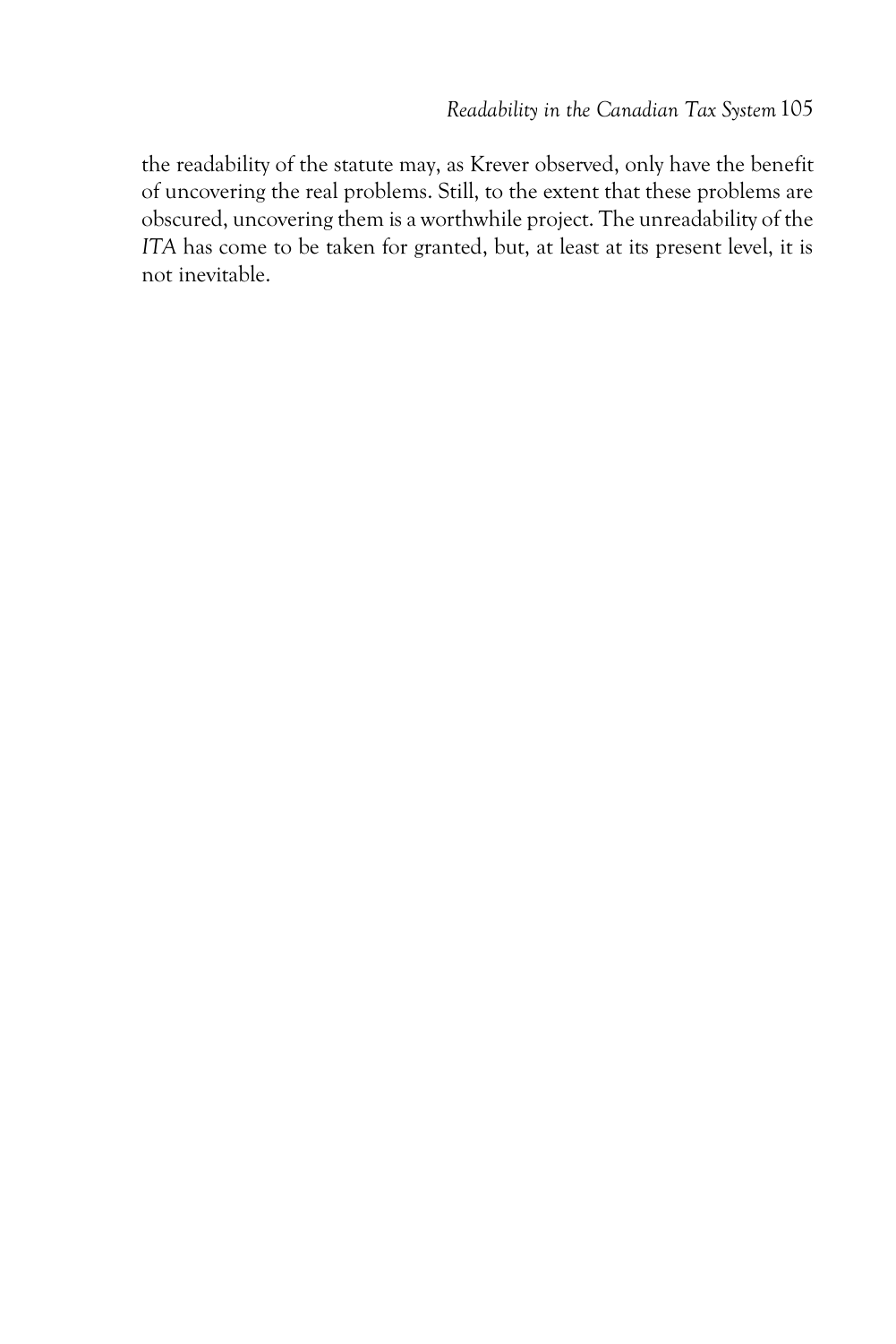the readability of the statute may, as Krever observed, only have the benefit of uncovering the real problems. Still, to the extent that these problems are obscured, uncovering them is a worthwhile project. The unreadability of the *ITA* has come to be taken for granted, but, at least at its present level, it is not inevitable.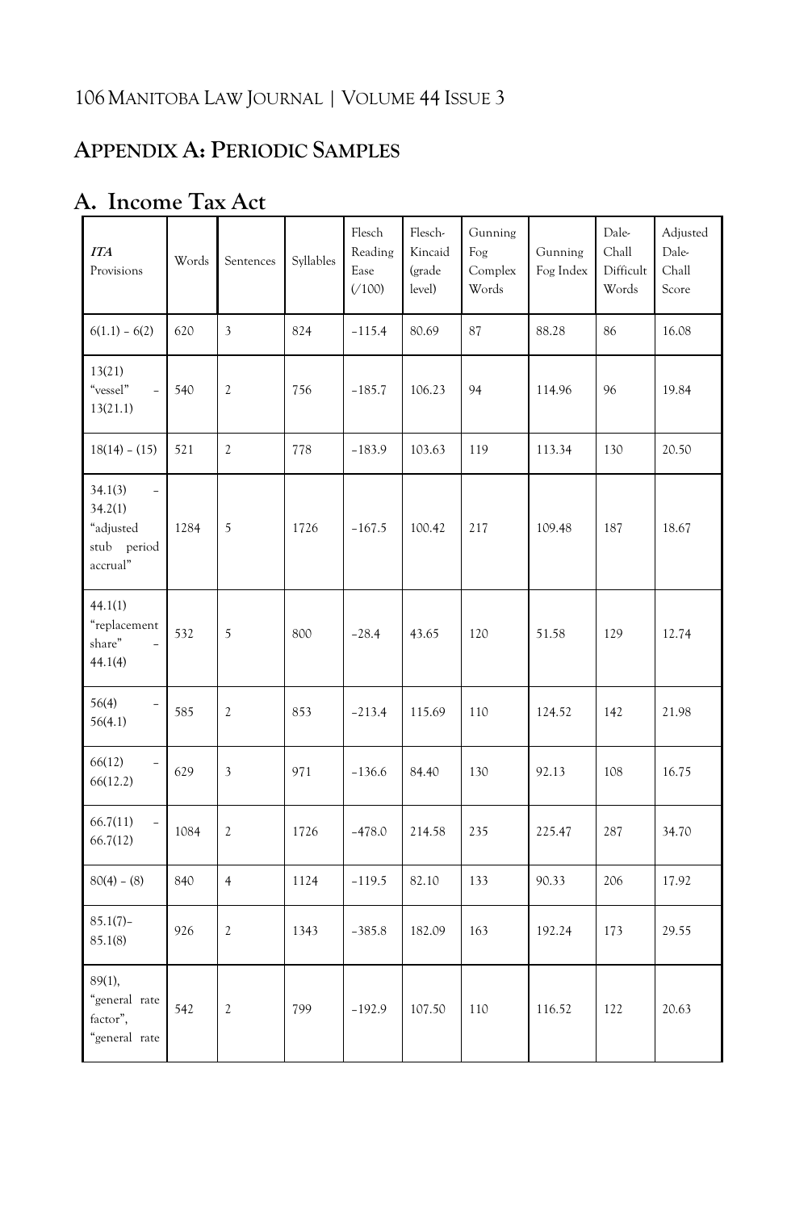## APPENDIX A: PERIODIC SAMPLES

## A. Income Tax Act

| *ITA* Provisions | Words | Sentences | Syllables | Flesch Reading Ease (/100) | Flesch-Kincaid (grade level) | Gunning Fog Complex Words | Gunning Fog Index | Dale-Chall Difficult Words | Adjusted Dale-Chall Score |
|---|---|---|---|---|---|---|---|---|---|
| 6(1.1) – 6(2) | 620 | 3 | 824 | -115.4 | 80.69 | 87 | 88.28 | 86 | 16.08 |
| 13(21) "vessel" – 13(21.1) | 540 | 2 | 756 | -185.7 | 106.23 | 94 | 114.96 | 96 | 19.84 |
| 18(14) – (15) | 521 | 2 | 778 | -183.9 | 103.63 | 119 | 113.34 | 130 | 20.50 |
| 34.1(3) – 34.2(1) "adjusted stub period accrual" | 1284 | 5 | 1726 | -167.5 | 100.42 | 217 | 109.48 | 187 | 18.67 |
| 44.1(1) "replacement share" – 44.1(4) | 532 | 5 | 800 | -28.4 | 43.65 | 120 | 51.58 | 129 | 12.74 |
| 56(4) – 56(4.1) | 585 | 2 | 853 | -213.4 | 115.69 | 110 | 124.52 | 142 | 21.98 |
| 66(12) – 66(12.2) | 629 | 3 | 971 | -136.6 | 84.40 | 130 | 92.13 | 108 | 16.75 |
| 66.7(11) – 66.7(12) | 1084 | 2 | 1726 | -478.0 | 214.58 | 235 | 225.47 | 287 | 34.70 |
| 80(4) – (8) | 840 | 4 | 1124 | -119.5 | 82.10 | 133 | 90.33 | 206 | 17.92 |
| 85.1(7)–85.1(8) | 926 | 2 | 1343 | -385.8 | 182.09 | 163 | 192.24 | 173 | 29.55 |
| 89(1), "general rate factor", "general rate | 542 | 2 | 799 | -192.9 | 107.50 | 110 | 116.52 | 122 | 20.63 |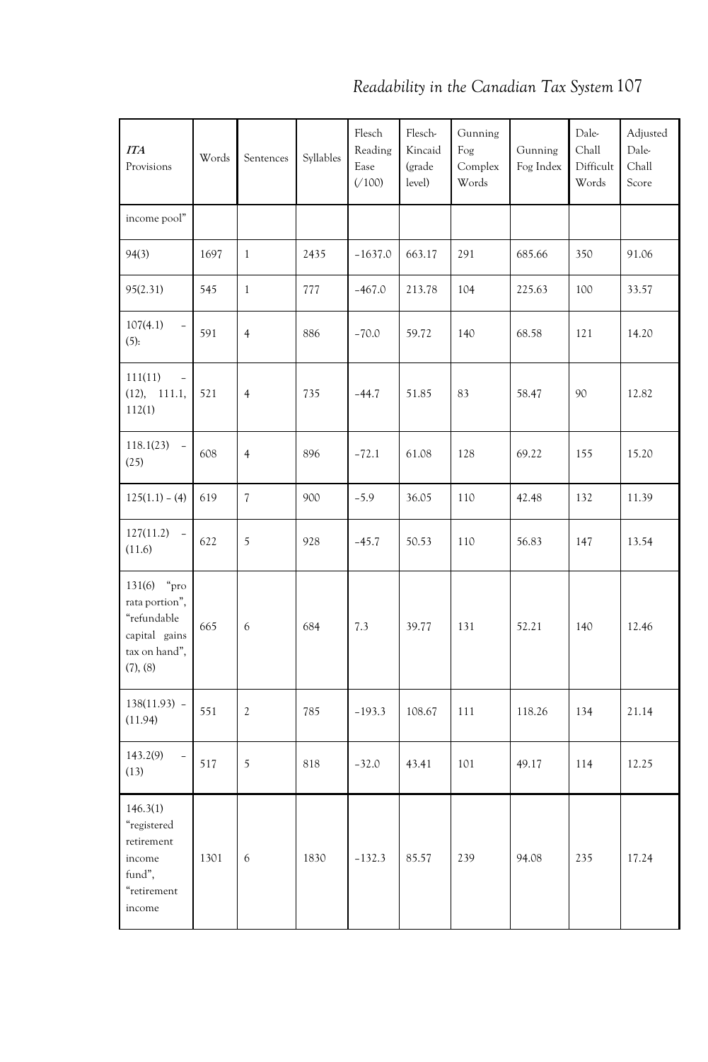| *ITA* Provisions | Words | Sentences | Syllables | Flesch Reading Ease (/100) | Flesch-Kincaid (grade level) | Gunning Fog Complex Words | Gunning Fog Index | Dale-Chall Difficult Words | Adjusted Dale-Chall Score |
|---|---|---|---|---|---|---|---|---|---|
| income pool” | | | | | | | | | |
| 94(3) | 1697 | 1 | 2435 | −1637.0 | 663.17 | 291 | 685.66 | 350 | 91.06 |
| 95(2.31) | 545 | 1 | 777 | −467.0 | 213.78 | 104 | 225.63 | 100 | 33.57 |
| 107(4.1) – (5): | 591 | 4 | 886 | −70.0 | 59.72 | 140 | 68.58 | 121 | 14.20 |
| 111(11) – (12), 111.1, 112(1) | 521 | 4 | 735 | −44.7 | 51.85 | 83 | 58.47 | 90 | 12.82 |
| 118.1(23) – (25) | 608 | 4 | 896 | −72.1 | 61.08 | 128 | 69.22 | 155 | 15.20 |
| 125(1.1) – (4) | 619 | 7 | 900 | −5.9 | 36.05 | 110 | 42.48 | 132 | 11.39 |
| 127(11.2) – (11.6) | 622 | 5 | 928 | −45.7 | 50.53 | 110 | 56.83 | 147 | 13.54 |
| 131(6) “pro rata portion”, “refundable capital gains tax on hand”, (7), (8) | 665 | 6 | 684 | 7.3 | 39.77 | 131 | 52.21 | 140 | 12.46 |
| 138(11.93) – (11.94) | 551 | 2 | 785 | −193.3 | 108.67 | 111 | 118.26 | 134 | 21.14 |
| 143.2(9) – (13) | 517 | 5 | 818 | −32.0 | 43.41 | 101 | 49.17 | 114 | 12.25 |
| 146.3(1) “registered retirement income fund”, “retirement income | 1301 | 6 | 1830 | −132.3 | 85.57 | 239 | 94.08 | 235 | 17.24 |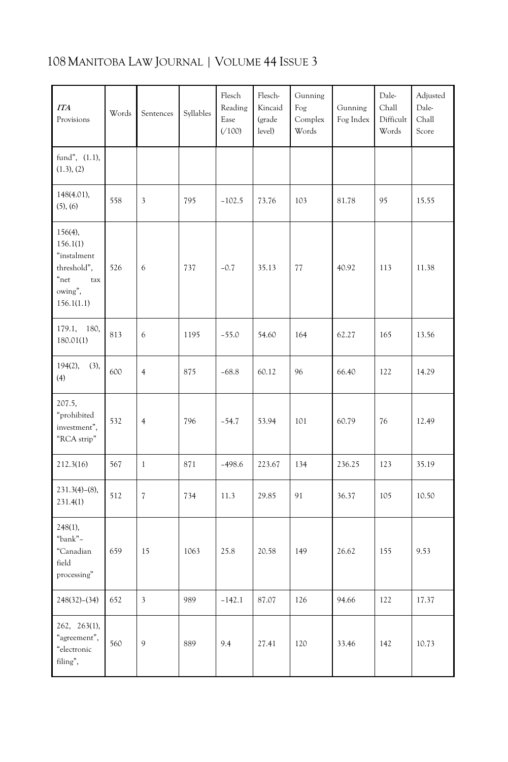| *ITA* Provisions | Words | Sentences | Syllables | Flesch Reading Ease (/100) | Flesch-Kincaid (grade level) | Gunning Fog Complex Words | Gunning Fog Index | Dale-Chall Difficult Words | Adjusted Dale-Chall Score |
|---|---|---|---|---|---|---|---|---|---|
| fund", (1.1), (1.3), (2) | | | | | | | | | |
| 148(4.01), (5), (6) | 558 | 3 | 795 | −102.5 | 73.76 | 103 | 81.78 | 95 | 15.55 |
| 156(4), 156.1(1) "instalment threshold", "net tax owing", 156.1(1.1) | 526 | 6 | 737 | −0.7 | 35.13 | 77 | 40.92 | 113 | 11.38 |
| 179.1, 180, 180.01(1) | 813 | 6 | 1195 | −55.0 | 54.60 | 164 | 62.27 | 165 | 13.56 |
| 194(2), (3), (4) | 600 | 4 | 875 | −68.8 | 60.12 | 96 | 66.40 | 122 | 14.29 |
| 207.5, "prohibited investment", "RCA strip" | 532 | 4 | 796 | −54.7 | 53.94 | 101 | 60.79 | 76 | 12.49 |
| 212.3(16) | 567 | 1 | 871 | −498.6 | 223.67 | 134 | 236.25 | 123 | 35.19 |
| 231.3(4)–(8), 231.4(1) | 512 | 7 | 734 | 11.3 | 29.85 | 91 | 36.37 | 105 | 10.50 |
| 248(1), "bank"–"Canadian field processing" | 659 | 15 | 1063 | 25.8 | 20.58 | 149 | 26.62 | 155 | 9.53 |
| 248(32)–(34) | 652 | 3 | 989 | −142.1 | 87.07 | 126 | 94.66 | 122 | 17.37 |
| 262, 263(1), "agreement", "electronic filing", | 560 | 9 | 889 | 9.4 | 27.41 | 120 | 33.46 | 142 | 10.73 |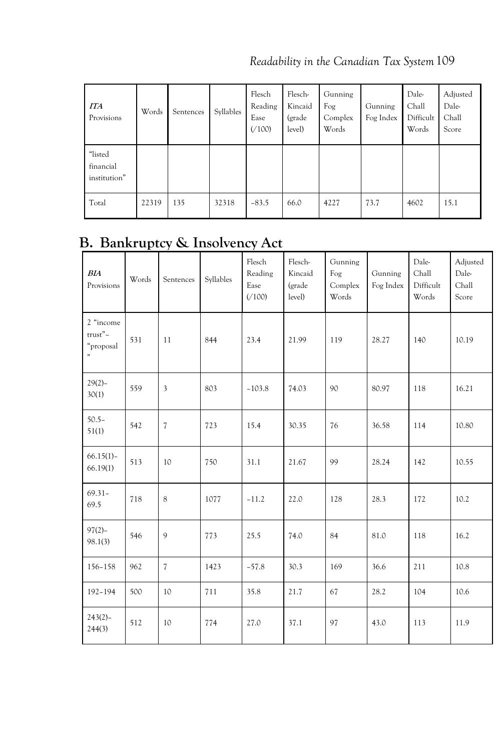| *ITA* Provisions | Words | Sentences | Syllables | Flesch Reading Ease (/100) | Flesch-Kincaid (grade level) | Gunning Fog Complex Words | Gunning Fog Index | Dale-Chall Difficult Words | Adjusted Dale-Chall Score |
|---|---|---|---|---|---|---|---|---|---|
| "listed financial institution" | | | | | | | | | |
| Total | 22319 | 135 | 32318 | −83.5 | 66.0 | 4227 | 73.7 | 4602 | 15.1 |

## B. Bankruptcy & Insolvency Act

| *BIA* Provisions | Words | Sentences | Syllables | Flesch Reading Ease (/100) | Flesch-Kincaid (grade level) | Gunning Fog Complex Words | Gunning Fog Index | Dale-Chall Difficult Words | Adjusted Dale-Chall Score |
|---|---|---|---|---|---|---|---|---|---|
| 2 "income trust"–"proposal" | 531 | 11 | 844 | 23.4 | 21.99 | 119 | 28.27 | 140 | 10.19 |
| 29(2)–30(1) | 559 | 3 | 803 | −103.8 | 74.03 | 90 | 80.97 | 118 | 16.21 |
| 50.5–51(1) | 542 | 7 | 723 | 15.4 | 30.35 | 76 | 36.58 | 114 | 10.80 |
| 66.15(1)–66.19(1) | 513 | 10 | 750 | 31.1 | 21.67 | 99 | 28.24 | 142 | 10.55 |
| 69.31–69.5 | 718 | 8 | 1077 | −11.2 | 22.0 | 128 | 28.3 | 172 | 10.2 |
| 97(2)–98.1(3) | 546 | 9 | 773 | 25.5 | 74.0 | 84 | 81.0 | 118 | 16.2 |
| 156–158 | 962 | 7 | 1423 | −57.8 | 30.3 | 169 | 36.6 | 211 | 10.8 |
| 192–194 | 500 | 10 | 711 | 35.8 | 21.7 | 67 | 28.2 | 104 | 10.6 |
| 243(2)–244(3) | 512 | 10 | 774 | 27.0 | 37.1 | 97 | 43.0 | 113 | 11.9 |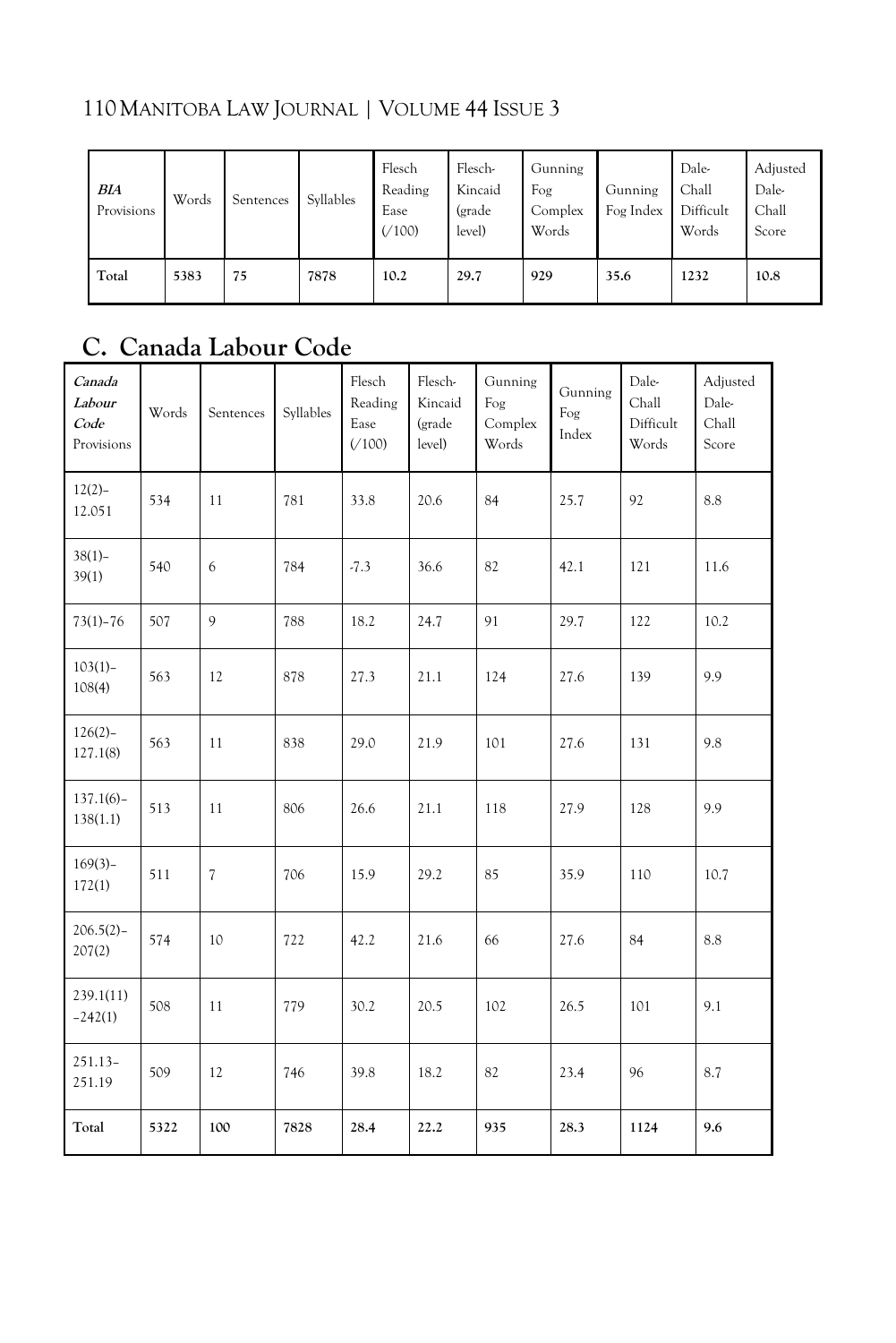| *BIA* Provisions | Words | Sentences | Syllables | Flesch Reading Ease (/100) | Flesch-Kincaid (grade level) | Gunning Fog Complex Words | Gunning Fog Index | Dale-Chall Difficult Words | Adjusted Dale-Chall Score |
|---|---|---|---|---|---|---|---|---|---|
| **Total** | **5383** | **75** | **7878** | **10.2** | **29.7** | **929** | **35.6** | **1232** | **10.8** |

## C. Canada Labour Code

| ***Canada Labour Code*** Provisions | Words | Sentences | Syllables | Flesch Reading Ease (/100) | Flesch-Kincaid (grade level) | Gunning Fog Complex Words | Gunning Fog Index | Dale-Chall Difficult Words | Adjusted Dale-Chall Score |
|---|---|---|---|---|---|---|---|---|---|
| 12(2)–12.051 | 534 | 11 | 781 | 33.8 | 20.6 | 84 | 25.7 | 92 | 8.8 |
| 38(1)–39(1) | 540 | 6 | 784 | -7.3 | 36.6 | 82 | 42.1 | 121 | 11.6 |
| 73(1)–76 | 507 | 9 | 788 | 18.2 | 24.7 | 91 | 29.7 | 122 | 10.2 |
| 103(1)–108(4) | 563 | 12 | 878 | 27.3 | 21.1 | 124 | 27.6 | 139 | 9.9 |
| 126(2)–127.1(8) | 563 | 11 | 838 | 29.0 | 21.9 | 101 | 27.6 | 131 | 9.8 |
| 137.1(6)–138(1.1) | 513 | 11 | 806 | 26.6 | 21.1 | 118 | 27.9 | 128 | 9.9 |
| 169(3)–172(1) | 511 | 7 | 706 | 15.9 | 29.2 | 85 | 35.9 | 110 | 10.7 |
| 206.5(2)–207(2) | 574 | 10 | 722 | 42.2 | 21.6 | 66 | 27.6 | 84 | 8.8 |
| 239.1(11)–242(1) | 508 | 11 | 779 | 30.2 | 20.5 | 102 | 26.5 | 101 | 9.1 |
| 251.13–251.19 | 509 | 12 | 746 | 39.8 | 18.2 | 82 | 23.4 | 96 | 8.7 |
| **Total** | **5322** | **100** | **7828** | **28.4** | **22.2** | **935** | **28.3** | **1124** | **9.6** |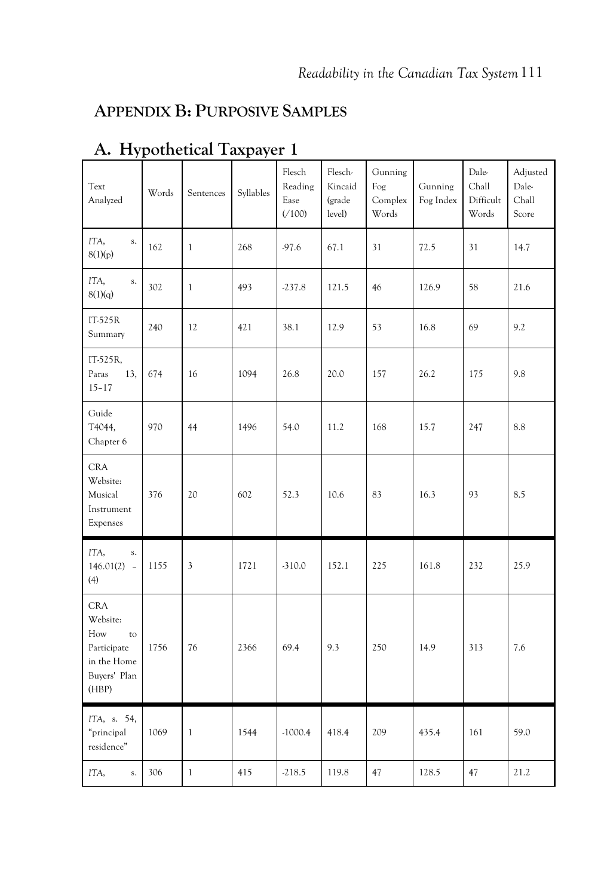## APPENDIX B: PURPOSIVE SAMPLES

### A. Hypothetical Taxpayer 1

| Text Analyzed | Words | Sentences | Syllables | Flesch Reading Ease (/100) | Flesch-Kincaid (grade level) | Gunning Fog Complex Words | Gunning Fog Index | Dale-Chall Difficult Words | Adjusted Dale-Chall Score |
|---|---|---|---|---|---|---|---|---|---|
| *ITA*, s. 8(1)(p) | 162 | 1 | 268 | -97.6 | 67.1 | 31 | 72.5 | 31 | 14.7 |
| *ITA*, s. 8(1)(q) | 302 | 1 | 493 | -237.8 | 121.5 | 46 | 126.9 | 58 | 21.6 |
| IT-525R Summary | 240 | 12 | 421 | 38.1 | 12.9 | 53 | 16.8 | 69 | 9.2 |
| IT-525R, Paras 13, 15–17 | 674 | 16 | 1094 | 26.8 | 20.0 | 157 | 26.2 | 175 | 9.8 |
| Guide T4044, Chapter 6 | 970 | 44 | 1496 | 54.0 | 11.2 | 168 | 15.7 | 247 | 8.8 |
| CRA Website: Musical Instrument Expenses | 376 | 20 | 602 | 52.3 | 10.6 | 83 | 16.3 | 93 | 8.5 |
| *ITA*, s. 146.01(2) – (4) | 1155 | 3 | 1721 | -310.0 | 152.1 | 225 | 161.8 | 232 | 25.9 |
| CRA Website: How to Participate in the Home Buyers' Plan (HBP) | 1756 | 76 | 2366 | 69.4 | 9.3 | 250 | 14.9 | 313 | 7.6 |
| *ITA*, s. 54, "principal residence" | 1069 | 1 | 1544 | -1000.4 | 418.4 | 209 | 435.4 | 161 | 59.0 |
| *ITA*, s. | 306 | 1 | 415 | -218.5 | 119.8 | 47 | 128.5 | 47 | 21.2 |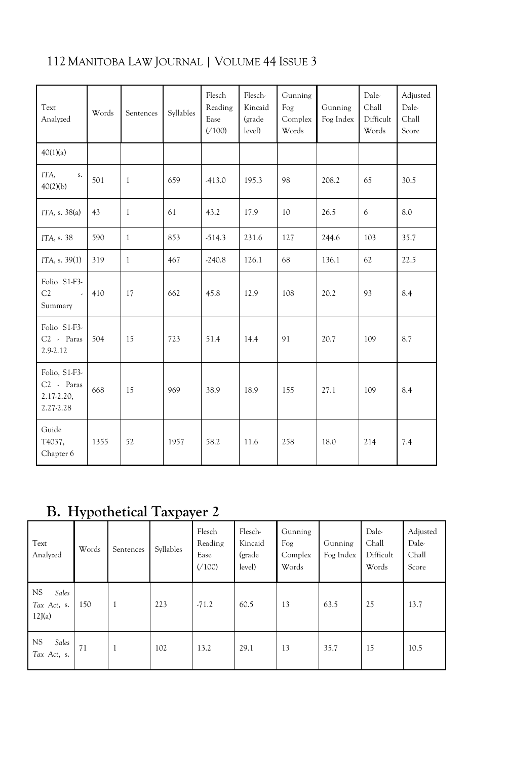| Text Analyzed | Words | Sentences | Syllables | Flesch Reading Ease (/100) | Flesch-Kincaid (grade level) | Gunning Fog Complex Words | Gunning Fog Index | Dale-Chall Difficult Words | Adjusted Dale-Chall Score |
|---|---|---|---|---|---|---|---|---|---|
| 40(1)(a) | | | | | | | | | |
| *ITA*, s. 40(2)(b) | 501 | 1 | 659 | -413.0 | 195.3 | 98 | 208.2 | 65 | 30.5 |
| *ITA*, s. 38(a) | 43 | 1 | 61 | 43.2 | 17.9 | 10 | 26.5 | 6 | 8.0 |
| *ITA*, s. 38 | 590 | 1 | 853 | -514.3 | 231.6 | 127 | 244.6 | 103 | 35.7 |
| *ITA*, s. 39(1) | 319 | 1 | 467 | -240.8 | 126.1 | 68 | 136.1 | 62 | 22.5 |
| Folio S1-F3-C2 - Summary | 410 | 17 | 662 | 45.8 | 12.9 | 108 | 20.2 | 93 | 8.4 |
| Folio S1-F3-C2 - Paras 2.9-2.12 | 504 | 15 | 723 | 51.4 | 14.4 | 91 | 20.7 | 109 | 8.7 |
| Folio, S1-F3-C2 - Paras 2.17-2.20, 2.27-2.28 | 668 | 15 | 969 | 38.9 | 18.9 | 155 | 27.1 | 109 | 8.4 |
| Guide T4037, Chapter 6 | 1355 | 52 | 1957 | 58.2 | 11.6 | 258 | 18.0 | 214 | 7.4 |

## B. Hypothetical Taxpayer 2

| Text Analyzed | Words | Sentences | Syllables | Flesch Reading Ease (/100) | Flesch-Kincaid (grade level) | Gunning Fog Complex Words | Gunning Fog Index | Dale-Chall Difficult Words | Adjusted Dale-Chall Score |
|---|---|---|---|---|---|---|---|---|---|
| NS *Sales Tax Act*, s. 12J(a) | 150 | 1 | 223 | -71.2 | 60.5 | 13 | 63.5 | 25 | 13.7 |
| NS *Sales Tax Act*, s. | 71 | 1 | 102 | 13.2 | 29.1 | 13 | 35.7 | 15 | 10.5 |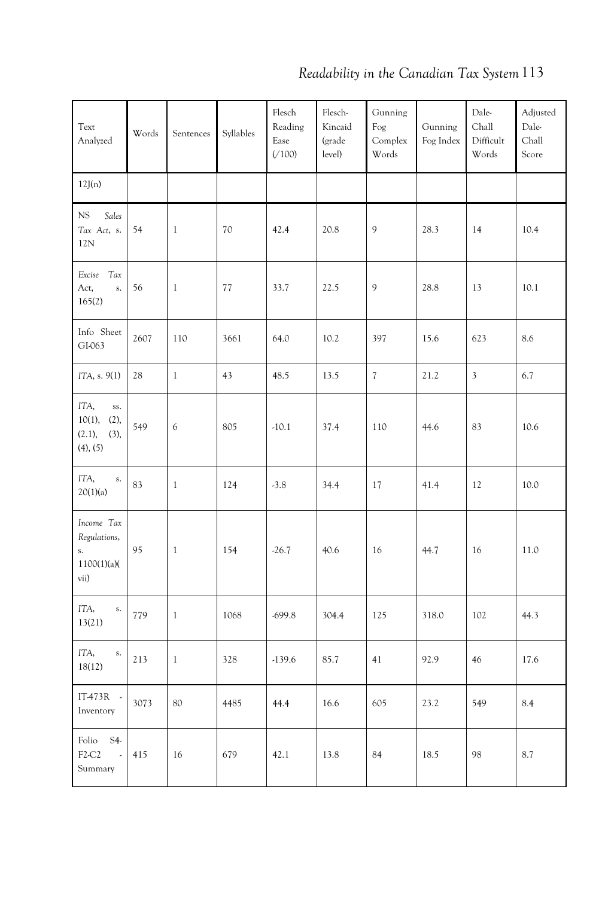| Text Analyzed | Words | Sentences | Syllables | Flesch Reading Ease (/100) | Flesch-Kincaid (grade level) | Gunning Fog Complex Words | Gunning Fog Index | Dale-Chall Difficult Words | Adjusted Dale-Chall Score |
|---|---|---|---|---|---|---|---|---|---|
| 12J(n) | | | | | | | | | |
| NS *Sales Tax Act*, s. 12N | 54 | 1 | 70 | 42.4 | 20.8 | 9 | 28.3 | 14 | 10.4 |
| *Excise Tax* Act, s. 165(2) | 56 | 1 | 77 | 33.7 | 22.5 | 9 | 28.8 | 13 | 10.1 |
| Info Sheet GI-063 | 2607 | 110 | 3661 | 64.0 | 10.2 | 397 | 15.6 | 623 | 8.6 |
| *ITA*, s. 9(1) | 28 | 1 | 43 | 48.5 | 13.5 | 7 | 21.2 | 3 | 6.7 |
| *ITA*, ss. 10(1), (2), (2.1), (3), (4), (5) | 549 | 6 | 805 | -10.1 | 37.4 | 110 | 44.6 | 83 | 10.6 |
| *ITA*, s. 20(1)(a) | 83 | 1 | 124 | -3.8 | 34.4 | 17 | 41.4 | 12 | 10.0 |
| *Income Tax Regulations*, s. 1100(1)(a)(vii) | 95 | 1 | 154 | -26.7 | 40.6 | 16 | 44.7 | 16 | 11.0 |
| *ITA*, s. 13(21) | 779 | 1 | 1068 | -699.8 | 304.4 | 125 | 318.0 | 102 | 44.3 |
| *ITA*, s. 18(12) | 213 | 1 | 328 | -139.6 | 85.7 | 41 | 92.9 | 46 | 17.6 |
| IT-473R - Inventory | 3073 | 80 | 4485 | 44.4 | 16.6 | 605 | 23.2 | 549 | 8.4 |
| Folio S4-F2-C2 - Summary | 415 | 16 | 679 | 42.1 | 13.8 | 84 | 18.5 | 98 | 8.7 |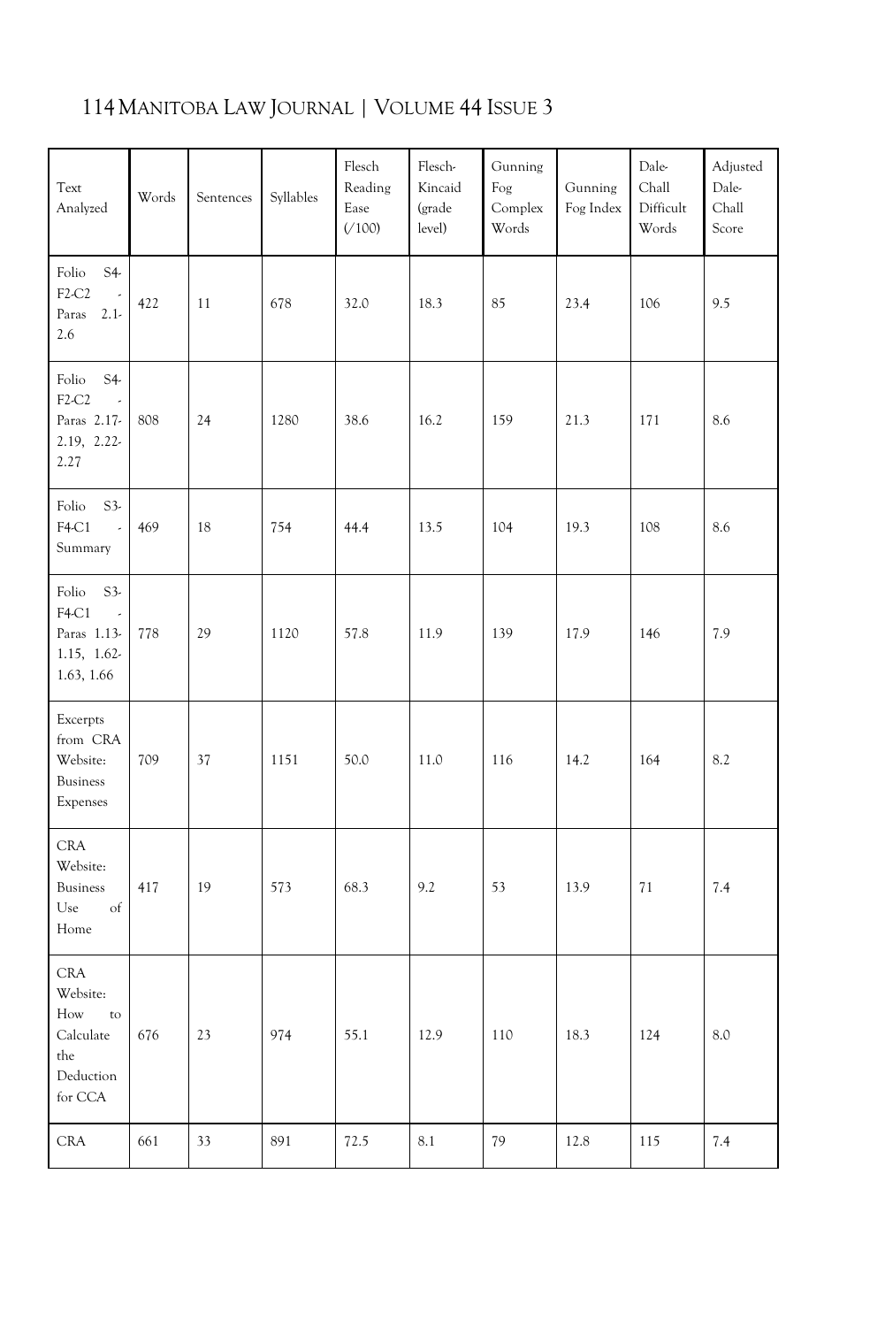| Text Analyzed | Words | Sentences | Syllables | Flesch Reading Ease (/100) | Flesch-Kincaid (grade level) | Gunning Fog Complex Words | Gunning Fog Index | Dale-Chall Difficult Words | Adjusted Dale-Chall Score |
|---|---|---|---|---|---|---|---|---|---|
| Folio S4-F2-C2 - Paras 2.1-2.6 | 422 | 11 | 678 | 32.0 | 18.3 | 85 | 23.4 | 106 | 9.5 |
| Folio S4-F2-C2 - Paras 2.17-2.19, 2.22-2.27 | 808 | 24 | 1280 | 38.6 | 16.2 | 159 | 21.3 | 171 | 8.6 |
| Folio S3-F4-C1 - Summary | 469 | 18 | 754 | 44.4 | 13.5 | 104 | 19.3 | 108 | 8.6 |
| Folio S3-F4-C1 - Paras 1.13-1.15, 1.62-1.63, 1.66 | 778 | 29 | 1120 | 57.8 | 11.9 | 139 | 17.9 | 146 | 7.9 |
| Excerpts from CRA Website: Business Expenses | 709 | 37 | 1151 | 50.0 | 11.0 | 116 | 14.2 | 164 | 8.2 |
| CRA Website: Business Use of Home | 417 | 19 | 573 | 68.3 | 9.2 | 53 | 13.9 | 71 | 7.4 |
| CRA Website: How to Calculate the Deduction for CCA | 676 | 23 | 974 | 55.1 | 12.9 | 110 | 18.3 | 124 | 8.0 |
| CRA | 661 | 33 | 891 | 72.5 | 8.1 | 79 | 12.8 | 115 | 7.4 |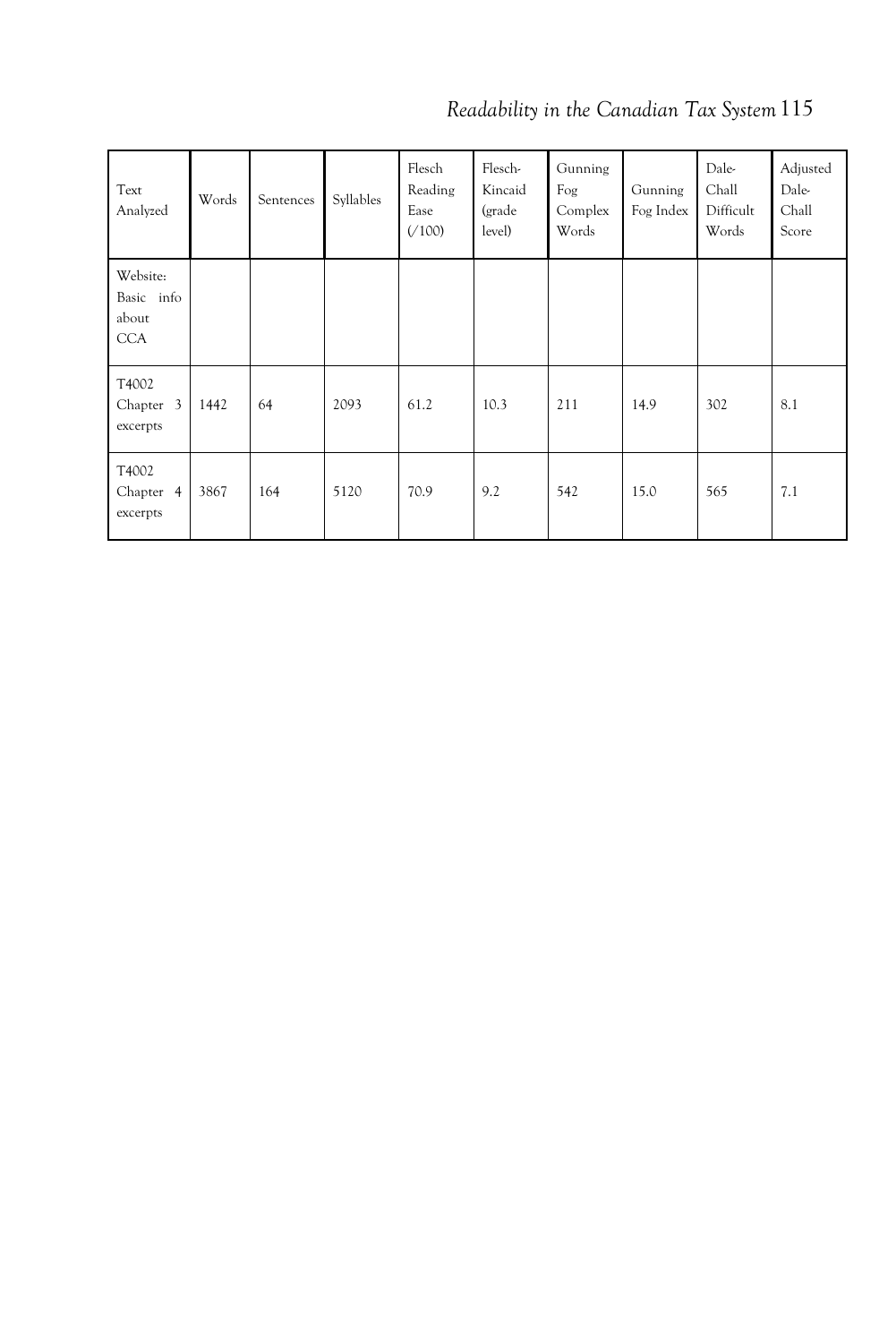| Text Analyzed | Words | Sentences | Syllables | Flesch Reading Ease (/100) | Flesch-Kincaid (grade level) | Gunning Fog Complex Words | Gunning Fog Index | Dale-Chall Difficult Words | Adjusted Dale-Chall Score |
|---|---|---|---|---|---|---|---|---|---|
| Website: Basic info about CCA | | | | | | | | | |
| T4002 Chapter 3 excerpts | 1442 | 64 | 2093 | 61.2 | 10.3 | 211 | 14.9 | 302 | 8.1 |
| T4002 Chapter 4 excerpts | 3867 | 164 | 5120 | 70.9 | 9.2 | 542 | 15.0 | 565 | 7.1 |